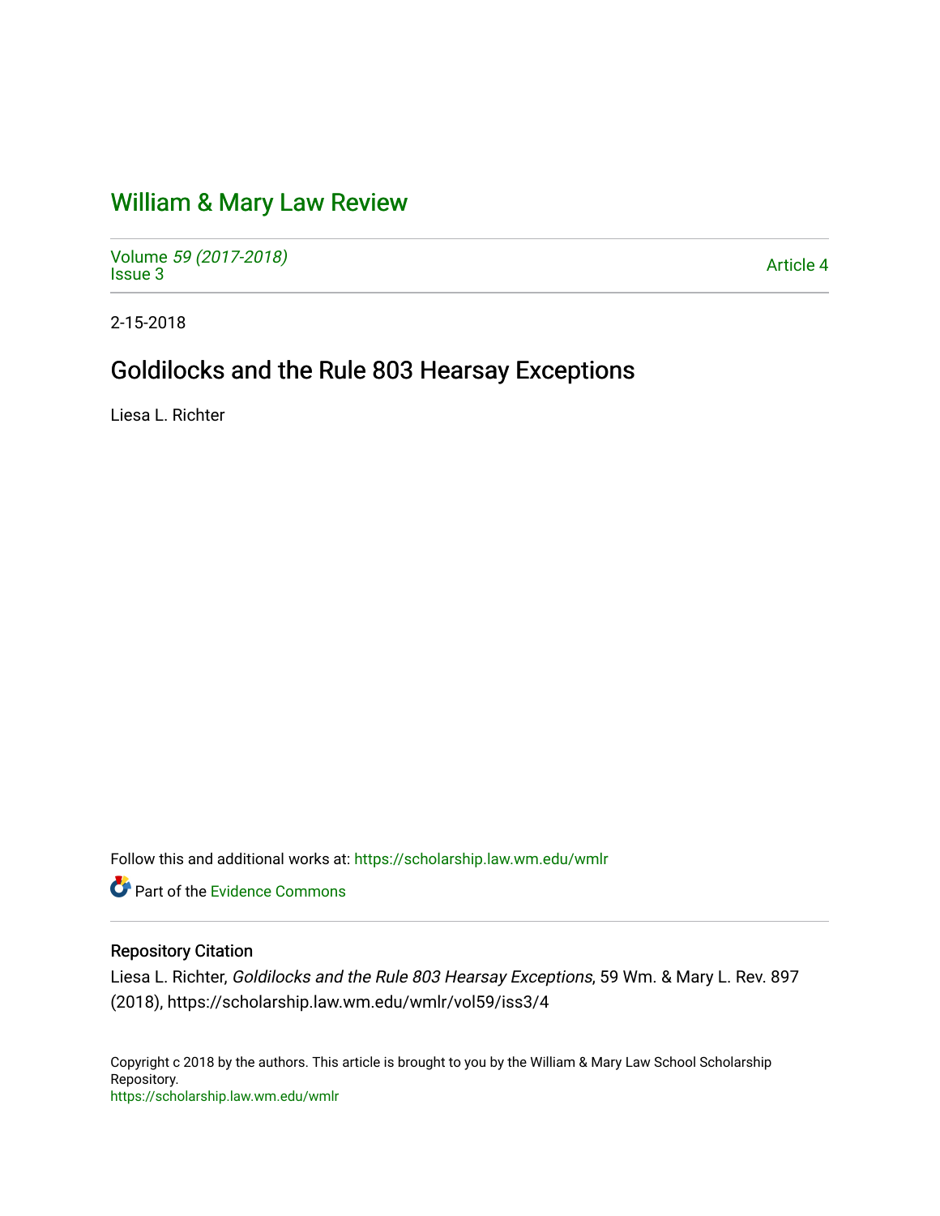# William & Mary Law Review

Volume *59 (2017-2018)*
Issue 3

Article 4

2-15-2018

## Goldilocks and the Rule 803 Hearsay Exceptions

Liesa L. Richter

Follow this and additional works at: https://scholarship.law.wm.edu/wmlr

Part of the Evidence Commons

### Repository Citation

Liesa L. Richter, *Goldilocks and the Rule 803 Hearsay Exceptions*, 59 Wm. & Mary L. Rev. 897 (2018), https://scholarship.law.wm.edu/wmlr/vol59/iss3/4

Copyright c 2018 by the authors. This article is brought to you by the William & Mary Law School Scholarship Repository.
https://scholarship.law.wm.edu/wmlr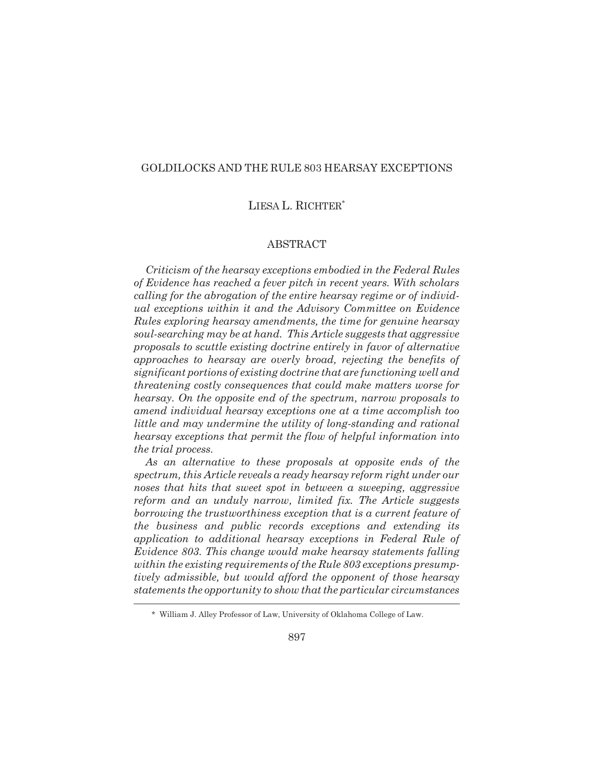# GOLDILOCKS AND THE RULE 803 HEARSAY EXCEPTIONS

LIESA L. RICHTER[*]

## ABSTRACT

*Criticism of the hearsay exceptions embodied in the Federal Rules of Evidence has reached a fever pitch in recent years. With scholars calling for the abrogation of the entire hearsay regime or of individual exceptions within it and the Advisory Committee on Evidence Rules exploring hearsay amendments, the time for genuine hearsay soul-searching may be at hand. This Article suggests that aggressive proposals to scuttle existing doctrine entirely in favor of alternative approaches to hearsay are overly broad, rejecting the benefits of significant portions of existing doctrine that are functioning well and threatening costly consequences that could make matters worse for hearsay. On the opposite end of the spectrum, narrow proposals to amend individual hearsay exceptions one at a time accomplish too little and may undermine the utility of long-standing and rational hearsay exceptions that permit the flow of helpful information into the trial process.*

*As an alternative to these proposals at opposite ends of the spectrum, this Article reveals a ready hearsay reform right under our noses that hits that sweet spot in between a sweeping, aggressive reform and an unduly narrow, limited fix. The Article suggests borrowing the trustworthiness exception that is a current feature of the business and public records exceptions and extending its application to additional hearsay exceptions in Federal Rule of Evidence 803. This change would make hearsay statements falling within the existing requirements of the Rule 803 exceptions presumptively admissible, but would afford the opponent of those hearsay statements the opportunity to show that the particular circumstances*

---

[*] William J. Alley Professor of Law, University of Oklahoma College of Law.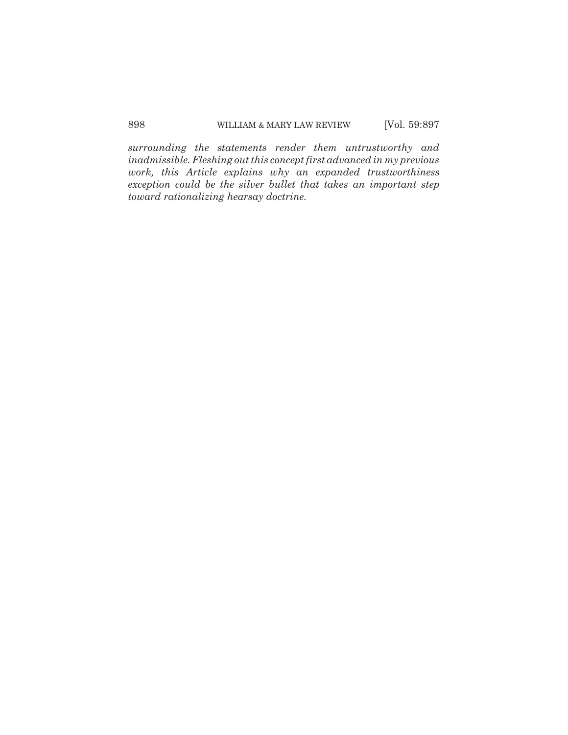*surrounding the statements render them untrustworthy and inadmissible. Fleshing out this concept first advanced in my previous work, this Article explains why an expanded trustworthiness exception could be the silver bullet that takes an important step toward rationalizing hearsay doctrine.*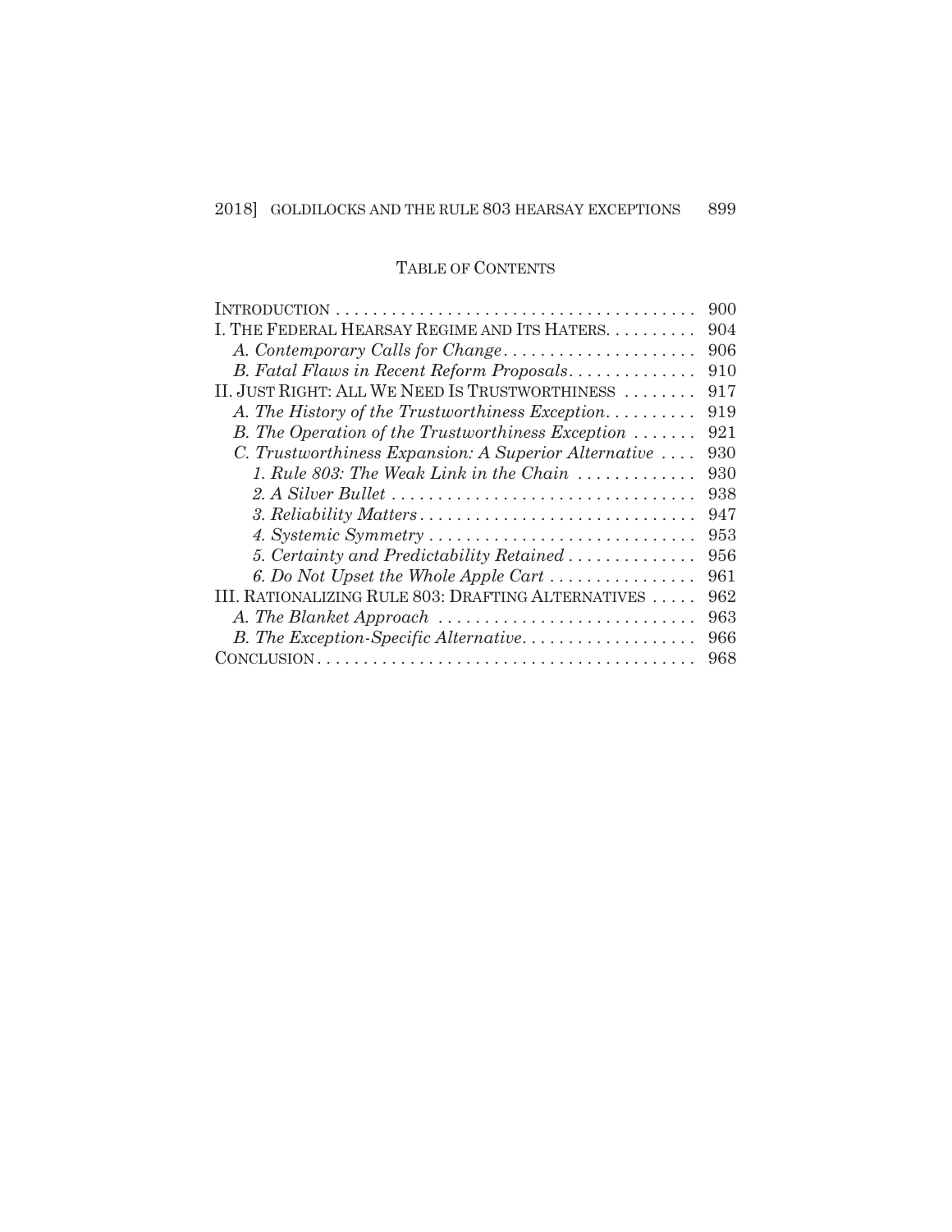## TABLE OF CONTENTS

| | |
|---|---|
| INTRODUCTION | 900 |
| I. THE FEDERAL HEARSAY REGIME AND ITS HATERS | 904 |
| *A. Contemporary Calls for Change* | 906 |
| *B. Fatal Flaws in Recent Reform Proposals* | 910 |
| II. JUST RIGHT: ALL WE NEED IS TRUSTWORTHINESS | 917 |
| *A. The History of the Trustworthiness Exception* | 919 |
| *B. The Operation of the Trustworthiness Exception* | 921 |
| *C. Trustworthiness Expansion: A Superior Alternative* | 930 |
| *1. Rule 803: The Weak Link in the Chain* | 930 |
| *2. A Silver Bullet* | 938 |
| *3. Reliability Matters* | 947 |
| *4. Systemic Symmetry* | 953 |
| *5. Certainty and Predictability Retained* | 956 |
| *6. Do Not Upset the Whole Apple Cart* | 961 |
| III. RATIONALIZING RULE 803: DRAFTING ALTERNATIVES | 962 |
| *A. The Blanket Approach* | 963 |
| *B. The Exception-Specific Alternative* | 966 |
| CONCLUSION | 968 |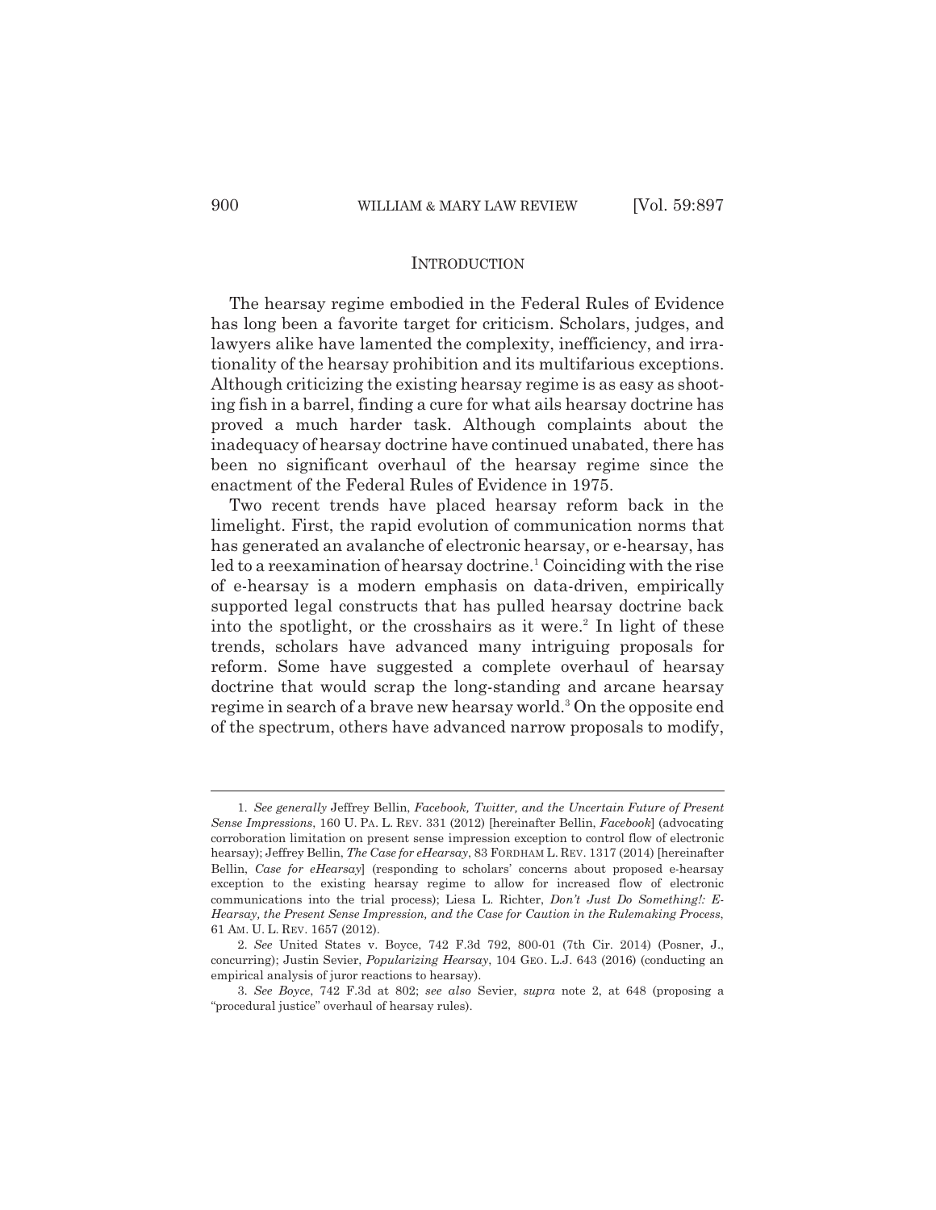## INTRODUCTION

The hearsay regime embodied in the Federal Rules of Evidence has long been a favorite target for criticism. Scholars, judges, and lawyers alike have lamented the complexity, inefficiency, and irrationality of the hearsay prohibition and its multifarious exceptions. Although criticizing the existing hearsay regime is as easy as shooting fish in a barrel, finding a cure for what ails hearsay doctrine has proved a much harder task. Although complaints about the inadequacy of hearsay doctrine have continued unabated, there has been no significant overhaul of the hearsay regime since the enactment of the Federal Rules of Evidence in 1975.

Two recent trends have placed hearsay reform back in the limelight. First, the rapid evolution of communication norms that has generated an avalanche of electronic hearsay, or e-hearsay, has led to a reexamination of hearsay doctrine.[1] Coinciding with the rise of e-hearsay is a modern emphasis on data-driven, empirically supported legal constructs that has pulled hearsay doctrine back into the spotlight, or the crosshairs as it were.[2] In light of these trends, scholars have advanced many intriguing proposals for reform. Some have suggested a complete overhaul of hearsay doctrine that would scrap the long-standing and arcane hearsay regime in search of a brave new hearsay world.[3] On the opposite end of the spectrum, others have advanced narrow proposals to modify,

---

1. *See generally* Jeffrey Bellin, *Facebook, Twitter, and the Uncertain Future of Present Sense Impressions*, 160 U. PA. L. REV. 331 (2012) [hereinafter Bellin, *Facebook*] (advocating corroboration limitation on present sense impression exception to control flow of electronic hearsay); Jeffrey Bellin, *The Case for eHearsay*, 83 FORDHAM L. REV. 1317 (2014) [hereinafter Bellin, *Case for eHearsay*] (responding to scholars' concerns about proposed e-hearsay exception to the existing hearsay regime to allow for increased flow of electronic communications into the trial process); Liesa L. Richter, *Don't Just Do Something!: E-Hearsay, the Present Sense Impression, and the Case for Caution in the Rulemaking Process*, 61 AM. U. L. REV. 1657 (2012).

2. *See* United States v. Boyce, 742 F.3d 792, 800-01 (7th Cir. 2014) (Posner, J., concurring); Justin Sevier, *Popularizing Hearsay*, 104 GEO. L.J. 643 (2016) (conducting an empirical analysis of juror reactions to hearsay).

3. *See Boyce*, 742 F.3d at 802; *see also* Sevier, *supra* note 2, at 648 (proposing a "procedural justice" overhaul of hearsay rules).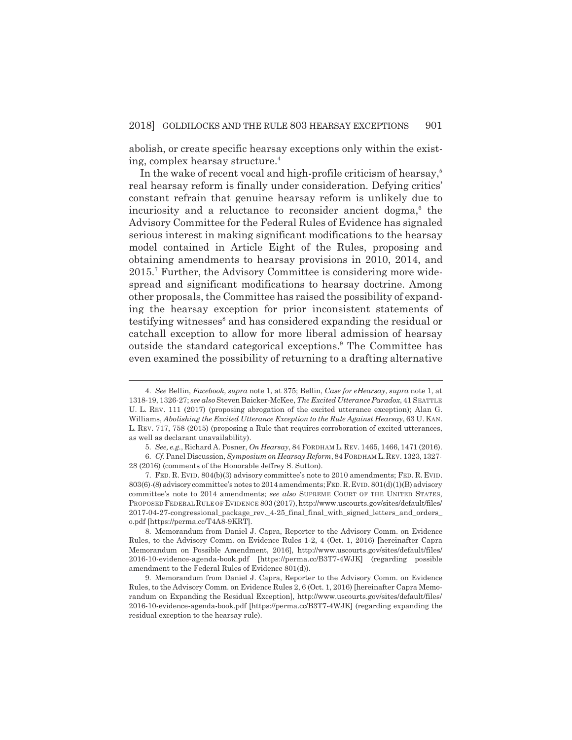abolish, or create specific hearsay exceptions only within the existing, complex hearsay structure.[4]

In the wake of recent vocal and high-profile criticism of hearsay,[5] real hearsay reform is finally under consideration. Defying critics' constant refrain that genuine hearsay reform is unlikely due to incuriosity and a reluctance to reconsider ancient dogma,[6] the Advisory Committee for the Federal Rules of Evidence has signaled serious interest in making significant modifications to the hearsay model contained in Article Eight of the Rules, proposing and obtaining amendments to hearsay provisions in 2010, 2014, and 2015.[7] Further, the Advisory Committee is considering more widespread and significant modifications to hearsay doctrine. Among other proposals, the Committee has raised the possibility of expanding the hearsay exception for prior inconsistent statements of testifying witnesses[8] and has considered expanding the residual or catchall exception to allow for more liberal admission of hearsay outside the standard categorical exceptions.[9] The Committee has even examined the possibility of returning to a drafting alternative

---

4. *See* Bellin, *Facebook*, *supra* note 1, at 375; Bellin, *Case for eHearsay*, *supra* note 1, at 1318-19, 1326-27; *see also* Steven Baicker-McKee, *The Excited Utterance Paradox*, 41 SEATTLE U. L. REV. 111 (2017) (proposing abrogation of the excited utterance exception); Alan G. Williams, *Abolishing the Excited Utterance Exception to the Rule Against Hearsay*, 63 U. KAN. L. REV. 717, 758 (2015) (proposing a Rule that requires corroboration of excited utterances, as well as declarant unavailability).

5. *See, e.g.*, Richard A. Posner, *On Hearsay*, 84 FORDHAM L. REV. 1465, 1466, 1471 (2016).

6. *Cf.* Panel Discussion, *Symposium on Hearsay Reform*, 84 FORDHAM L. REV. 1323, 1327-28 (2016) (comments of the Honorable Jeffrey S. Sutton).

7. FED. R. EVID. 804(b)(3) advisory committee's note to 2010 amendments; FED. R. EVID. 803(6)-(8) advisory committee's notes to 2014 amendments; FED. R. EVID. 801(d)(1)(B) advisory committee's note to 2014 amendments; *see also* SUPREME COURT OF THE UNITED STATES, PROPOSED FEDERAL RULE OF EVIDENCE 803 (2017), http://www.uscourts.gov/sites/default/files/2017-04-27-congressional_package_rev._4-25_final_final_with_signed_letters_and_orders_o.pdf [https://perma.cc/T4A8-9KRT].

8. Memorandum from Daniel J. Capra, Reporter to the Advisory Comm. on Evidence Rules, to the Advisory Comm. on Evidence Rules 1-2, 4 (Oct. 1, 2016) [hereinafter Capra Memorandum on Possible Amendment, 2016], http://www.uscourts.gov/sites/default/files/2016-10-evidence-agenda-book.pdf [https://perma.cc/B3T7-4WJK] (regarding possible amendment to the Federal Rules of Evidence 801(d)).

9. Memorandum from Daniel J. Capra, Reporter to the Advisory Comm. on Evidence Rules, to the Advisory Comm. on Evidence Rules 2, 6 (Oct. 1, 2016) [hereinafter Capra Memorandum on Expanding the Residual Exception], http://www.uscourts.gov/sites/default/files/2016-10-evidence-agenda-book.pdf [https://perma.cc/B3T7-4WJK] (regarding expanding the residual exception to the hearsay rule).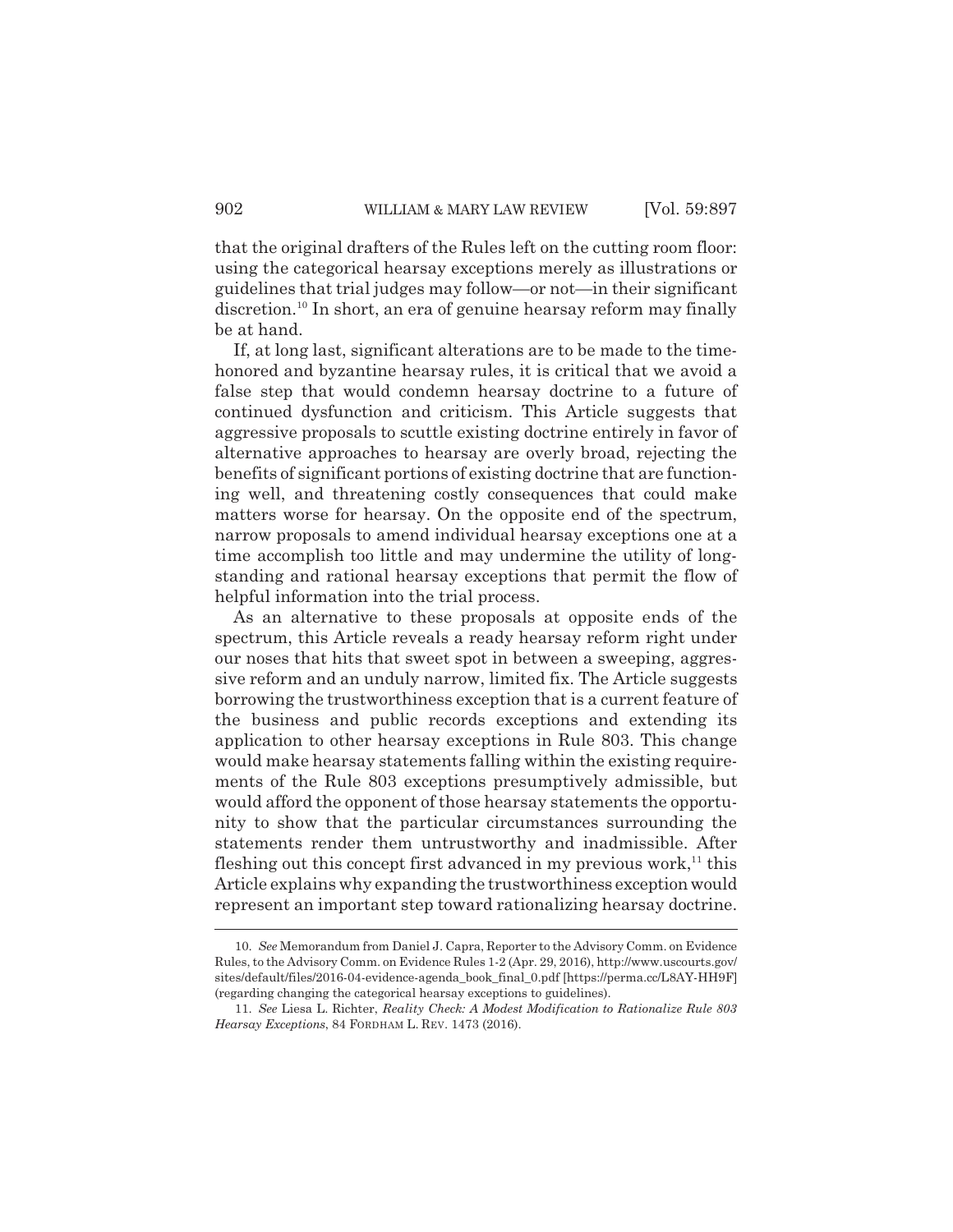that the original drafters of the Rules left on the cutting room floor: using the categorical hearsay exceptions merely as illustrations or guidelines that trial judges may follow—or not—in their significant discretion.[10] In short, an era of genuine hearsay reform may finally be at hand.

If, at long last, significant alterations are to be made to the time-honored and byzantine hearsay rules, it is critical that we avoid a false step that would condemn hearsay doctrine to a future of continued dysfunction and criticism. This Article suggests that aggressive proposals to scuttle existing doctrine entirely in favor of alternative approaches to hearsay are overly broad, rejecting the benefits of significant portions of existing doctrine that are functioning well, and threatening costly consequences that could make matters worse for hearsay. On the opposite end of the spectrum, narrow proposals to amend individual hearsay exceptions one at a time accomplish too little and may undermine the utility of long-standing and rational hearsay exceptions that permit the flow of helpful information into the trial process.

As an alternative to these proposals at opposite ends of the spectrum, this Article reveals a ready hearsay reform right under our noses that hits that sweet spot in between a sweeping, aggressive reform and an unduly narrow, limited fix. The Article suggests borrowing the trustworthiness exception that is a current feature of the business and public records exceptions and extending its application to other hearsay exceptions in Rule 803. This change would make hearsay statements falling within the existing requirements of the Rule 803 exceptions presumptively admissible, but would afford the opponent of those hearsay statements the opportunity to show that the particular circumstances surrounding the statements render them untrustworthy and inadmissible. After fleshing out this concept first advanced in my previous work,[11] this Article explains why expanding the trustworthiness exception would represent an important step toward rationalizing hearsay doctrine.

---

10. *See* Memorandum from Daniel J. Capra, Reporter to the Advisory Comm. on Evidence Rules, to the Advisory Comm. on Evidence Rules 1-2 (Apr. 29, 2016), http://www.uscourts.gov/sites/default/files/2016-04-evidence-agenda_book_final_0.pdf [https://perma.cc/L8AY-HH9F] (regarding changing the categorical hearsay exceptions to guidelines).

11. *See* Liesa L. Richter, *Reality Check: A Modest Modification to Rationalize Rule 803 Hearsay Exceptions*, 84 FORDHAM L. REV. 1473 (2016).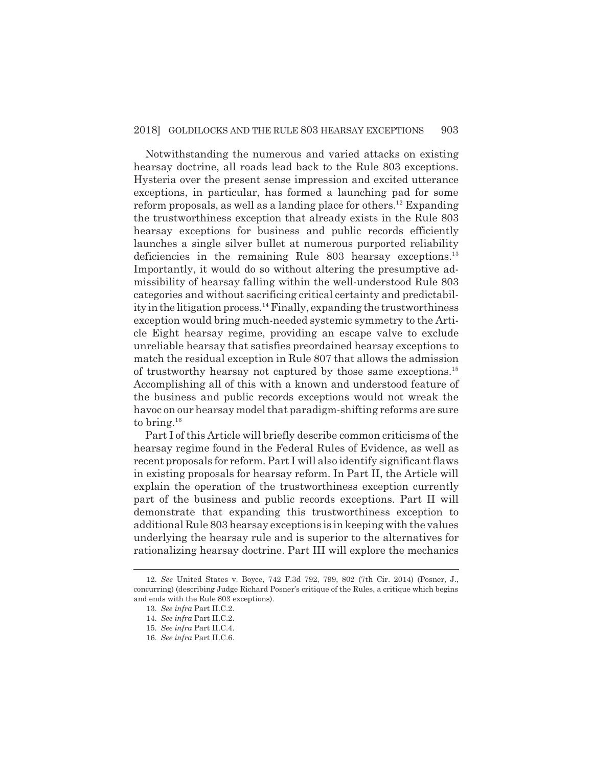Notwithstanding the numerous and varied attacks on existing hearsay doctrine, all roads lead back to the Rule 803 exceptions. Hysteria over the present sense impression and excited utterance exceptions, in particular, has formed a launching pad for some reform proposals, as well as a landing place for others.[12] Expanding the trustworthiness exception that already exists in the Rule 803 hearsay exceptions for business and public records efficiently launches a single silver bullet at numerous purported reliability deficiencies in the remaining Rule 803 hearsay exceptions.[13] Importantly, it would do so without altering the presumptive admissibility of hearsay falling within the well-understood Rule 803 categories and without sacrificing critical certainty and predictability in the litigation process.[14] Finally, expanding the trustworthiness exception would bring much-needed systemic symmetry to the Article Eight hearsay regime, providing an escape valve to exclude unreliable hearsay that satisfies preordained hearsay exceptions to match the residual exception in Rule 807 that allows the admission of trustworthy hearsay not captured by those same exceptions.[15] Accomplishing all of this with a known and understood feature of the business and public records exceptions would not wreak the havoc on our hearsay model that paradigm-shifting reforms are sure to bring.[16]

Part I of this Article will briefly describe common criticisms of the hearsay regime found in the Federal Rules of Evidence, as well as recent proposals for reform. Part I will also identify significant flaws in existing proposals for hearsay reform. In Part II, the Article will explain the operation of the trustworthiness exception currently part of the business and public records exceptions. Part II will demonstrate that expanding this trustworthiness exception to additional Rule 803 hearsay exceptions is in keeping with the values underlying the hearsay rule and is superior to the alternatives for rationalizing hearsay doctrine. Part III will explore the mechanics

---

12. *See* United States v. Boyce, 742 F.3d 792, 799, 802 (7th Cir. 2014) (Posner, J., concurring) (describing Judge Richard Posner's critique of the Rules, a critique which begins and ends with the Rule 803 exceptions).

13. *See infra* Part II.C.2.

14. *See infra* Part II.C.2.

15. *See infra* Part II.C.4.

16. *See infra* Part II.C.6.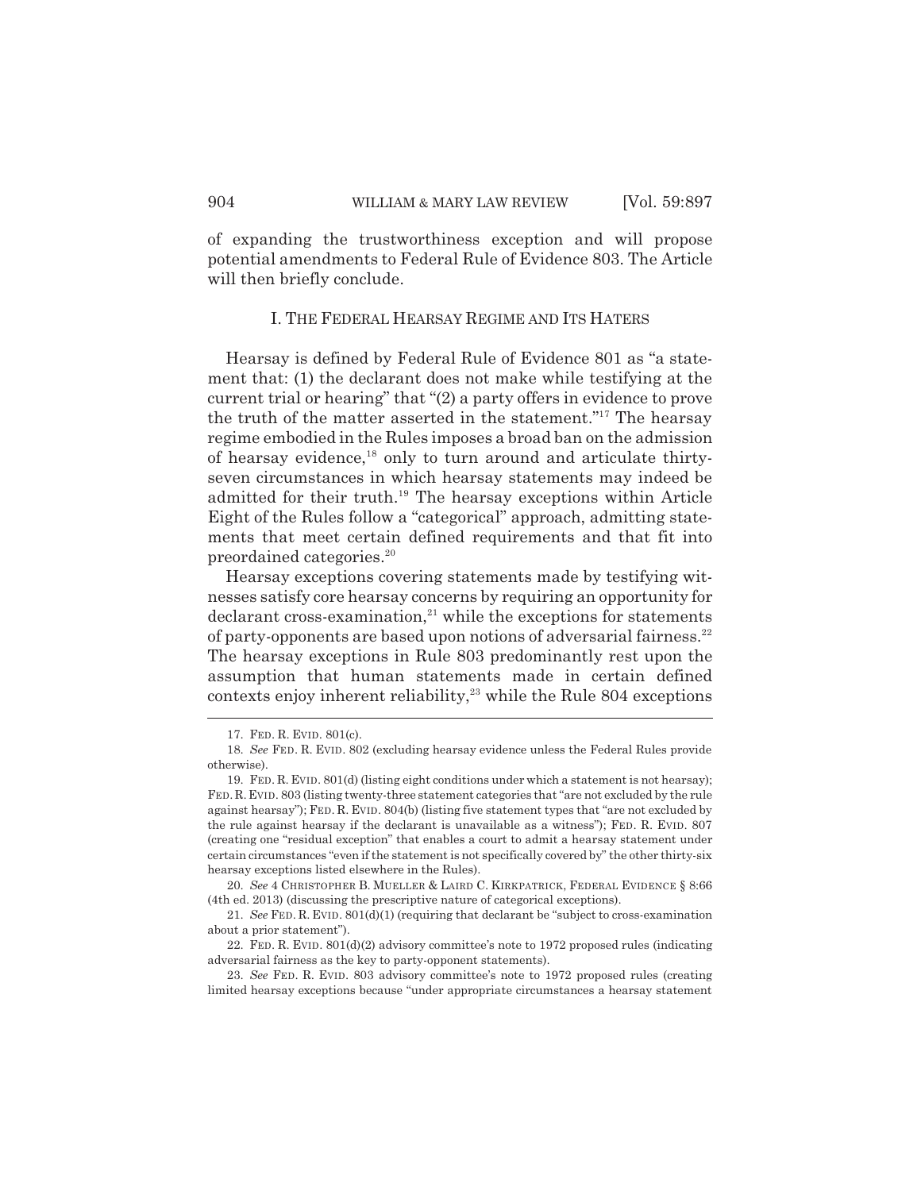of expanding the trustworthiness exception and will propose potential amendments to Federal Rule of Evidence 803. The Article will then briefly conclude.

## I. THE FEDERAL HEARSAY REGIME AND ITS HATERS

Hearsay is defined by Federal Rule of Evidence 801 as "a statement that: (1) the declarant does not make while testifying at the current trial or hearing" that "(2) a party offers in evidence to prove the truth of the matter asserted in the statement."[17] The hearsay regime embodied in the Rules imposes a broad ban on the admission of hearsay evidence,[18] only to turn around and articulate thirty-seven circumstances in which hearsay statements may indeed be admitted for their truth.[19] The hearsay exceptions within Article Eight of the Rules follow a "categorical" approach, admitting statements that meet certain defined requirements and that fit into preordained categories.[20]

Hearsay exceptions covering statements made by testifying witnesses satisfy core hearsay concerns by requiring an opportunity for declarant cross-examination,[21] while the exceptions for statements of party-opponents are based upon notions of adversarial fairness.[22] The hearsay exceptions in Rule 803 predominantly rest upon the assumption that human statements made in certain defined contexts enjoy inherent reliability,[23] while the Rule 804 exceptions

---

17. FED. R. EVID. 801(c).

18. *See* FED. R. EVID. 802 (excluding hearsay evidence unless the Federal Rules provide otherwise).

19. FED. R. EVID. 801(d) (listing eight conditions under which a statement is not hearsay); FED. R. EVID. 803 (listing twenty-three statement categories that "are not excluded by the rule against hearsay"); FED. R. EVID. 804(b) (listing five statement types that "are not excluded by the rule against hearsay if the declarant is unavailable as a witness"); FED. R. EVID. 807 (creating one "residual exception" that enables a court to admit a hearsay statement under certain circumstances "even if the statement is not specifically covered by" the other thirty-six hearsay exceptions listed elsewhere in the Rules).

20. *See* 4 CHRISTOPHER B. MUELLER & LAIRD C. KIRKPATRICK, FEDERAL EVIDENCE § 8:66 (4th ed. 2013) (discussing the prescriptive nature of categorical exceptions).

21. *See* FED. R. EVID. 801(d)(1) (requiring that declarant be "subject to cross-examination about a prior statement").

22. FED. R. EVID. 801(d)(2) advisory committee's note to 1972 proposed rules (indicating adversarial fairness as the key to party-opponent statements).

23. *See* FED. R. EVID. 803 advisory committee's note to 1972 proposed rules (creating limited hearsay exceptions because "under appropriate circumstances a hearsay statement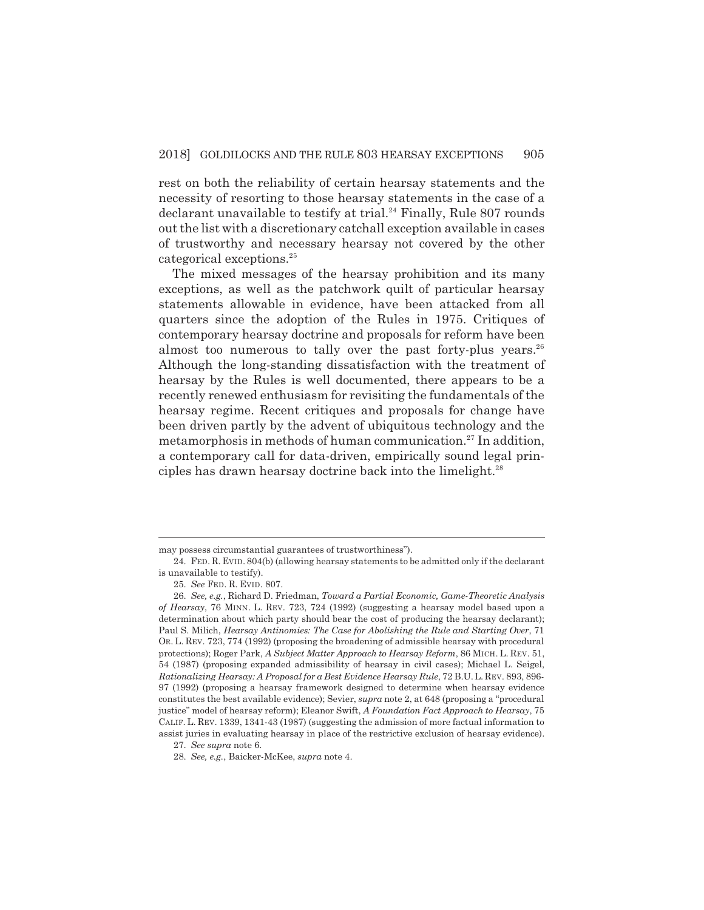rest on both the reliability of certain hearsay statements and the necessity of resorting to those hearsay statements in the case of a declarant unavailable to testify at trial.[24] Finally, Rule 807 rounds out the list with a discretionary catchall exception available in cases of trustworthy and necessary hearsay not covered by the other categorical exceptions.[25]

The mixed messages of the hearsay prohibition and its many exceptions, as well as the patchwork quilt of particular hearsay statements allowable in evidence, have been attacked from all quarters since the adoption of the Rules in 1975. Critiques of contemporary hearsay doctrine and proposals for reform have been almost too numerous to tally over the past forty-plus years.[26] Although the long-standing dissatisfaction with the treatment of hearsay by the Rules is well documented, there appears to be a recently renewed enthusiasm for revisiting the fundamentals of the hearsay regime. Recent critiques and proposals for change have been driven partly by the advent of ubiquitous technology and the metamorphosis in methods of human communication.[27] In addition, a contemporary call for data-driven, empirically sound legal principles has drawn hearsay doctrine back into the limelight.[28]

---

may possess circumstantial guarantees of trustworthiness").

24. FED. R. EVID. 804(b) (allowing hearsay statements to be admitted only if the declarant is unavailable to testify).

25. *See* FED. R. EVID. 807.

26. *See, e.g.*, Richard D. Friedman, *Toward a Partial Economic, Game-Theoretic Analysis of Hearsay*, 76 MINN. L. REV. 723, 724 (1992) (suggesting a hearsay model based upon a determination about which party should bear the cost of producing the hearsay declarant); Paul S. Milich, *Hearsay Antinomies: The Case for Abolishing the Rule and Starting Over*, 71 OR. L. REV. 723, 774 (1992) (proposing the broadening of admissible hearsay with procedural protections); Roger Park, *A Subject Matter Approach to Hearsay Reform*, 86 MICH. L. REV. 51, 54 (1987) (proposing expanded admissibility of hearsay in civil cases); Michael L. Seigel, *Rationalizing Hearsay: A Proposal for a Best Evidence Hearsay Rule*, 72 B.U. L. REV. 893, 896-97 (1992) (proposing a hearsay framework designed to determine when hearsay evidence constitutes the best available evidence); Sevier, *supra* note 2, at 648 (proposing a "procedural justice" model of hearsay reform); Eleanor Swift, *A Foundation Fact Approach to Hearsay*, 75 CALIF. L. REV. 1339, 1341-43 (1987) (suggesting the admission of more factual information to assist juries in evaluating hearsay in place of the restrictive exclusion of hearsay evidence).

27. *See supra* note 6.

28. *See, e.g.*, Baicker-McKee, *supra* note 4.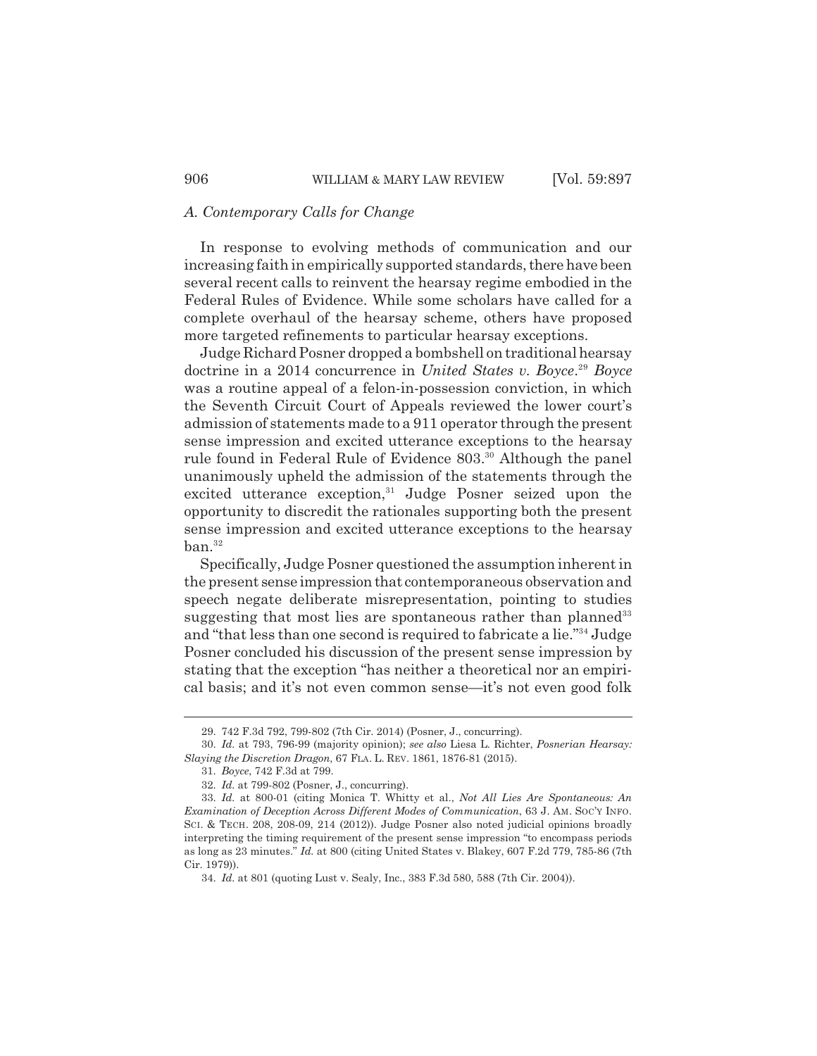### *A. Contemporary Calls for Change*

In response to evolving methods of communication and our increasing faith in empirically supported standards, there have been several recent calls to reinvent the hearsay regime embodied in the Federal Rules of Evidence. While some scholars have called for a complete overhaul of the hearsay scheme, others have proposed more targeted refinements to particular hearsay exceptions.

Judge Richard Posner dropped a bombshell on traditional hearsay doctrine in a 2014 concurrence in *United States v. Boyce*.[29] *Boyce* was a routine appeal of a felon-in-possession conviction, in which the Seventh Circuit Court of Appeals reviewed the lower court's admission of statements made to a 911 operator through the present sense impression and excited utterance exceptions to the hearsay rule found in Federal Rule of Evidence 803.[30] Although the panel unanimously upheld the admission of the statements through the excited utterance exception,[31] Judge Posner seized upon the opportunity to discredit the rationales supporting both the present sense impression and excited utterance exceptions to the hearsay ban.[32]

Specifically, Judge Posner questioned the assumption inherent in the present sense impression that contemporaneous observation and speech negate deliberate misrepresentation, pointing to studies suggesting that most lies are spontaneous rather than planned[33] and "that less than one second is required to fabricate a lie."[34] Judge Posner concluded his discussion of the present sense impression by stating that the exception "has neither a theoretical nor an empirical basis; and it's not even common sense—it's not even good folk

---

29. 742 F.3d 792, 799-802 (7th Cir. 2014) (Posner, J., concurring).

30. *Id.* at 793, 796-99 (majority opinion); *see also* Liesa L. Richter, *Posnerian Hearsay: Slaying the Discretion Dragon*, 67 FLA. L. REV. 1861, 1876-81 (2015).

31. *Boyce*, 742 F.3d at 799.

32. *Id.* at 799-802 (Posner, J., concurring).

33. *Id.* at 800-01 (citing Monica T. Whitty et al., *Not All Lies Are Spontaneous: An Examination of Deception Across Different Modes of Communication*, 63 J. AM. SOC'Y INFO. SCI. & TECH. 208, 208-09, 214 (2012)). Judge Posner also noted judicial opinions broadly interpreting the timing requirement of the present sense impression "to encompass periods as long as 23 minutes." *Id.* at 800 (citing United States v. Blakey, 607 F.2d 779, 785-86 (7th Cir. 1979)).

34. *Id.* at 801 (quoting Lust v. Sealy, Inc., 383 F.3d 580, 588 (7th Cir. 2004)).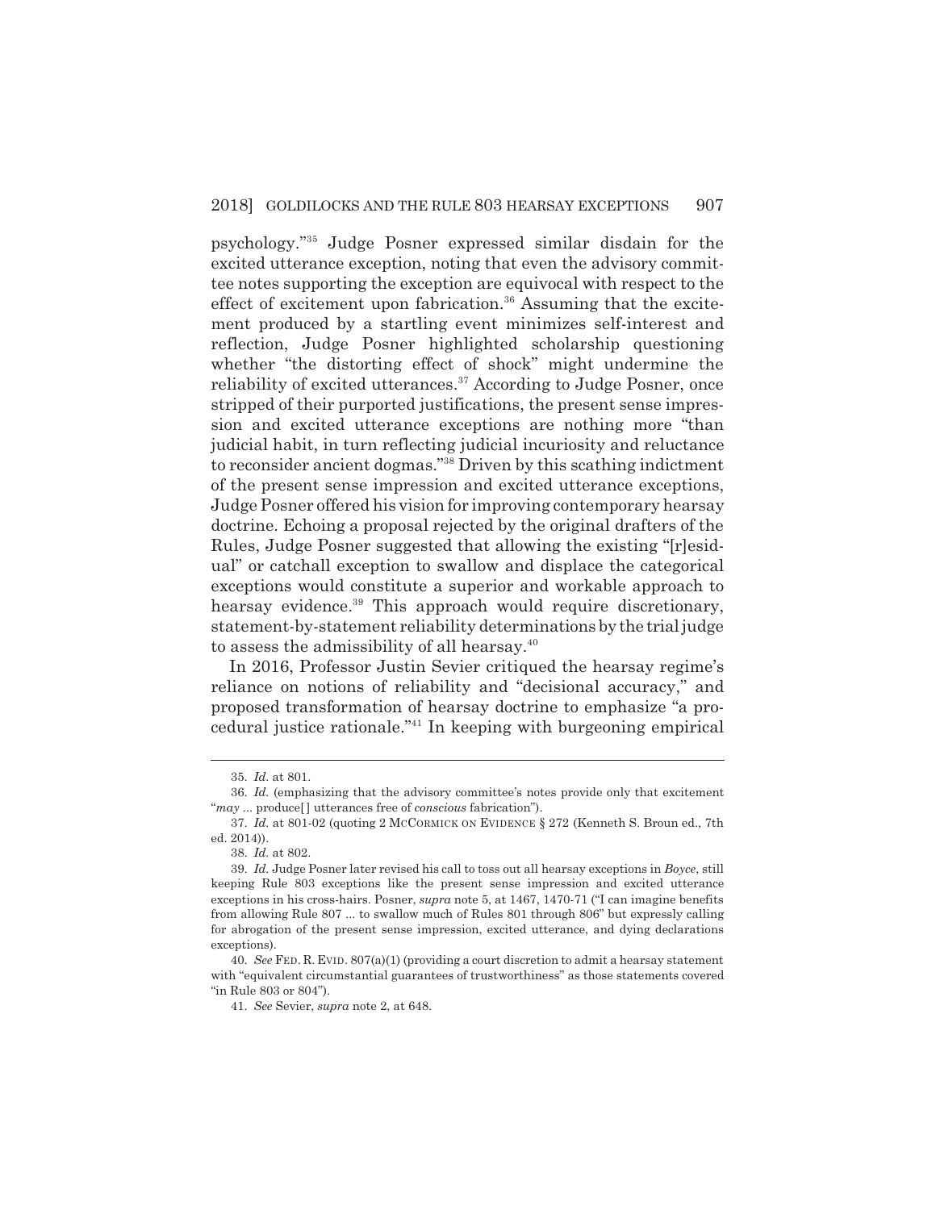psychology."[35] Judge Posner expressed similar disdain for the excited utterance exception, noting that even the advisory committee notes supporting the exception are equivocal with respect to the effect of excitement upon fabrication.[36] Assuming that the excitement produced by a startling event minimizes self-interest and reflection, Judge Posner highlighted scholarship questioning whether "the distorting effect of shock" might undermine the reliability of excited utterances.[37] According to Judge Posner, once stripped of their purported justifications, the present sense impression and excited utterance exceptions are nothing more "than judicial habit, in turn reflecting judicial incuriosity and reluctance to reconsider ancient dogmas."[38] Driven by this scathing indictment of the present sense impression and excited utterance exceptions, Judge Posner offered his vision for improving contemporary hearsay doctrine. Echoing a proposal rejected by the original drafters of the Rules, Judge Posner suggested that allowing the existing "[r]esidual" or catchall exception to swallow and displace the categorical exceptions would constitute a superior and workable approach to hearsay evidence.[39] This approach would require discretionary, statement-by-statement reliability determinations by the trial judge to assess the admissibility of all hearsay.[40]

In 2016, Professor Justin Sevier critiqued the hearsay regime's reliance on notions of reliability and "decisional accuracy," and proposed transformation of hearsay doctrine to emphasize "a procedural justice rationale."[41] In keeping with burgeoning empirical

---

35. *Id.* at 801.

36. *Id.* (emphasizing that the advisory committee's notes provide only that excitement "*may* ... produce[] utterances free of *conscious* fabrication").

37. *Id.* at 801-02 (quoting 2 MCCORMICK ON EVIDENCE § 272 (Kenneth S. Broun ed., 7th ed. 2014)).

38. *Id.* at 802.

39. *Id.* Judge Posner later revised his call to toss out all hearsay exceptions in *Boyce*, still keeping Rule 803 exceptions like the present sense impression and excited utterance exceptions in his cross-hairs. Posner, *supra* note 5, at 1467, 1470-71 ("I can imagine benefits from allowing Rule 807 ... to swallow much of Rules 801 through 806" but expressly calling for abrogation of the present sense impression, excited utterance, and dying declarations exceptions).

40. *See* FED. R. EVID. 807(a)(1) (providing a court discretion to admit a hearsay statement with "equivalent circumstantial guarantees of trustworthiness" as those statements covered "in Rule 803 or 804").

41. *See* Sevier, *supra* note 2, at 648.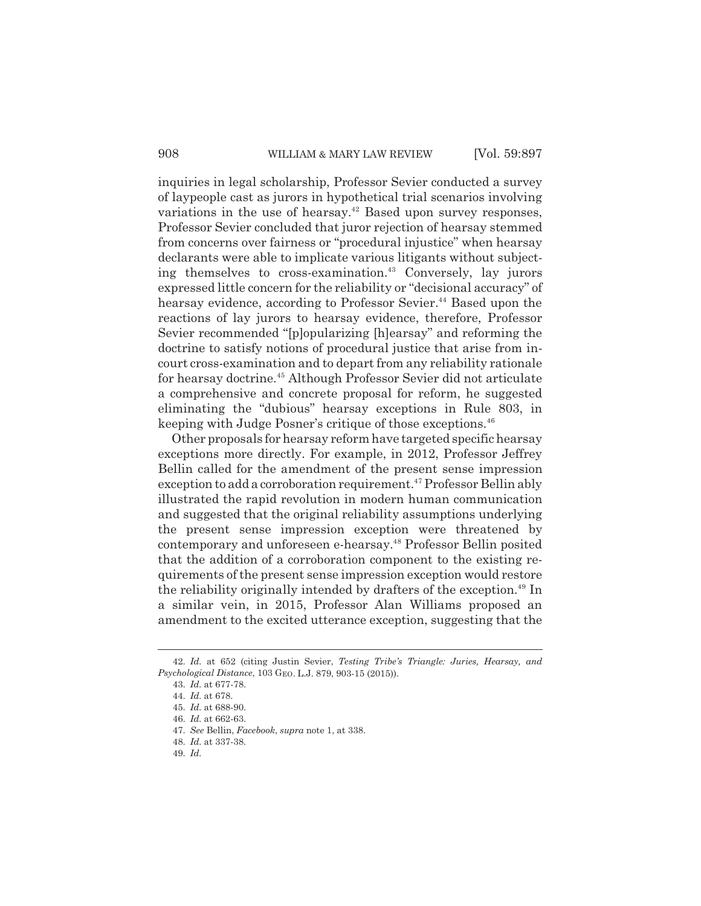inquiries in legal scholarship, Professor Sevier conducted a survey of laypeople cast as jurors in hypothetical trial scenarios involving variations in the use of hearsay.[42] Based upon survey responses, Professor Sevier concluded that juror rejection of hearsay stemmed from concerns over fairness or "procedural injustice" when hearsay declarants were able to implicate various litigants without subjecting themselves to cross-examination.[43] Conversely, lay jurors expressed little concern for the reliability or "decisional accuracy" of hearsay evidence, according to Professor Sevier.[44] Based upon the reactions of lay jurors to hearsay evidence, therefore, Professor Sevier recommended "[p]opularizing [h]earsay" and reforming the doctrine to satisfy notions of procedural justice that arise from in-court cross-examination and to depart from any reliability rationale for hearsay doctrine.[45] Although Professor Sevier did not articulate a comprehensive and concrete proposal for reform, he suggested eliminating the "dubious" hearsay exceptions in Rule 803, in keeping with Judge Posner's critique of those exceptions.[46]

Other proposals for hearsay reform have targeted specific hearsay exceptions more directly. For example, in 2012, Professor Jeffrey Bellin called for the amendment of the present sense impression exception to add a corroboration requirement.[47] Professor Bellin ably illustrated the rapid revolution in modern human communication and suggested that the original reliability assumptions underlying the present sense impression exception were threatened by contemporary and unforeseen e-hearsay.[48] Professor Bellin posited that the addition of a corroboration component to the existing requirements of the present sense impression exception would restore the reliability originally intended by drafters of the exception.[49] In a similar vein, in 2015, Professor Alan Williams proposed an amendment to the excited utterance exception, suggesting that the

---

42. *Id.* at 652 (citing Justin Sevier, *Testing Tribe's Triangle: Juries, Hearsay, and Psychological Distance*, 103 GEO. L.J. 879, 903-15 (2015)).

43. *Id.* at 677-78.

44. *Id.* at 678.

45. *Id.* at 688-90.

46. *Id.* at 662-63.

47. *See* Bellin, *Facebook*, *supra* note 1, at 338.

48. *Id.* at 337-38.

49. *Id.*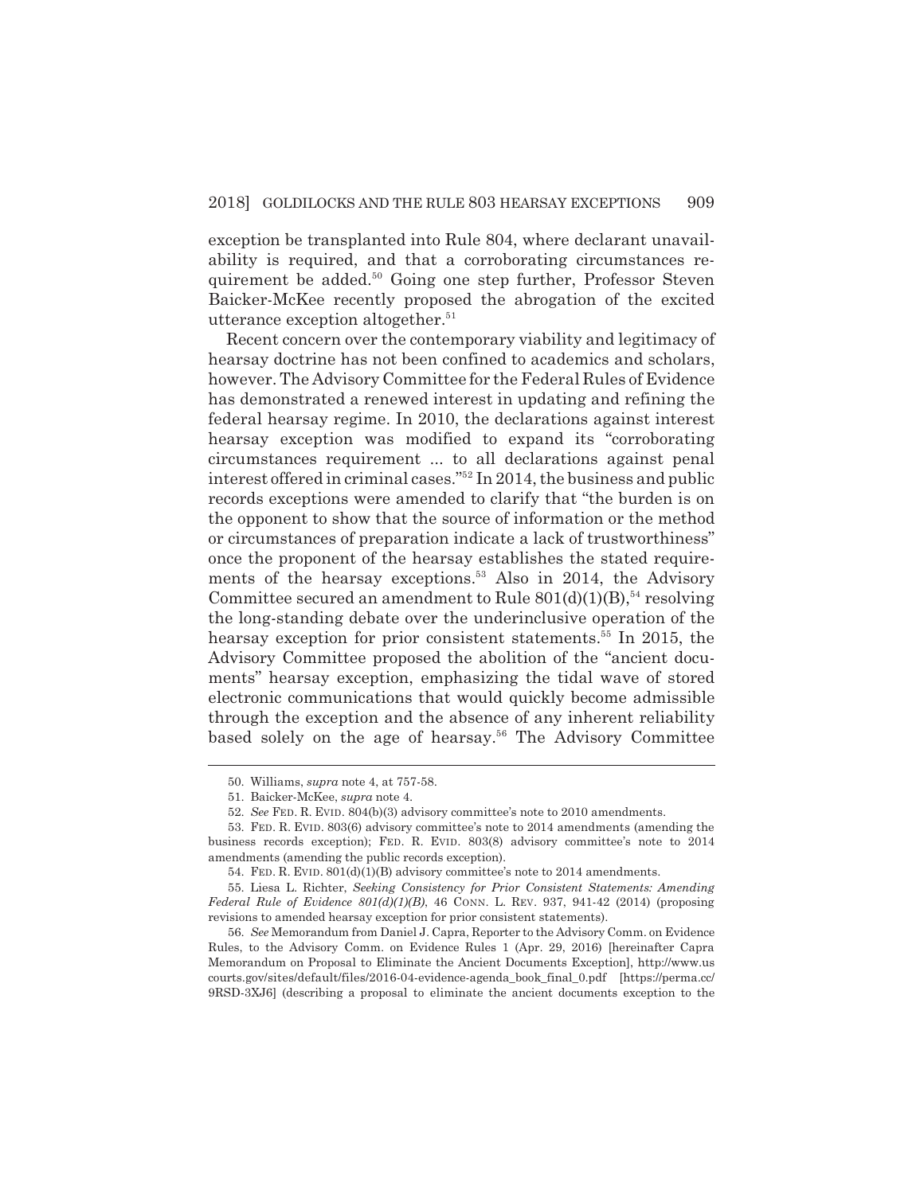exception be transplanted into Rule 804, where declarant unavailability is required, and that a corroborating circumstances requirement be added.[50] Going one step further, Professor Steven Baicker-McKee recently proposed the abrogation of the excited utterance exception altogether.[51]

Recent concern over the contemporary viability and legitimacy of hearsay doctrine has not been confined to academics and scholars, however. The Advisory Committee for the Federal Rules of Evidence has demonstrated a renewed interest in updating and refining the federal hearsay regime. In 2010, the declarations against interest hearsay exception was modified to expand its "corroborating circumstances requirement ... to all declarations against penal interest offered in criminal cases."[52] In 2014, the business and public records exceptions were amended to clarify that "the burden is on the opponent to show that the source of information or the method or circumstances of preparation indicate a lack of trustworthiness" once the proponent of the hearsay establishes the stated requirements of the hearsay exceptions.[53] Also in 2014, the Advisory Committee secured an amendment to Rule 801(d)(1)(B),[54] resolving the long-standing debate over the underinclusive operation of the hearsay exception for prior consistent statements.[55] In 2015, the Advisory Committee proposed the abolition of the "ancient documents" hearsay exception, emphasizing the tidal wave of stored electronic communications that would quickly become admissible through the exception and the absence of any inherent reliability based solely on the age of hearsay.[56] The Advisory Committee

---

50. Williams, *supra* note 4, at 757-58.

51. Baicker-McKee, *supra* note 4.

52. *See* FED. R. EVID. 804(b)(3) advisory committee's note to 2010 amendments.

53. FED. R. EVID. 803(6) advisory committee's note to 2014 amendments (amending the business records exception); FED. R. EVID. 803(8) advisory committee's note to 2014 amendments (amending the public records exception).

54. FED. R. EVID. 801(d)(1)(B) advisory committee's note to 2014 amendments.

55. Liesa L. Richter, *Seeking Consistency for Prior Consistent Statements: Amending Federal Rule of Evidence 801(d)(1)(B)*, 46 CONN. L. REV. 937, 941-42 (2014) (proposing revisions to amended hearsay exception for prior consistent statements).

56. *See* Memorandum from Daniel J. Capra, Reporter to the Advisory Comm. on Evidence Rules, to the Advisory Comm. on Evidence Rules 1 (Apr. 29, 2016) [hereinafter Capra Memorandum on Proposal to Eliminate the Ancient Documents Exception], http://www.uscourts.gov/sites/default/files/2016-04-evidence-agenda_book_final_0.pdf [https://perma.cc/9RSD-3XJ6] (describing a proposal to eliminate the ancient documents exception to the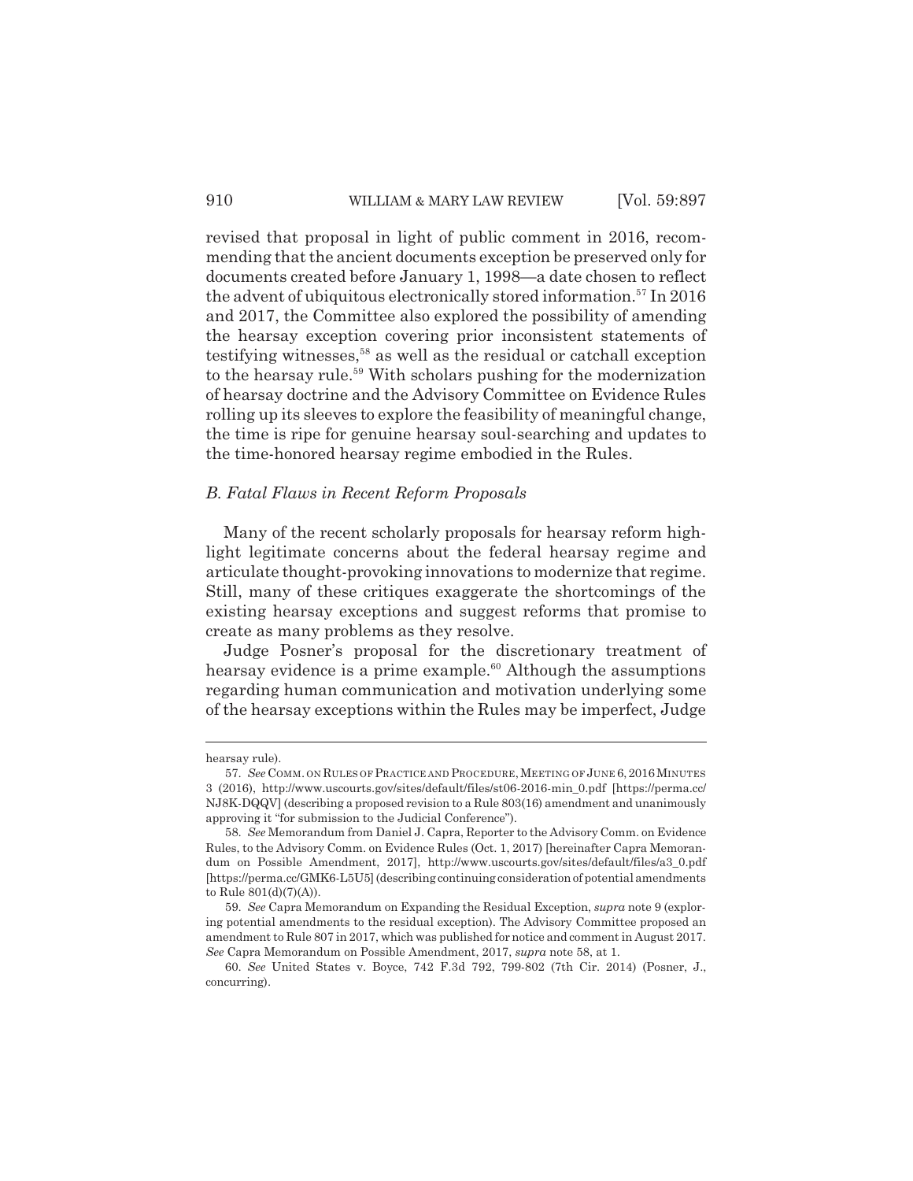revised that proposal in light of public comment in 2016, recommending that the ancient documents exception be preserved only for documents created before January 1, 1998—a date chosen to reflect the advent of ubiquitous electronically stored information.[57] In 2016 and 2017, the Committee also explored the possibility of amending the hearsay exception covering prior inconsistent statements of testifying witnesses,[58] as well as the residual or catchall exception to the hearsay rule.[59] With scholars pushing for the modernization of hearsay doctrine and the Advisory Committee on Evidence Rules rolling up its sleeves to explore the feasibility of meaningful change, the time is ripe for genuine hearsay soul-searching and updates to the time-honored hearsay regime embodied in the Rules.

### *B. Fatal Flaws in Recent Reform Proposals*

Many of the recent scholarly proposals for hearsay reform highlight legitimate concerns about the federal hearsay regime and articulate thought-provoking innovations to modernize that regime. Still, many of these critiques exaggerate the shortcomings of the existing hearsay exceptions and suggest reforms that promise to create as many problems as they resolve.

Judge Posner's proposal for the discretionary treatment of hearsay evidence is a prime example.[60] Although the assumptions regarding human communication and motivation underlying some of the hearsay exceptions within the Rules may be imperfect, Judge

---

hearsay rule).

57. *See* COMM. ON RULES OF PRACTICE AND PROCEDURE, MEETING OF JUNE 6, 2016 MINUTES 3 (2016), http://www.uscourts.gov/sites/default/files/st06-2016-min_0.pdf [https://perma.cc/NJ8K-DQQV] (describing a proposed revision to a Rule 803(16) amendment and unanimously approving it "for submission to the Judicial Conference").

58. *See* Memorandum from Daniel J. Capra, Reporter to the Advisory Comm. on Evidence Rules, to the Advisory Comm. on Evidence Rules (Oct. 1, 2017) [hereinafter Capra Memorandum on Possible Amendment, 2017], http://www.uscourts.gov/sites/default/files/a3_0.pdf [https://perma.cc/GMK6-L5U5] (describing continuing consideration of potential amendments to Rule 801(d)(7)(A)).

59. *See* Capra Memorandum on Expanding the Residual Exception, *supra* note 9 (exploring potential amendments to the residual exception). The Advisory Committee proposed an amendment to Rule 807 in 2017, which was published for notice and comment in August 2017. *See* Capra Memorandum on Possible Amendment, 2017, *supra* note 58, at 1.

60. *See* United States v. Boyce, 742 F.3d 792, 799-802 (7th Cir. 2014) (Posner, J., concurring).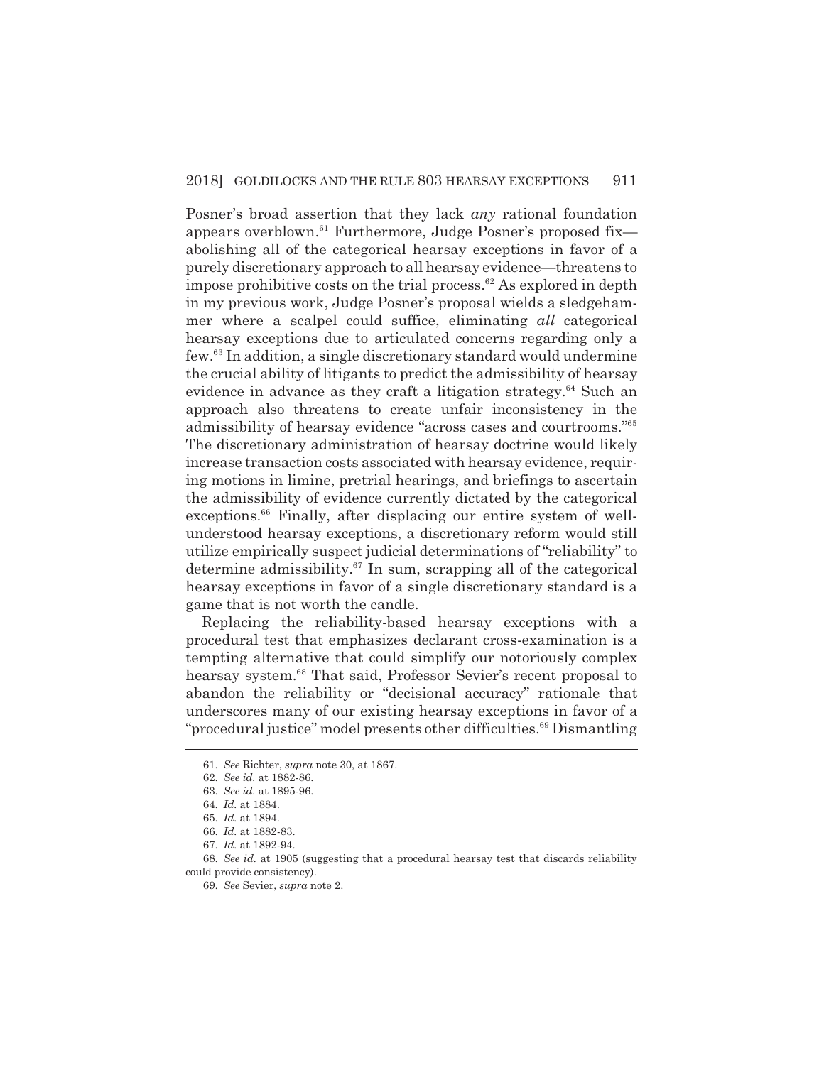Posner's broad assertion that they lack *any* rational foundation appears overblown.[61] Furthermore, Judge Posner's proposed fix—abolishing all of the categorical hearsay exceptions in favor of a purely discretionary approach to all hearsay evidence—threatens to impose prohibitive costs on the trial process.[62] As explored in depth in my previous work, Judge Posner's proposal wields a sledgehammer where a scalpel could suffice, eliminating *all* categorical hearsay exceptions due to articulated concerns regarding only a few.[63] In addition, a single discretionary standard would undermine the crucial ability of litigants to predict the admissibility of hearsay evidence in advance as they craft a litigation strategy.[64] Such an approach also threatens to create unfair inconsistency in the admissibility of hearsay evidence "across cases and courtrooms."[65] The discretionary administration of hearsay doctrine would likely increase transaction costs associated with hearsay evidence, requiring motions in limine, pretrial hearings, and briefings to ascertain the admissibility of evidence currently dictated by the categorical exceptions.[66] Finally, after displacing our entire system of well-understood hearsay exceptions, a discretionary reform would still utilize empirically suspect judicial determinations of "reliability" to determine admissibility.[67] In sum, scrapping all of the categorical hearsay exceptions in favor of a single discretionary standard is a game that is not worth the candle.

Replacing the reliability-based hearsay exceptions with a procedural test that emphasizes declarant cross-examination is a tempting alternative that could simplify our notoriously complex hearsay system.[68] That said, Professor Sevier's recent proposal to abandon the reliability or "decisional accuracy" rationale that underscores many of our existing hearsay exceptions in favor of a "procedural justice" model presents other difficulties.[69] Dismantling

---

61. *See* Richter, *supra* note 30, at 1867.

62. *See id.* at 1882-86.

63. *See id.* at 1895-96.

64. *Id.* at 1884.

65. *Id.* at 1894.

66. *Id.* at 1882-83.

67. *Id.* at 1892-94.

68. *See id.* at 1905 (suggesting that a procedural hearsay test that discards reliability could provide consistency).

69. *See* Sevier, *supra* note 2.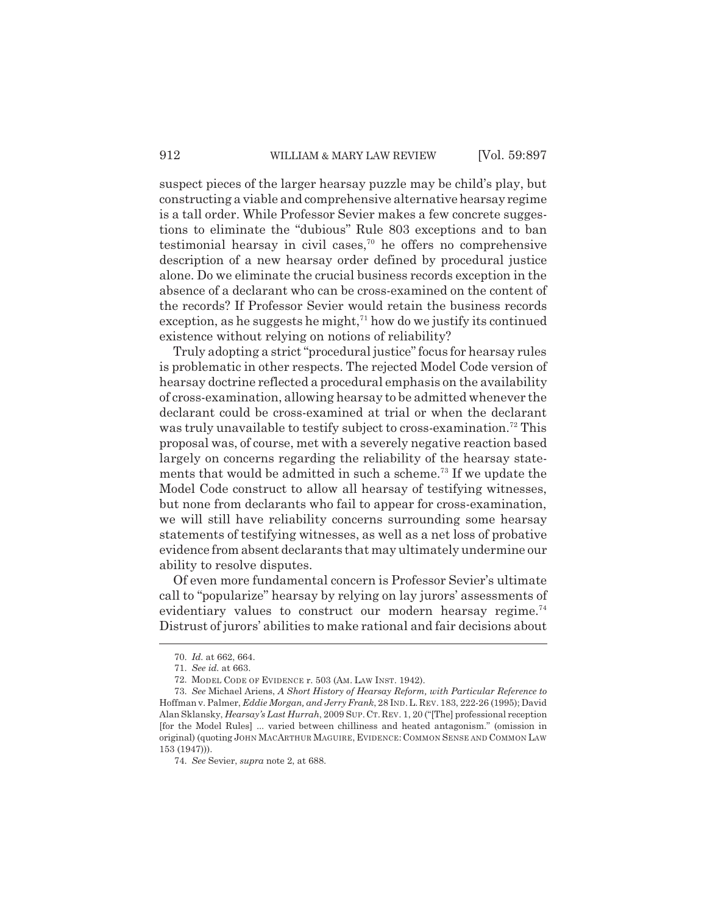suspect pieces of the larger hearsay puzzle may be child's play, but constructing a viable and comprehensive alternative hearsay regime is a tall order. While Professor Sevier makes a few concrete suggestions to eliminate the "dubious" Rule 803 exceptions and to ban testimonial hearsay in civil cases,[70] he offers no comprehensive description of a new hearsay order defined by procedural justice alone. Do we eliminate the crucial business records exception in the absence of a declarant who can be cross-examined on the content of the records? If Professor Sevier would retain the business records exception, as he suggests he might,[71] how do we justify its continued existence without relying on notions of reliability?

Truly adopting a strict "procedural justice" focus for hearsay rules is problematic in other respects. The rejected Model Code version of hearsay doctrine reflected a procedural emphasis on the availability of cross-examination, allowing hearsay to be admitted whenever the declarant could be cross-examined at trial or when the declarant was truly unavailable to testify subject to cross-examination.[72] This proposal was, of course, met with a severely negative reaction based largely on concerns regarding the reliability of the hearsay statements that would be admitted in such a scheme.[73] If we update the Model Code construct to allow all hearsay of testifying witnesses, but none from declarants who fail to appear for cross-examination, we will still have reliability concerns surrounding some hearsay statements of testifying witnesses, as well as a net loss of probative evidence from absent declarants that may ultimately undermine our ability to resolve disputes.

Of even more fundamental concern is Professor Sevier's ultimate call to "popularize" hearsay by relying on lay jurors' assessments of evidentiary values to construct our modern hearsay regime.[74] Distrust of jurors' abilities to make rational and fair decisions about

---

70. *Id.* at 662, 664.

71. *See id.* at 663.

72. MODEL CODE OF EVIDENCE r. 503 (AM. LAW INST. 1942).

73. *See* Michael Ariens, *A Short History of Hearsay Reform, with Particular Reference to* Hoffman v. Palmer, *Eddie Morgan, and Jerry Frank*, 28 IND. L. REV. 183, 222-26 (1995); David Alan Sklansky, *Hearsay's Last Hurrah*, 2009 SUP. CT. REV. 1, 20 ("[The] professional reception [for the Model Rules] ... varied between chilliness and heated antagonism." (omission in original) (quoting JOHN MACARTHUR MAGUIRE, EVIDENCE: COMMON SENSE AND COMMON LAW 153 (1947))).

74. *See* Sevier, *supra* note 2, at 688.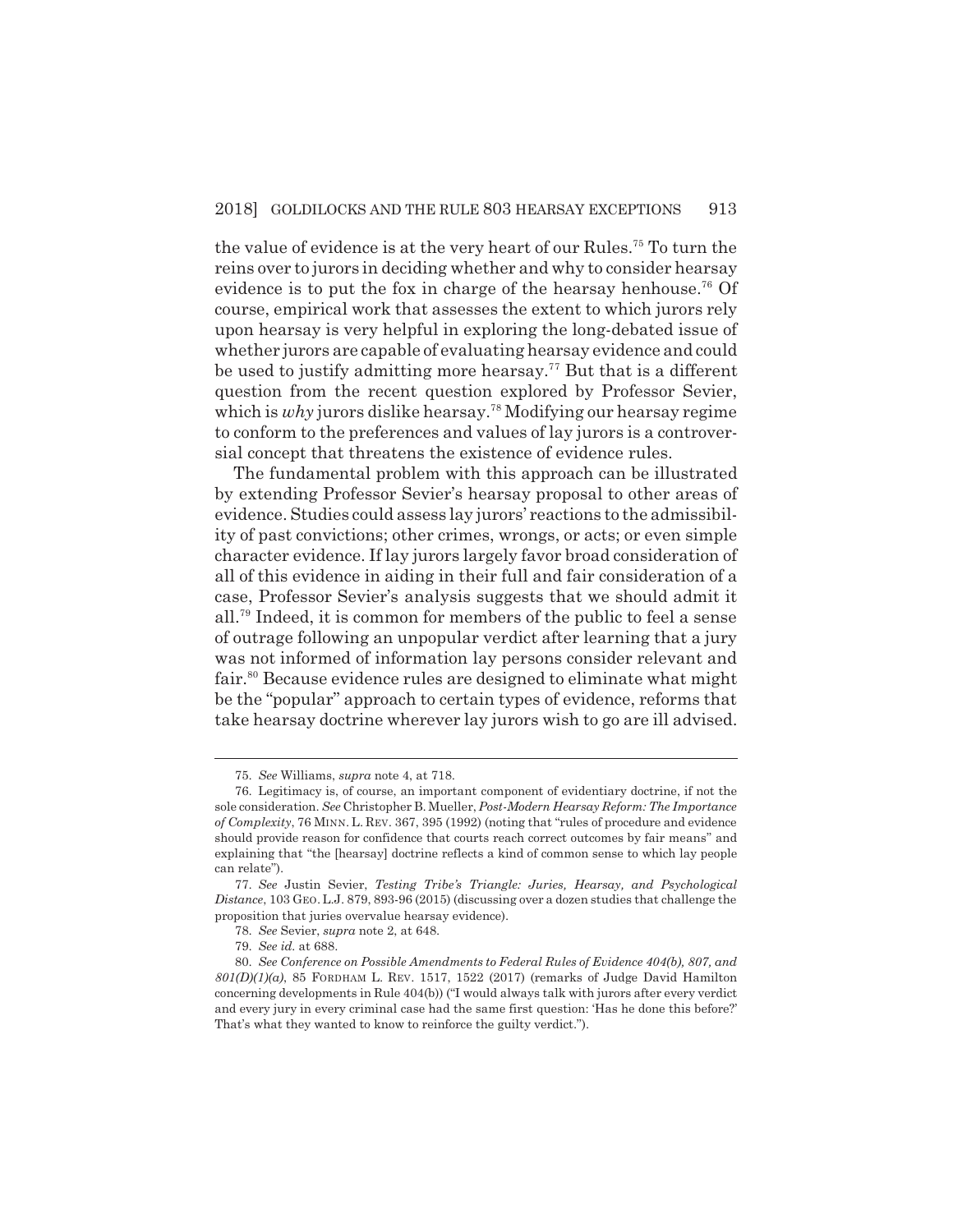the value of evidence is at the very heart of our Rules.[75] To turn the reins over to jurors in deciding whether and why to consider hearsay evidence is to put the fox in charge of the hearsay henhouse.[76] Of course, empirical work that assesses the extent to which jurors rely upon hearsay is very helpful in exploring the long-debated issue of whether jurors are capable of evaluating hearsay evidence and could be used to justify admitting more hearsay.[77] But that is a different question from the recent question explored by Professor Sevier, which is *why* jurors dislike hearsay.[78] Modifying our hearsay regime to conform to the preferences and values of lay jurors is a controversial concept that threatens the existence of evidence rules.

The fundamental problem with this approach can be illustrated by extending Professor Sevier's hearsay proposal to other areas of evidence. Studies could assess lay jurors' reactions to the admissibility of past convictions; other crimes, wrongs, or acts; or even simple character evidence. If lay jurors largely favor broad consideration of all of this evidence in aiding in their full and fair consideration of a case, Professor Sevier's analysis suggests that we should admit it all.[79] Indeed, it is common for members of the public to feel a sense of outrage following an unpopular verdict after learning that a jury was not informed of information lay persons consider relevant and fair.[80] Because evidence rules are designed to eliminate what might be the "popular" approach to certain types of evidence, reforms that take hearsay doctrine wherever lay jurors wish to go are ill advised.

---

75. *See* Williams, *supra* note 4, at 718.

76. Legitimacy is, of course, an important component of evidentiary doctrine, if not the sole consideration. *See* Christopher B. Mueller, *Post-Modern Hearsay Reform: The Importance of Complexity*, 76 MINN. L. REV. 367, 395 (1992) (noting that "rules of procedure and evidence should provide reason for confidence that courts reach correct outcomes by fair means" and explaining that "the [hearsay] doctrine reflects a kind of common sense to which lay people can relate").

77. *See* Justin Sevier, *Testing Tribe's Triangle: Juries, Hearsay, and Psychological Distance*, 103 GEO. L.J. 879, 893-96 (2015) (discussing over a dozen studies that challenge the proposition that juries overvalue hearsay evidence).

78. *See* Sevier, *supra* note 2, at 648.

79. *See id.* at 688.

80. *See Conference on Possible Amendments to Federal Rules of Evidence 404(b), 807, and 801(D)(1)(a)*, 85 FORDHAM L. REV. 1517, 1522 (2017) (remarks of Judge David Hamilton concerning developments in Rule 404(b)) ("I would always talk with jurors after every verdict and every jury in every criminal case had the same first question: 'Has he done this before?' That's what they wanted to know to reinforce the guilty verdict.").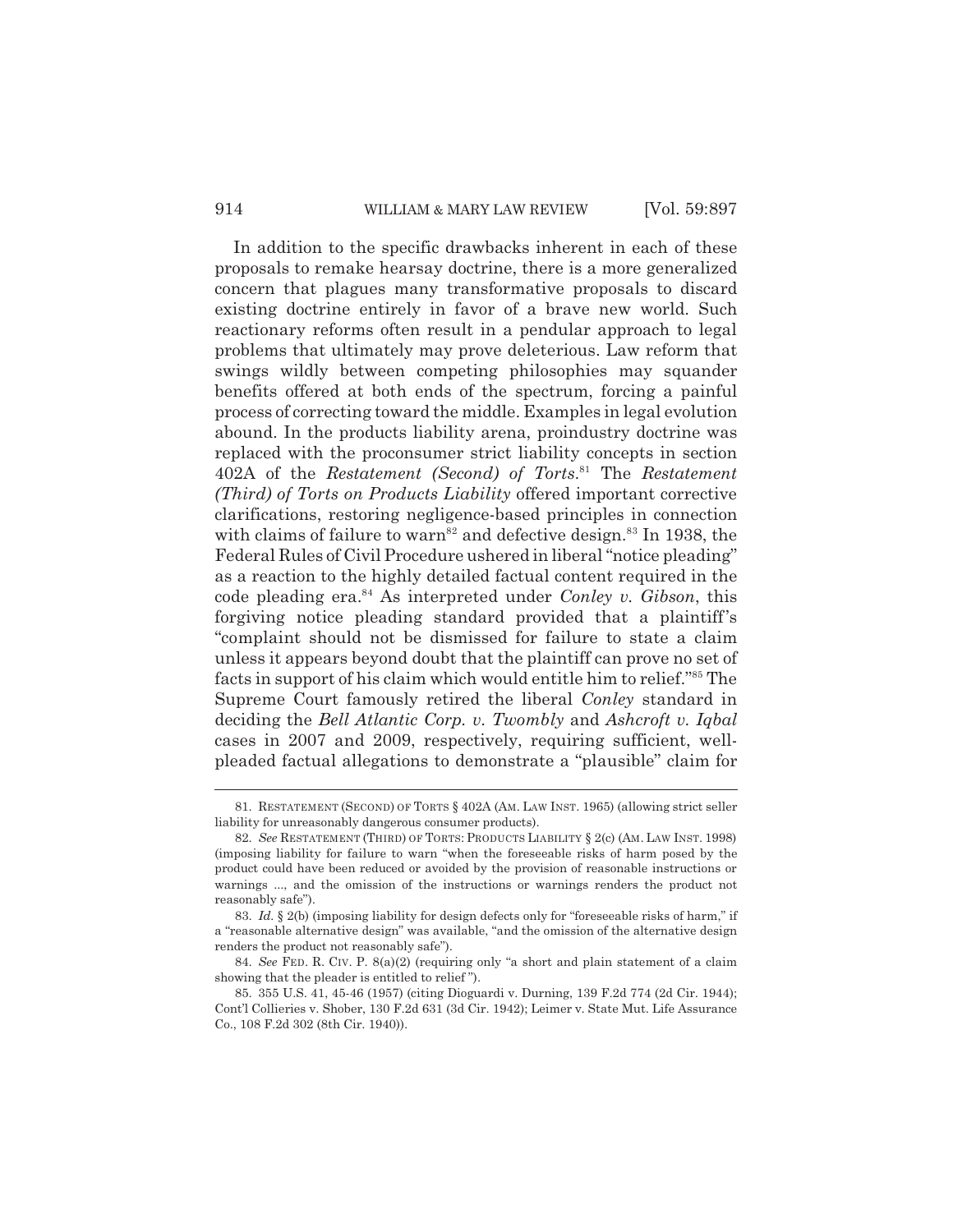In addition to the specific drawbacks inherent in each of these proposals to remake hearsay doctrine, there is a more generalized concern that plagues many transformative proposals to discard existing doctrine entirely in favor of a brave new world. Such reactionary reforms often result in a pendular approach to legal problems that ultimately may prove deleterious. Law reform that swings wildly between competing philosophies may squander benefits offered at both ends of the spectrum, forcing a painful process of correcting toward the middle. Examples in legal evolution abound. In the products liability arena, proindustry doctrine was replaced with the proconsumer strict liability concepts in section 402A of the *Restatement (Second) of Torts*.[81] The *Restatement (Third) of Torts on Products Liability* offered important corrective clarifications, restoring negligence-based principles in connection with claims of failure to warn[82] and defective design.[83] In 1938, the Federal Rules of Civil Procedure ushered in liberal "notice pleading" as a reaction to the highly detailed factual content required in the code pleading era.[84] As interpreted under *Conley v. Gibson*, this forgiving notice pleading standard provided that a plaintiff's "complaint should not be dismissed for failure to state a claim unless it appears beyond doubt that the plaintiff can prove no set of facts in support of his claim which would entitle him to relief."[85] The Supreme Court famously retired the liberal *Conley* standard in deciding the *Bell Atlantic Corp. v. Twombly* and *Ashcroft v. Iqbal* cases in 2007 and 2009, respectively, requiring sufficient, well-pleaded factual allegations to demonstrate a "plausible" claim for

---

81. RESTATEMENT (SECOND) OF TORTS § 402A (AM. LAW INST. 1965) (allowing strict seller liability for unreasonably dangerous consumer products).

82. *See* RESTATEMENT (THIRD) OF TORTS: PRODUCTS LIABILITY § 2(c) (AM. LAW INST. 1998) (imposing liability for failure to warn "when the foreseeable risks of harm posed by the product could have been reduced or avoided by the provision of reasonable instructions or warnings ..., and the omission of the instructions or warnings renders the product not reasonably safe").

83. *Id.* § 2(b) (imposing liability for design defects only for "foreseeable risks of harm," if a "reasonable alternative design" was available, "and the omission of the alternative design renders the product not reasonably safe").

84. *See* FED. R. CIV. P. 8(a)(2) (requiring only "a short and plain statement of a claim showing that the pleader is entitled to relief").

85. 355 U.S. 41, 45-46 (1957) (citing Dioguardi v. Durning, 139 F.2d 774 (2d Cir. 1944); Cont'l Collieries v. Shober, 130 F.2d 631 (3d Cir. 1942); Leimer v. State Mut. Life Assurance Co., 108 F.2d 302 (8th Cir. 1940)).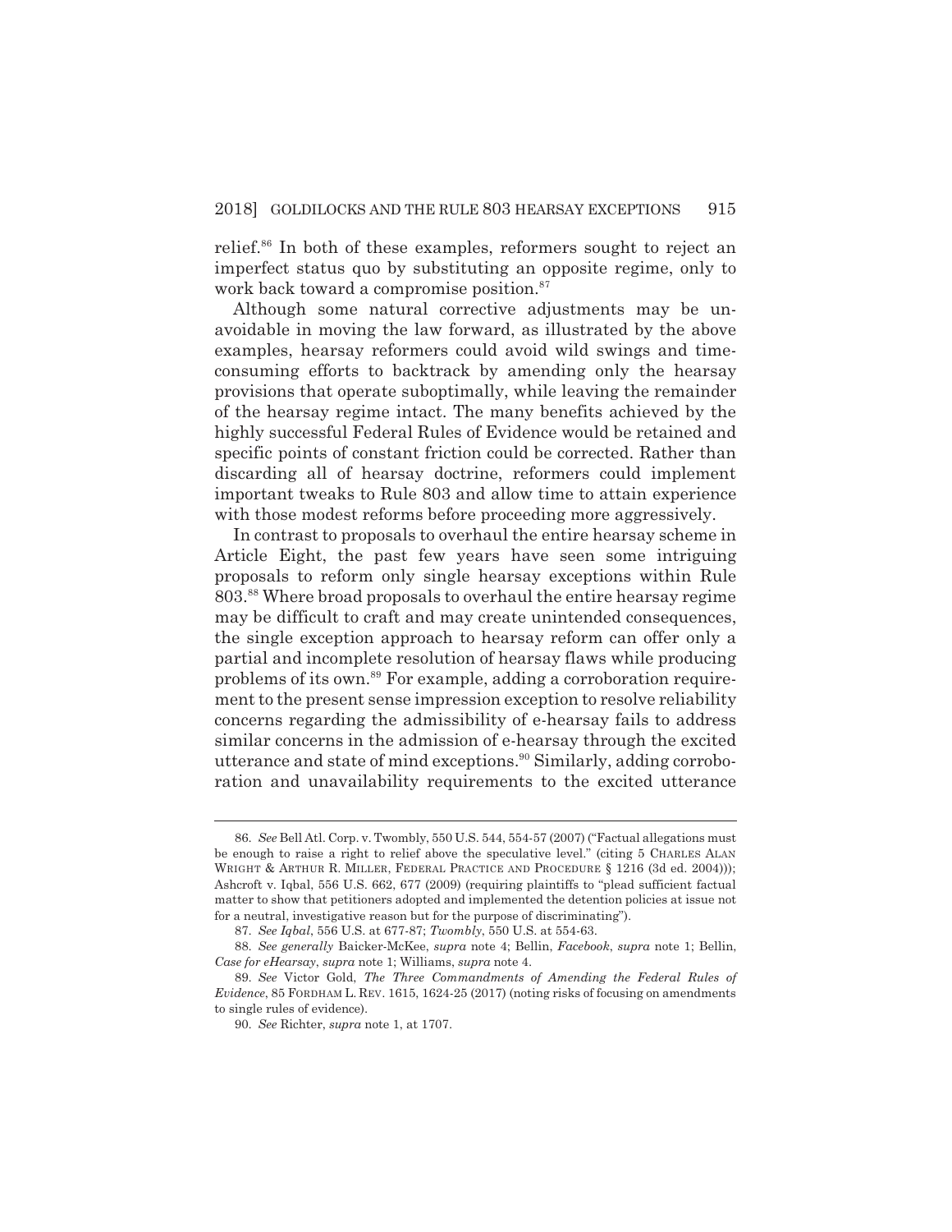relief.[86] In both of these examples, reformers sought to reject an imperfect status quo by substituting an opposite regime, only to work back toward a compromise position.[87]

Although some natural corrective adjustments may be unavoidable in moving the law forward, as illustrated by the above examples, hearsay reformers could avoid wild swings and time-consuming efforts to backtrack by amending only the hearsay provisions that operate suboptimally, while leaving the remainder of the hearsay regime intact. The many benefits achieved by the highly successful Federal Rules of Evidence would be retained and specific points of constant friction could be corrected. Rather than discarding all of hearsay doctrine, reformers could implement important tweaks to Rule 803 and allow time to attain experience with those modest reforms before proceeding more aggressively.

In contrast to proposals to overhaul the entire hearsay scheme in Article Eight, the past few years have seen some intriguing proposals to reform only single hearsay exceptions within Rule 803.[88] Where broad proposals to overhaul the entire hearsay regime may be difficult to craft and may create unintended consequences, the single exception approach to hearsay reform can offer only a partial and incomplete resolution of hearsay flaws while producing problems of its own.[89] For example, adding a corroboration requirement to the present sense impression exception to resolve reliability concerns regarding the admissibility of e-hearsay fails to address similar concerns in the admission of e-hearsay through the excited utterance and state of mind exceptions.[90] Similarly, adding corroboration and unavailability requirements to the excited utterance

---

86. *See* Bell Atl. Corp. v. Twombly, 550 U.S. 544, 554-57 (2007) ("Factual allegations must be enough to raise a right to relief above the speculative level." (citing 5 CHARLES ALAN WRIGHT & ARTHUR R. MILLER, FEDERAL PRACTICE AND PROCEDURE § 1216 (3d ed. 2004))); Ashcroft v. Iqbal, 556 U.S. 662, 677 (2009) (requiring plaintiffs to "plead sufficient factual matter to show that petitioners adopted and implemented the detention policies at issue not for a neutral, investigative reason but for the purpose of discriminating").

87. *See Iqbal*, 556 U.S. at 677-87; *Twombly*, 550 U.S. at 554-63.

88. *See generally* Baicker-McKee, *supra* note 4; Bellin, *Facebook*, *supra* note 1; Bellin, *Case for eHearsay*, *supra* note 1; Williams, *supra* note 4.

89. *See* Victor Gold, *The Three Commandments of Amending the Federal Rules of Evidence*, 85 FORDHAM L. REV. 1615, 1624-25 (2017) (noting risks of focusing on amendments to single rules of evidence).

90. *See* Richter, *supra* note 1, at 1707.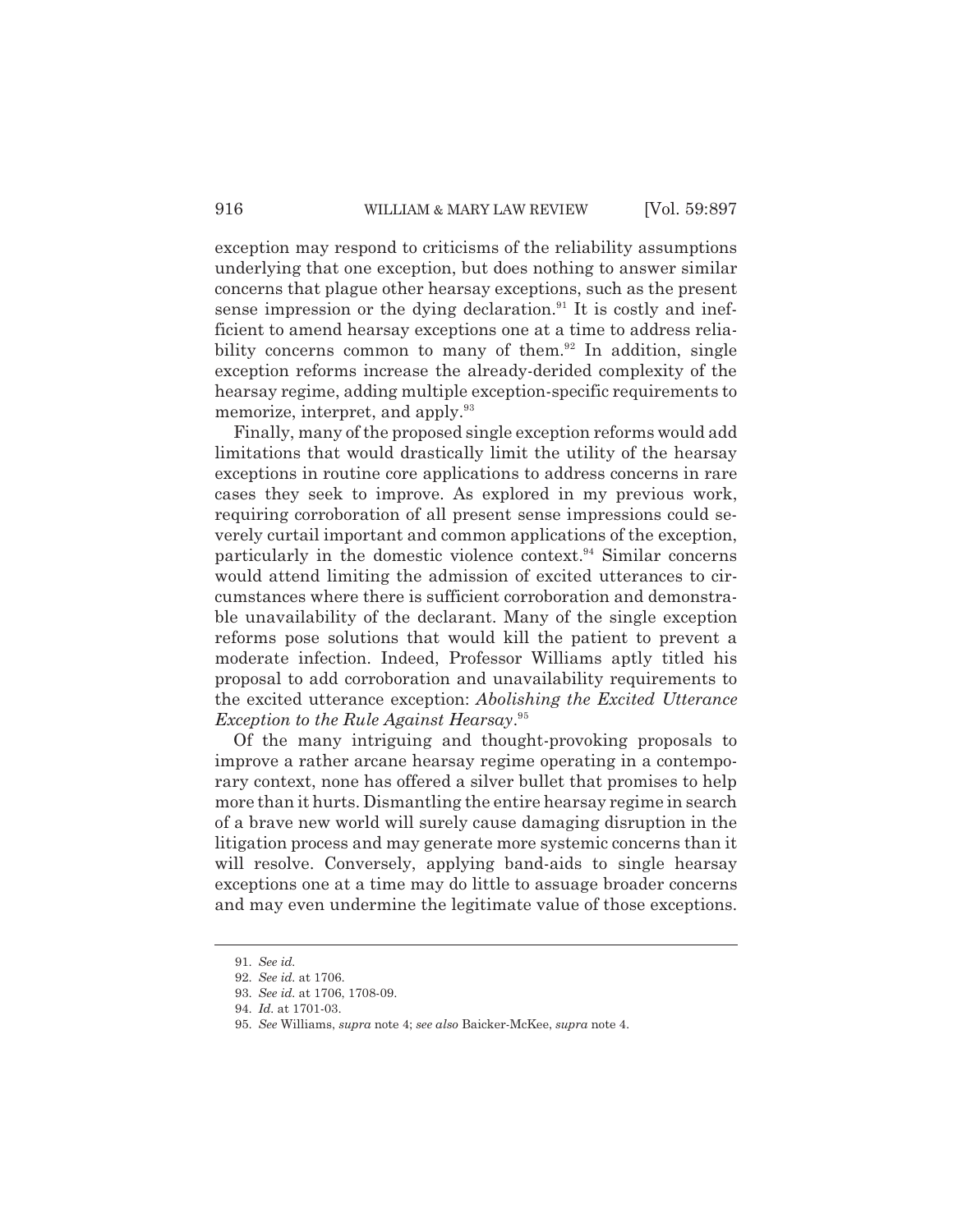exception may respond to criticisms of the reliability assumptions underlying that one exception, but does nothing to answer similar concerns that plague other hearsay exceptions, such as the present sense impression or the dying declaration.[91] It is costly and inefficient to amend hearsay exceptions one at a time to address reliability concerns common to many of them.[92] In addition, single exception reforms increase the already-derided complexity of the hearsay regime, adding multiple exception-specific requirements to memorize, interpret, and apply.[93]

Finally, many of the proposed single exception reforms would add limitations that would drastically limit the utility of the hearsay exceptions in routine core applications to address concerns in rare cases they seek to improve. As explored in my previous work, requiring corroboration of all present sense impressions could severely curtail important and common applications of the exception, particularly in the domestic violence context.[94] Similar concerns would attend limiting the admission of excited utterances to circumstances where there is sufficient corroboration and demonstrable unavailability of the declarant. Many of the single exception reforms pose solutions that would kill the patient to prevent a moderate infection. Indeed, Professor Williams aptly titled his proposal to add corroboration and unavailability requirements to the excited utterance exception: *Abolishing the Excited Utterance Exception to the Rule Against Hearsay*.[95]

Of the many intriguing and thought-provoking proposals to improve a rather arcane hearsay regime operating in a contemporary context, none has offered a silver bullet that promises to help more than it hurts. Dismantling the entire hearsay regime in search of a brave new world will surely cause damaging disruption in the litigation process and may generate more systemic concerns than it will resolve. Conversely, applying band-aids to single hearsay exceptions one at a time may do little to assuage broader concerns and may even undermine the legitimate value of those exceptions.

---

91. *See id.*

92. *See id.* at 1706.

93. *See id.* at 1706, 1708-09.

94. *Id.* at 1701-03.

95. *See* Williams, *supra* note 4; *see also* Baicker-McKee, *supra* note 4.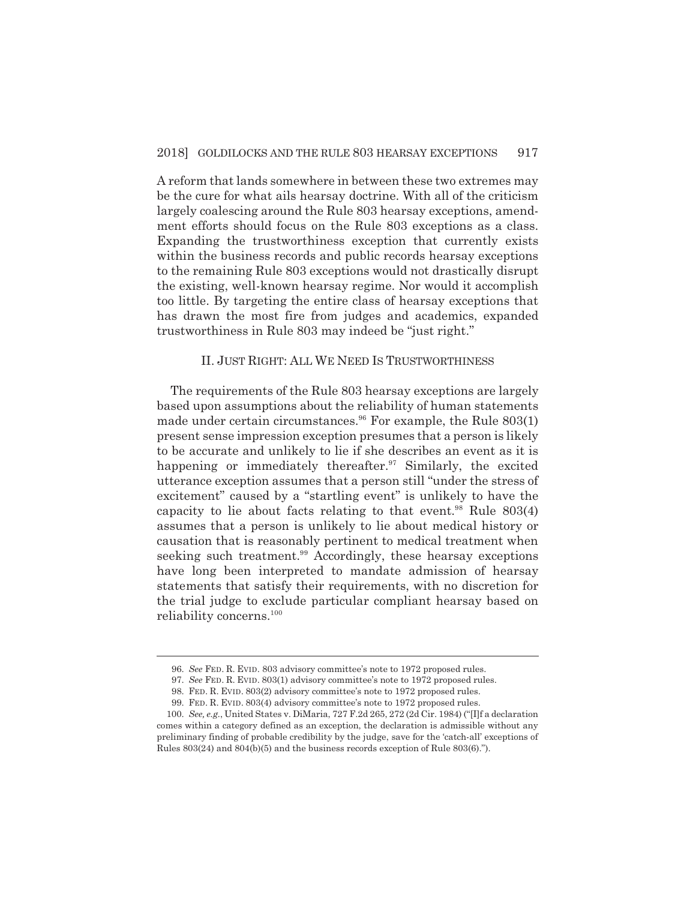A reform that lands somewhere in between these two extremes may be the cure for what ails hearsay doctrine. With all of the criticism largely coalescing around the Rule 803 hearsay exceptions, amendment efforts should focus on the Rule 803 exceptions as a class. Expanding the trustworthiness exception that currently exists within the business records and public records hearsay exceptions to the remaining Rule 803 exceptions would not drastically disrupt the existing, well-known hearsay regime. Nor would it accomplish too little. By targeting the entire class of hearsay exceptions that has drawn the most fire from judges and academics, expanded trustworthiness in Rule 803 may indeed be "just right."

## II. JUST RIGHT: ALL WE NEED IS TRUSTWORTHINESS

The requirements of the Rule 803 hearsay exceptions are largely based upon assumptions about the reliability of human statements made under certain circumstances.[96] For example, the Rule 803(1) present sense impression exception presumes that a person is likely to be accurate and unlikely to lie if she describes an event as it is happening or immediately thereafter.[97] Similarly, the excited utterance exception assumes that a person still "under the stress of excitement" caused by a "startling event" is unlikely to have the capacity to lie about facts relating to that event.[98] Rule 803(4) assumes that a person is unlikely to lie about medical history or causation that is reasonably pertinent to medical treatment when seeking such treatment.[99] Accordingly, these hearsay exceptions have long been interpreted to mandate admission of hearsay statements that satisfy their requirements, with no discretion for the trial judge to exclude particular compliant hearsay based on reliability concerns.[100]

---

96. *See* FED. R. EVID. 803 advisory committee's note to 1972 proposed rules.

97. *See* FED. R. EVID. 803(1) advisory committee's note to 1972 proposed rules.

98. FED. R. EVID. 803(2) advisory committee's note to 1972 proposed rules.

99. FED. R. EVID. 803(4) advisory committee's note to 1972 proposed rules.

100. *See, e.g.*, United States v. DiMaria, 727 F.2d 265, 272 (2d Cir. 1984) ("[I]f a declaration comes within a category defined as an exception, the declaration is admissible without any preliminary finding of probable credibility by the judge, save for the 'catch-all' exceptions of Rules 803(24) and 804(b)(5) and the business records exception of Rule 803(6).").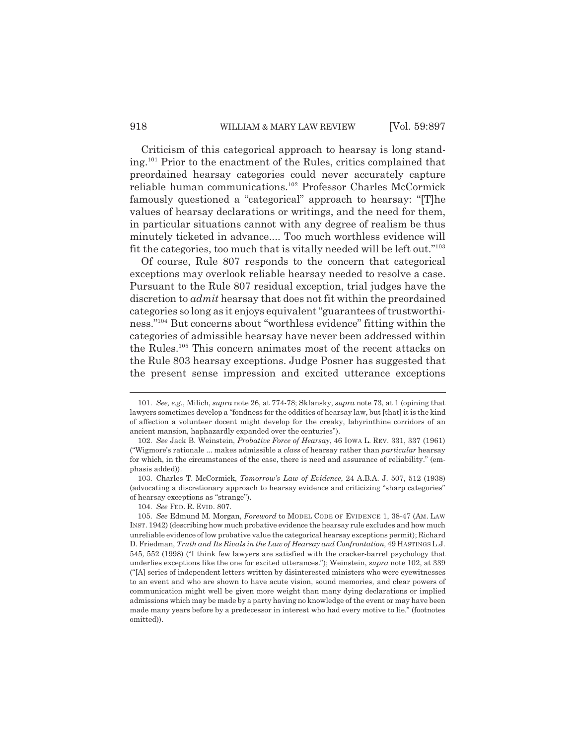Criticism of this categorical approach to hearsay is long standing.[101] Prior to the enactment of the Rules, critics complained that preordained hearsay categories could never accurately capture reliable human communications.[102] Professor Charles McCormick famously questioned a "categorical" approach to hearsay: "[T]he values of hearsay declarations or writings, and the need for them, in particular situations cannot with any degree of realism be thus minutely ticketed in advance.... Too much worthless evidence will fit the categories, too much that is vitally needed will be left out."[103]

Of course, Rule 807 responds to the concern that categorical exceptions may overlook reliable hearsay needed to resolve a case. Pursuant to the Rule 807 residual exception, trial judges have the discretion to *admit* hearsay that does not fit within the preordained categories so long as it enjoys equivalent "guarantees of trustworthiness."[104] But concerns about "worthless evidence" fitting within the categories of admissible hearsay have never been addressed within the Rules.[105] This concern animates most of the recent attacks on the Rule 803 hearsay exceptions. Judge Posner has suggested that the present sense impression and excited utterance exceptions

---

101. *See, e.g.*, Milich, *supra* note 26, at 774-78; Sklansky, *supra* note 73, at 1 (opining that lawyers sometimes develop a "fondness for the oddities of hearsay law, but [that] it is the kind of affection a volunteer docent might develop for the creaky, labyrinthine corridors of an ancient mansion, haphazardly expanded over the centuries").

102. *See* Jack B. Weinstein, *Probative Force of Hearsay*, 46 IOWA L. REV. 331, 337 (1961) ("Wigmore's rationale ... makes admissible a *class* of hearsay rather than *particular* hearsay for which, in the circumstances of the case, there is need and assurance of reliability." (emphasis added)).

103. Charles T. McCormick, *Tomorrow's Law of Evidence*, 24 A.B.A. J. 507, 512 (1938) (advocating a discretionary approach to hearsay evidence and criticizing "sharp categories" of hearsay exceptions as "strange").

104. *See* FED. R. EVID. 807.

105. *See* Edmund M. Morgan, *Foreword* to MODEL CODE OF EVIDENCE 1, 38-47 (AM. LAW INST. 1942) (describing how much probative evidence the hearsay rule excludes and how much unreliable evidence of low probative value the categorical hearsay exceptions permit); Richard D. Friedman, *Truth and Its Rivals in the Law of Hearsay and Confrontation*, 49 HASTINGS L.J. 545, 552 (1998) ("I think few lawyers are satisfied with the cracker-barrel psychology that underlies exceptions like the one for excited utterances."); Weinstein, *supra* note 102, at 339 ("[A] series of independent letters written by disinterested ministers who were eyewitnesses to an event and who are shown to have acute vision, sound memories, and clear powers of communication might well be given more weight than many dying declarations or implied admissions which may be made by a party having no knowledge of the event or may have been made many years before by a predecessor in interest who had every motive to lie." (footnotes omitted)).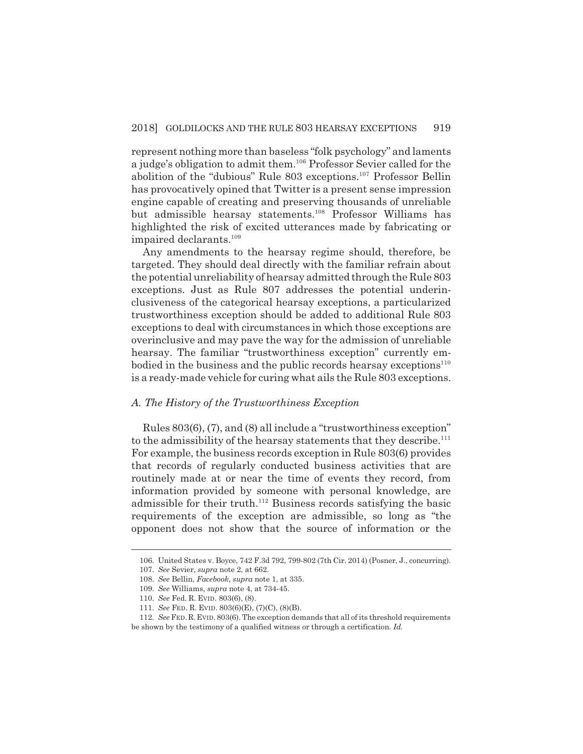represent nothing more than baseless "folk psychology" and laments a judge's obligation to admit them.[106] Professor Sevier called for the abolition of the "dubious" Rule 803 exceptions.[107] Professor Bellin has provocatively opined that Twitter is a present sense impression engine capable of creating and preserving thousands of unreliable but admissible hearsay statements.[108] Professor Williams has highlighted the risk of excited utterances made by fabricating or impaired declarants.[109]

Any amendments to the hearsay regime should, therefore, be targeted. They should deal directly with the familiar refrain about the potential unreliability of hearsay admitted through the Rule 803 exceptions. Just as Rule 807 addresses the potential underinclusiveness of the categorical hearsay exceptions, a particularized trustworthiness exception should be added to additional Rule 803 exceptions to deal with circumstances in which those exceptions are overinclusive and may pave the way for the admission of unreliable hearsay. The familiar "trustworthiness exception" currently embodied in the business and the public records hearsay exceptions[110] is a ready-made vehicle for curing what ails the Rule 803 exceptions.

### *A. The History of the Trustworthiness Exception*

Rules 803(6), (7), and (8) all include a "trustworthiness exception" to the admissibility of the hearsay statements that they describe.[111] For example, the business records exception in Rule 803(6) provides that records of regularly conducted business activities that are routinely made at or near the time of events they record, from information provided by someone with personal knowledge, are admissible for their truth.[112] Business records satisfying the basic requirements of the exception are admissible, so long as "the opponent does not show that the source of information or the

---

106. United States v. Boyce, 742 F.3d 792, 799-802 (7th Cir. 2014) (Posner, J., concurring).

107. *See* Sevier, *supra* note 2, at 662.

108. *See* Bellin, *Facebook*, *supra* note 1, at 335.

109. *See* Williams, *supra* note 4, at 734-45.

110. *See* Fed. R. EVID. 803(6), (8).

111. *See* FED. R. EVID. 803(6)(E), (7)(C), (8)(B).

112. *See* FED. R. EVID. 803(6). The exception demands that all of its threshold requirements be shown by the testimony of a qualified witness or through a certification. *Id.*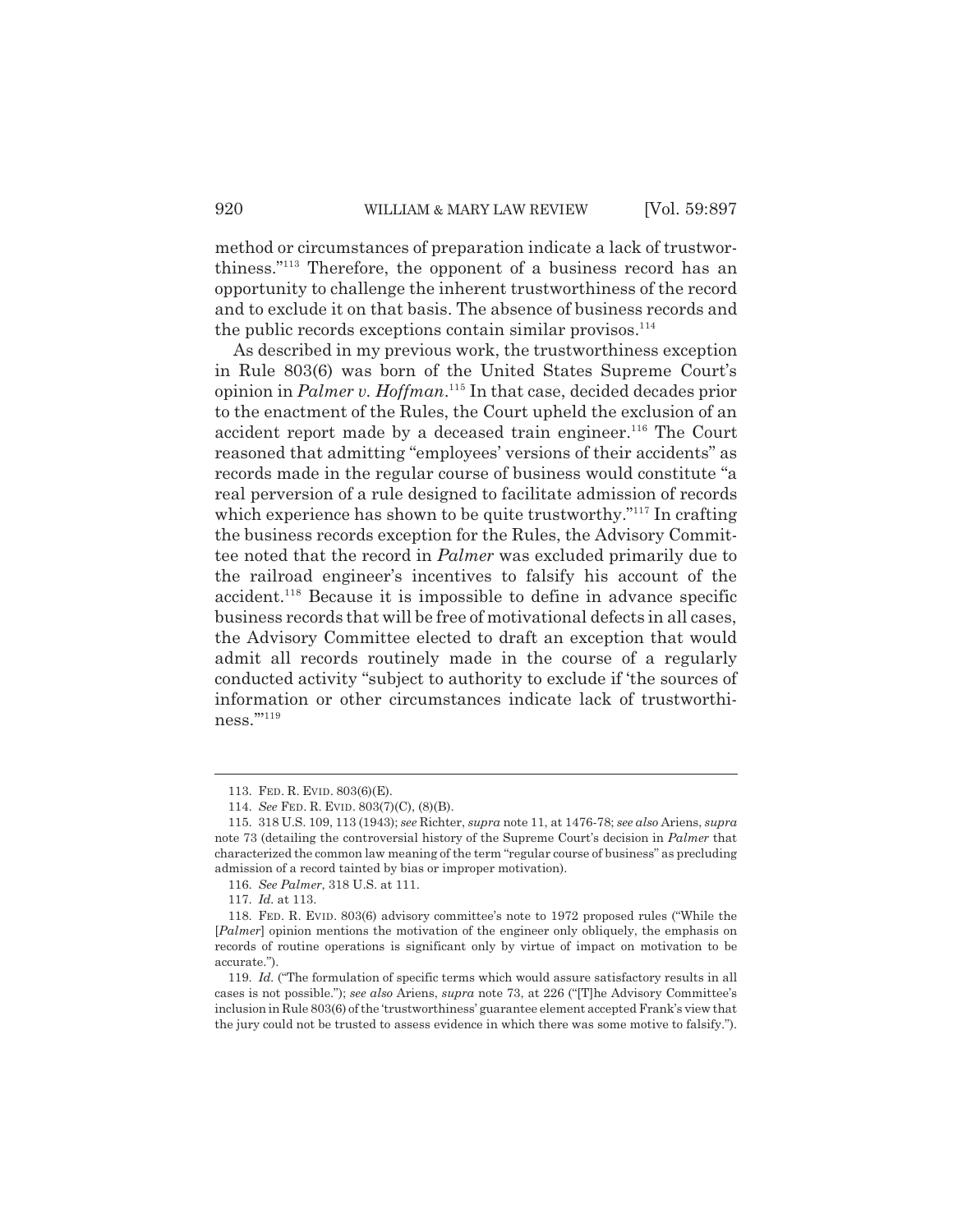method or circumstances of preparation indicate a lack of trustworthiness."[113] Therefore, the opponent of a business record has an opportunity to challenge the inherent trustworthiness of the record and to exclude it on that basis. The absence of business records and the public records exceptions contain similar provisos.[114]

As described in my previous work, the trustworthiness exception in Rule 803(6) was born of the United States Supreme Court's opinion in *Palmer v. Hoffman*.[115] In that case, decided decades prior to the enactment of the Rules, the Court upheld the exclusion of an accident report made by a deceased train engineer.[116] The Court reasoned that admitting "employees' versions of their accidents" as records made in the regular course of business would constitute "a real perversion of a rule designed to facilitate admission of records which experience has shown to be quite trustworthy."[117] In crafting the business records exception for the Rules, the Advisory Committee noted that the record in *Palmer* was excluded primarily due to the railroad engineer's incentives to falsify his account of the accident.[118] Because it is impossible to define in advance specific business records that will be free of motivational defects in all cases, the Advisory Committee elected to draft an exception that would admit all records routinely made in the course of a regularly conducted activity "subject to authority to exclude if 'the sources of information or other circumstances indicate lack of trustworthiness.'"[119]

---

113. FED. R. EVID. 803(6)(E).

114. *See* FED. R. EVID. 803(7)(C), (8)(B).

115. 318 U.S. 109, 113 (1943); *see* Richter, *supra* note 11, at 1476-78; *see also* Ariens, *supra* note 73 (detailing the controversial history of the Supreme Court's decision in *Palmer* that characterized the common law meaning of the term "regular course of business" as precluding admission of a record tainted by bias or improper motivation).

116. *See Palmer*, 318 U.S. at 111.

117. *Id.* at 113.

118. FED. R. EVID. 803(6) advisory committee's note to 1972 proposed rules ("While the [*Palmer*] opinion mentions the motivation of the engineer only obliquely, the emphasis on records of routine operations is significant only by virtue of impact on motivation to be accurate.").

119. *Id.* ("The formulation of specific terms which would assure satisfactory results in all cases is not possible."); *see also* Ariens, *supra* note 73, at 226 ("[T]he Advisory Committee's inclusion in Rule 803(6) of the 'trustworthiness' guarantee element accepted Frank's view that the jury could not be trusted to assess evidence in which there was some motive to falsify.").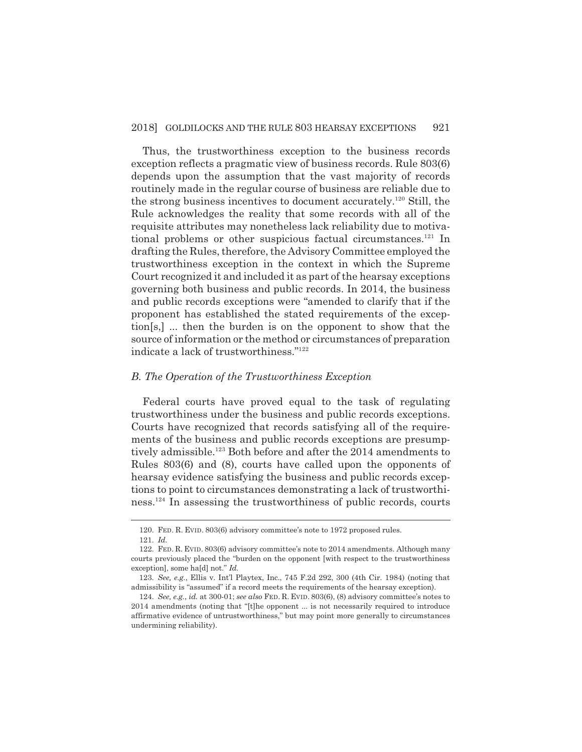Thus, the trustworthiness exception to the business records exception reflects a pragmatic view of business records. Rule 803(6) depends upon the assumption that the vast majority of records routinely made in the regular course of business are reliable due to the strong business incentives to document accurately.[120] Still, the Rule acknowledges the reality that some records with all of the requisite attributes may nonetheless lack reliability due to motivational problems or other suspicious factual circumstances.[121] In drafting the Rules, therefore, the Advisory Committee employed the trustworthiness exception in the context in which the Supreme Court recognized it and included it as part of the hearsay exceptions governing both business and public records. In 2014, the business and public records exceptions were "amended to clarify that if the proponent has established the stated requirements of the exception[s,] ... then the burden is on the opponent to show that the source of information or the method or circumstances of preparation indicate a lack of trustworthiness."[122]

### *B. The Operation of the Trustworthiness Exception*

Federal courts have proved equal to the task of regulating trustworthiness under the business and public records exceptions. Courts have recognized that records satisfying all of the requirements of the business and public records exceptions are presumptively admissible.[123] Both before and after the 2014 amendments to Rules 803(6) and (8), courts have called upon the opponents of hearsay evidence satisfying the business and public records exceptions to point to circumstances demonstrating a lack of trustworthiness.[124] In assessing the trustworthiness of public records, courts

---

120. FED. R. EVID. 803(6) advisory committee's note to 1972 proposed rules.

121. *Id.*

122. FED. R. EVID. 803(6) advisory committee's note to 2014 amendments. Although many courts previously placed the "burden on the opponent [with respect to the trustworthiness exception], some ha[d] not." *Id.*

123. *See, e.g.*, Ellis v. Int'l Playtex, Inc., 745 F.2d 292, 300 (4th Cir. 1984) (noting that admissibility is "assumed" if a record meets the requirements of the hearsay exception).

124. *See, e.g.*, *id.* at 300-01; *see also* FED. R. EVID. 803(6), (8) advisory committee's notes to 2014 amendments (noting that "[t]he opponent ... is not necessarily required to introduce affirmative evidence of untrustworthiness," but may point more generally to circumstances undermining reliability).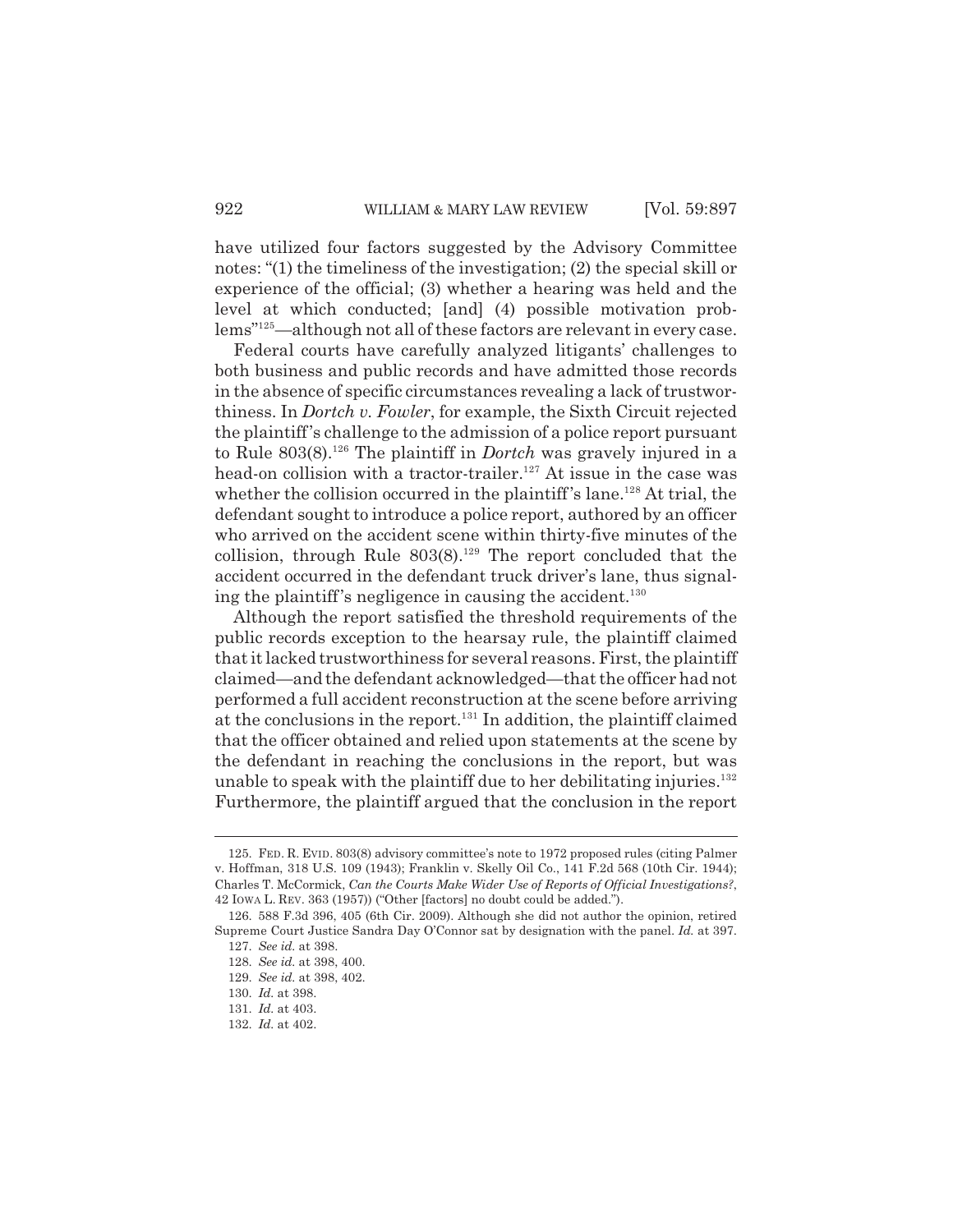have utilized four factors suggested by the Advisory Committee notes: "(1) the timeliness of the investigation; (2) the special skill or experience of the official; (3) whether a hearing was held and the level at which conducted; [and] (4) possible motivation problems"[125]—although not all of these factors are relevant in every case.

Federal courts have carefully analyzed litigants' challenges to both business and public records and have admitted those records in the absence of specific circumstances revealing a lack of trustworthiness. In *Dortch v. Fowler*, for example, the Sixth Circuit rejected the plaintiff's challenge to the admission of a police report pursuant to Rule 803(8).[126] The plaintiff in *Dortch* was gravely injured in a head-on collision with a tractor-trailer.[127] At issue in the case was whether the collision occurred in the plaintiff's lane.[128] At trial, the defendant sought to introduce a police report, authored by an officer who arrived on the accident scene within thirty-five minutes of the collision, through Rule 803(8).[129] The report concluded that the accident occurred in the defendant truck driver's lane, thus signaling the plaintiff's negligence in causing the accident.[130]

Although the report satisfied the threshold requirements of the public records exception to the hearsay rule, the plaintiff claimed that it lacked trustworthiness for several reasons. First, the plaintiff claimed—and the defendant acknowledged—that the officer had not performed a full accident reconstruction at the scene before arriving at the conclusions in the report.[131] In addition, the plaintiff claimed that the officer obtained and relied upon statements at the scene by the defendant in reaching the conclusions in the report, but was unable to speak with the plaintiff due to her debilitating injuries.[132] Furthermore, the plaintiff argued that the conclusion in the report

---

125. FED. R. EVID. 803(8) advisory committee's note to 1972 proposed rules (citing Palmer v. Hoffman, 318 U.S. 109 (1943); Franklin v. Skelly Oil Co., 141 F.2d 568 (10th Cir. 1944); Charles T. McCormick, *Can the Courts Make Wider Use of Reports of Official Investigations?*, 42 IOWA L. REV. 363 (1957)) ("Other [factors] no doubt could be added.").

126. 588 F.3d 396, 405 (6th Cir. 2009). Although she did not author the opinion, retired Supreme Court Justice Sandra Day O'Connor sat by designation with the panel. *Id.* at 397.

127. *See id.* at 398.

128. *See id.* at 398, 400.

129. *See id.* at 398, 402.

130. *Id.* at 398.

131. *Id.* at 403.

132. *Id.* at 402.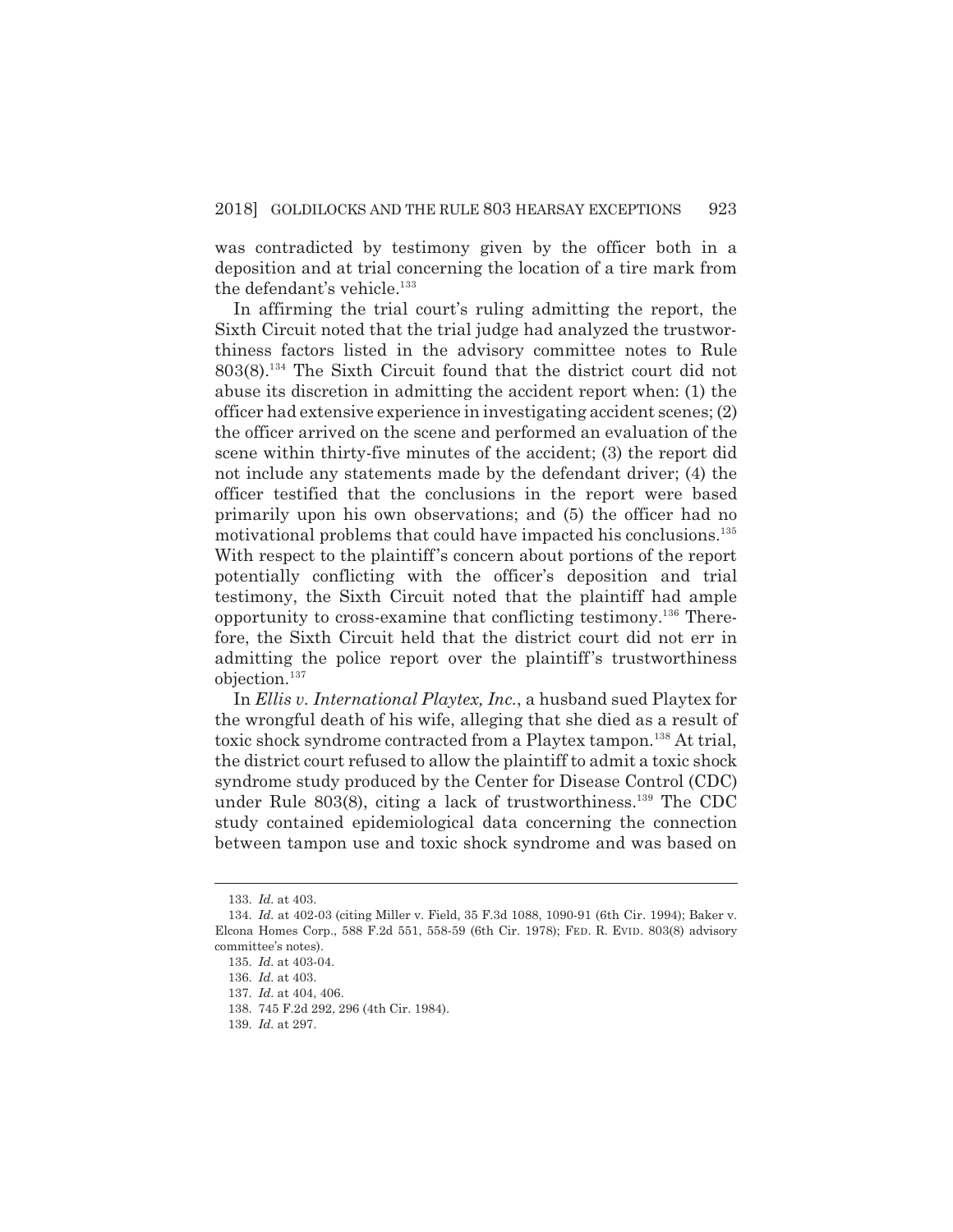was contradicted by testimony given by the officer both in a deposition and at trial concerning the location of a tire mark from the defendant's vehicle.[133]

In affirming the trial court's ruling admitting the report, the Sixth Circuit noted that the trial judge had analyzed the trustworthiness factors listed in the advisory committee notes to Rule 803(8).[134] The Sixth Circuit found that the district court did not abuse its discretion in admitting the accident report when: (1) the officer had extensive experience in investigating accident scenes; (2) the officer arrived on the scene and performed an evaluation of the scene within thirty-five minutes of the accident; (3) the report did not include any statements made by the defendant driver; (4) the officer testified that the conclusions in the report were based primarily upon his own observations; and (5) the officer had no motivational problems that could have impacted his conclusions.[135] With respect to the plaintiff's concern about portions of the report potentially conflicting with the officer's deposition and trial testimony, the Sixth Circuit noted that the plaintiff had ample opportunity to cross-examine that conflicting testimony.[136] Therefore, the Sixth Circuit held that the district court did not err in admitting the police report over the plaintiff's trustworthiness objection.[137]

In *Ellis v. International Playtex, Inc.*, a husband sued Playtex for the wrongful death of his wife, alleging that she died as a result of toxic shock syndrome contracted from a Playtex tampon.[138] At trial, the district court refused to allow the plaintiff to admit a toxic shock syndrome study produced by the Center for Disease Control (CDC) under Rule 803(8), citing a lack of trustworthiness.[139] The CDC study contained epidemiological data concerning the connection between tampon use and toxic shock syndrome and was based on

---

133. *Id.* at 403.

134. *Id.* at 402-03 (citing Miller v. Field, 35 F.3d 1088, 1090-91 (6th Cir. 1994); Baker v. Elcona Homes Corp., 588 F.2d 551, 558-59 (6th Cir. 1978); FED. R. EVID. 803(8) advisory committee's notes).

135. *Id.* at 403-04.

136. *Id.* at 403.

137. *Id.* at 404, 406.

138. 745 F.2d 292, 296 (4th Cir. 1984).

139. *Id.* at 297.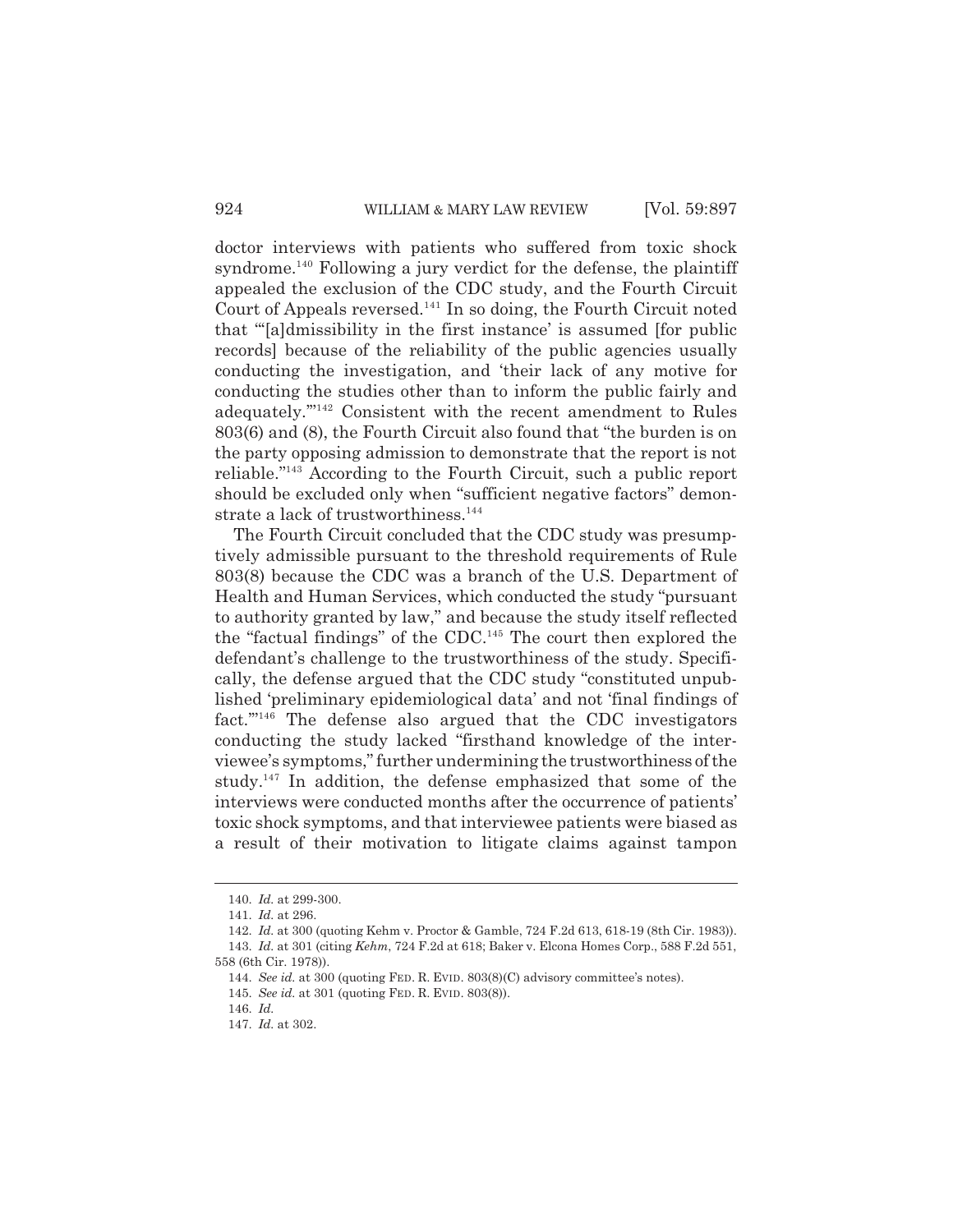doctor interviews with patients who suffered from toxic shock syndrome.[140] Following a jury verdict for the defense, the plaintiff appealed the exclusion of the CDC study, and the Fourth Circuit Court of Appeals reversed.[141] In so doing, the Fourth Circuit noted that "'[a]dmissibility in the first instance' is assumed [for public records] because of the reliability of the public agencies usually conducting the investigation, and 'their lack of any motive for conducting the studies other than to inform the public fairly and adequately.'"[142] Consistent with the recent amendment to Rules 803(6) and (8), the Fourth Circuit also found that "the burden is on the party opposing admission to demonstrate that the report is not reliable."[143] According to the Fourth Circuit, such a public report should be excluded only when "sufficient negative factors" demonstrate a lack of trustworthiness.[144]

The Fourth Circuit concluded that the CDC study was presumptively admissible pursuant to the threshold requirements of Rule 803(8) because the CDC was a branch of the U.S. Department of Health and Human Services, which conducted the study "pursuant to authority granted by law," and because the study itself reflected the "factual findings" of the CDC.[145] The court then explored the defendant's challenge to the trustworthiness of the study. Specifically, the defense argued that the CDC study "constituted unpublished 'preliminary epidemiological data' and not 'final findings of fact.'"[146] The defense also argued that the CDC investigators conducting the study lacked "firsthand knowledge of the interviewee's symptoms," further undermining the trustworthiness of the study.[147] In addition, the defense emphasized that some of the interviews were conducted months after the occurrence of patients' toxic shock symptoms, and that interviewee patients were biased as a result of their motivation to litigate claims against tampon

140. *Id.* at 299-300.

141. *Id.* at 296.

142. *Id.* at 300 (quoting Kehm v. Proctor & Gamble, 724 F.2d 613, 618-19 (8th Cir. 1983)).

143. *Id.* at 301 (citing *Kehm*, 724 F.2d at 618; Baker v. Elcona Homes Corp., 588 F.2d 551, 558 (6th Cir. 1978)).

144. *See id.* at 300 (quoting FED. R. EVID. 803(8)(C) advisory committee's notes).

145. *See id.* at 301 (quoting FED. R. EVID. 803(8)).

146. *Id.*

147. *Id.* at 302.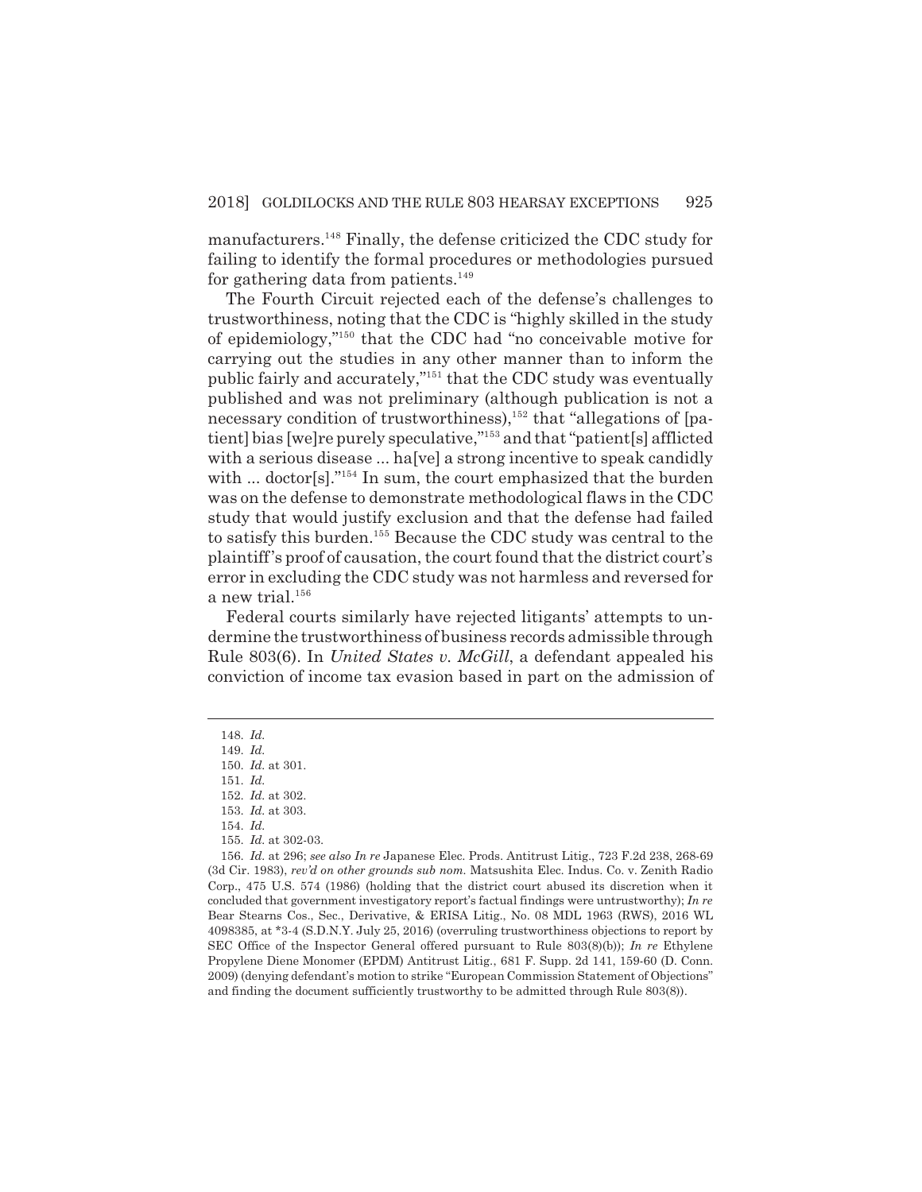manufacturers.[148] Finally, the defense criticized the CDC study for failing to identify the formal procedures or methodologies pursued for gathering data from patients.[149]

The Fourth Circuit rejected each of the defense's challenges to trustworthiness, noting that the CDC is "highly skilled in the study of epidemiology,"[150] that the CDC had "no conceivable motive for carrying out the studies in any other manner than to inform the public fairly and accurately,"[151] that the CDC study was eventually published and was not preliminary (although publication is not a necessary condition of trustworthiness),[152] that "allegations of [patient] bias [we]re purely speculative,"[153] and that "patient[s] afflicted with a serious disease ... ha[ve] a strong incentive to speak candidly with ... doctor[s]."[154] In sum, the court emphasized that the burden was on the defense to demonstrate methodological flaws in the CDC study that would justify exclusion and that the defense had failed to satisfy this burden.[155] Because the CDC study was central to the plaintiff's proof of causation, the court found that the district court's error in excluding the CDC study was not harmless and reversed for a new trial.[156]

Federal courts similarly have rejected litigants' attempts to undermine the trustworthiness of business records admissible through Rule 803(6). In *United States v. McGill*, a defendant appealed his conviction of income tax evasion based in part on the admission of

---

148. *Id.*

149. *Id.*

150. *Id.* at 301.

151. *Id.*

152. *Id.* at 302.

153. *Id.* at 303.

154. *Id.*

155. *Id.* at 302-03.

156. *Id.* at 296; *see also In re* Japanese Elec. Prods. Antitrust Litig., 723 F.2d 238, 268-69 (3d Cir. 1983), *rev'd on other grounds sub nom.* Matsushita Elec. Indus. Co. v. Zenith Radio Corp., 475 U.S. 574 (1986) (holding that the district court abused its discretion when it concluded that government investigatory report's factual findings were untrustworthy); *In re* Bear Stearns Cos., Sec., Derivative, & ERISA Litig., No. 08 MDL 1963 (RWS), 2016 WL 4098385, at *3-4 (S.D.N.Y. July 25, 2016) (overruling trustworthiness objections to report by SEC Office of the Inspector General offered pursuant to Rule 803(8)(b)); *In re* Ethylene Propylene Diene Monomer (EPDM) Antitrust Litig., 681 F. Supp. 2d 141, 159-60 (D. Conn. 2009) (denying defendant's motion to strike "European Commission Statement of Objections" and finding the document sufficiently trustworthy to be admitted through Rule 803(8)).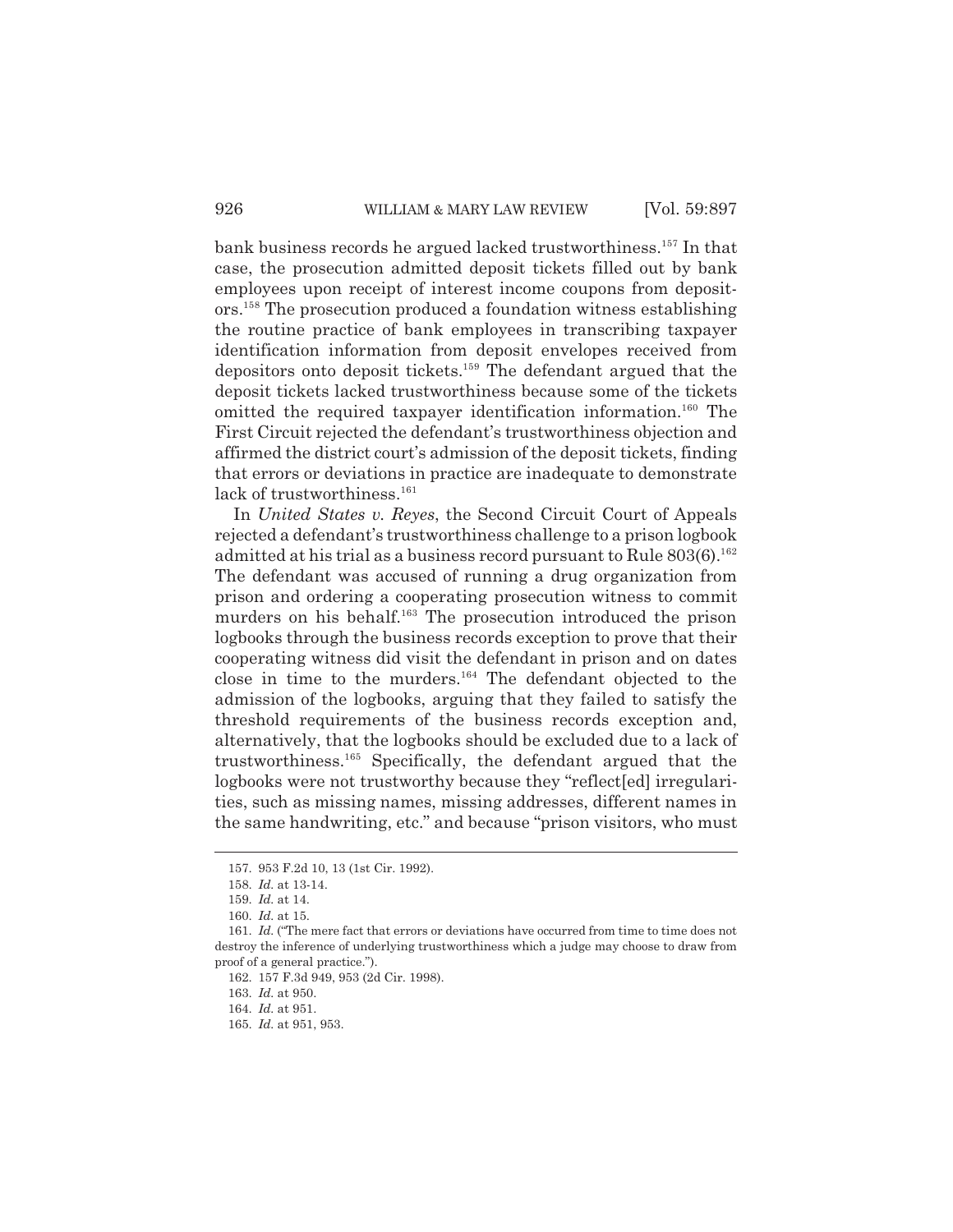bank business records he argued lacked trustworthiness.[157] In that case, the prosecution admitted deposit tickets filled out by bank employees upon receipt of interest income coupons from depositors.[158] The prosecution produced a foundation witness establishing the routine practice of bank employees in transcribing taxpayer identification information from deposit envelopes received from depositors onto deposit tickets.[159] The defendant argued that the deposit tickets lacked trustworthiness because some of the tickets omitted the required taxpayer identification information.[160] The First Circuit rejected the defendant's trustworthiness objection and affirmed the district court's admission of the deposit tickets, finding that errors or deviations in practice are inadequate to demonstrate lack of trustworthiness.[161]

In *United States v. Reyes*, the Second Circuit Court of Appeals rejected a defendant's trustworthiness challenge to a prison logbook admitted at his trial as a business record pursuant to Rule 803(6).[162] The defendant was accused of running a drug organization from prison and ordering a cooperating prosecution witness to commit murders on his behalf.[163] The prosecution introduced the prison logbooks through the business records exception to prove that their cooperating witness did visit the defendant in prison and on dates close in time to the murders.[164] The defendant objected to the admission of the logbooks, arguing that they failed to satisfy the threshold requirements of the business records exception and, alternatively, that the logbooks should be excluded due to a lack of trustworthiness.[165] Specifically, the defendant argued that the logbooks were not trustworthy because they "reflect[ed] irregularities, such as missing names, missing addresses, different names in the same handwriting, etc." and because "prison visitors, who must

---

157. 953 F.2d 10, 13 (1st Cir. 1992).

158. *Id.* at 13-14.

159. *Id.* at 14.

160. *Id.* at 15.

161. *Id.* ("The mere fact that errors or deviations have occurred from time to time does not destroy the inference of underlying trustworthiness which a judge may choose to draw from proof of a general practice.").

162. 157 F.3d 949, 953 (2d Cir. 1998).

163. *Id.* at 950.

164. *Id.* at 951.

165. *Id.* at 951, 953.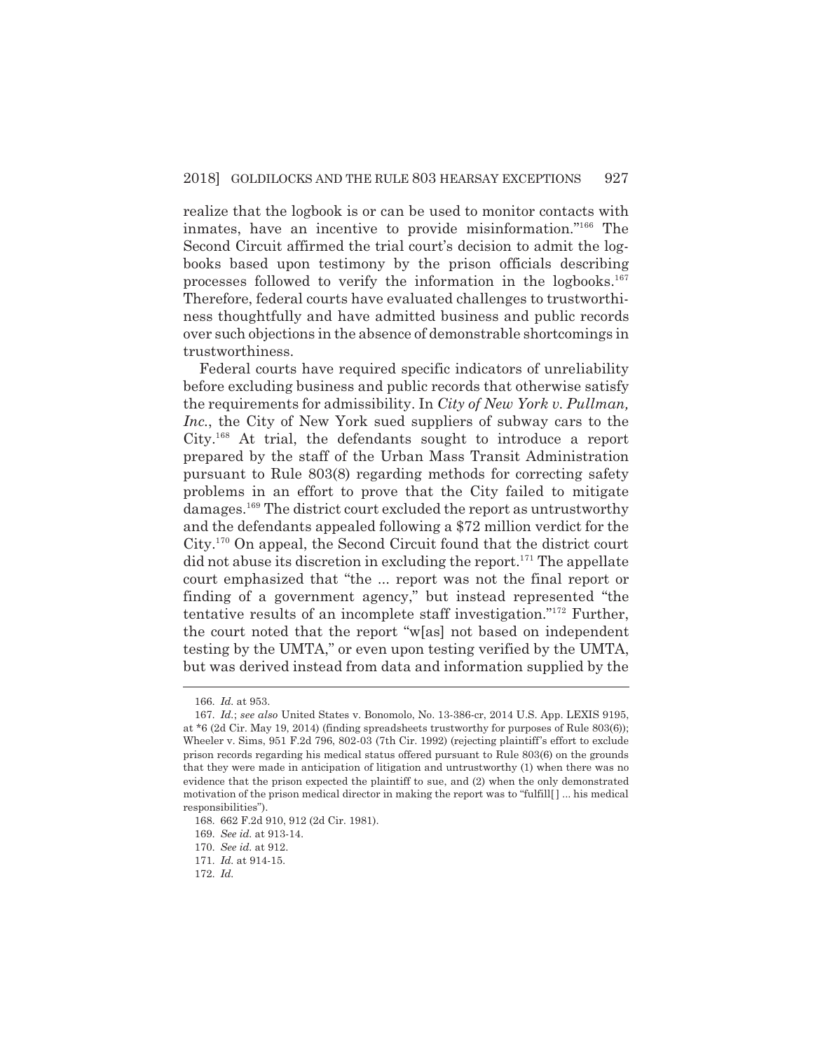realize that the logbook is or can be used to monitor contacts with inmates, have an incentive to provide misinformation."[166] The Second Circuit affirmed the trial court's decision to admit the logbooks based upon testimony by the prison officials describing processes followed to verify the information in the logbooks.[167] Therefore, federal courts have evaluated challenges to trustworthiness thoughtfully and have admitted business and public records over such objections in the absence of demonstrable shortcomings in trustworthiness.

Federal courts have required specific indicators of unreliability before excluding business and public records that otherwise satisfy the requirements for admissibility. In *City of New York v. Pullman, Inc.*, the City of New York sued suppliers of subway cars to the City.[168] At trial, the defendants sought to introduce a report prepared by the staff of the Urban Mass Transit Administration pursuant to Rule 803(8) regarding methods for correcting safety problems in an effort to prove that the City failed to mitigate damages.[169] The district court excluded the report as untrustworthy and the defendants appealed following a $72 million verdict for the City.[170] On appeal, the Second Circuit found that the district court did not abuse its discretion in excluding the report.[171] The appellate court emphasized that "the ... report was not the final report or finding of a government agency," but instead represented "the tentative results of an incomplete staff investigation."[172] Further, the court noted that the report "w[as] not based on independent testing by the UMTA," or even upon testing verified by the UMTA, but was derived instead from data and information supplied by the

---

166. *Id.* at 953.

167. *Id.*; *see also* United States v. Bonomolo, No. 13-386-cr, 2014 U.S. App. LEXIS 9195, at *6 (2d Cir. May 19, 2014) (finding spreadsheets trustworthy for purposes of Rule 803(6)); Wheeler v. Sims, 951 F.2d 796, 802-03 (7th Cir. 1992) (rejecting plaintiff's effort to exclude prison records regarding his medical status offered pursuant to Rule 803(6) on the grounds that they were made in anticipation of litigation and untrustworthy (1) when there was no evidence that the prison expected the plaintiff to sue, and (2) when the only demonstrated motivation of the prison medical director in making the report was to "fulfill[] ... his medical responsibilities").

168. 662 F.2d 910, 912 (2d Cir. 1981).

169. *See id.* at 913-14.

170. *See id.* at 912.

171. *Id.* at 914-15.

172. *Id.*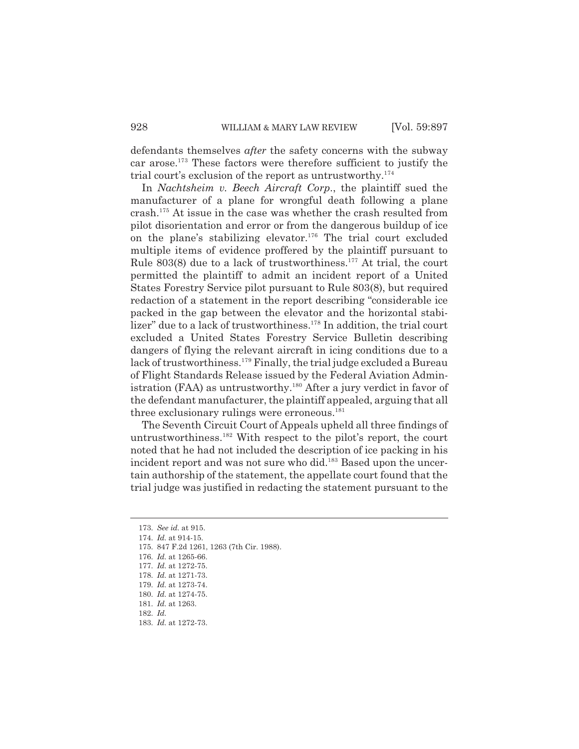defendants themselves *after* the safety concerns with the subway car arose.[173] These factors were therefore sufficient to justify the trial court's exclusion of the report as untrustworthy.[174]

In *Nachtsheim v. Beech Aircraft Corp.*, the plaintiff sued the manufacturer of a plane for wrongful death following a plane crash.[175] At issue in the case was whether the crash resulted from pilot disorientation and error or from the dangerous buildup of ice on the plane's stabilizing elevator.[176] The trial court excluded multiple items of evidence proffered by the plaintiff pursuant to Rule 803(8) due to a lack of trustworthiness.[177] At trial, the court permitted the plaintiff to admit an incident report of a United States Forestry Service pilot pursuant to Rule 803(8), but required redaction of a statement in the report describing "considerable ice packed in the gap between the elevator and the horizontal stabilizer" due to a lack of trustworthiness.[178] In addition, the trial court excluded a United States Forestry Service Bulletin describing dangers of flying the relevant aircraft in icing conditions due to a lack of trustworthiness.[179] Finally, the trial judge excluded a Bureau of Flight Standards Release issued by the Federal Aviation Administration (FAA) as untrustworthy.[180] After a jury verdict in favor of the defendant manufacturer, the plaintiff appealed, arguing that all three exclusionary rulings were erroneous.[181]

The Seventh Circuit Court of Appeals upheld all three findings of untrustworthiness.[182] With respect to the pilot's report, the court noted that he had not included the description of ice packing in his incident report and was not sure who did.[183] Based upon the uncertain authorship of the statement, the appellate court found that the trial judge was justified in redacting the statement pursuant to the

---

173. *See id.* at 915.

174. *Id.* at 914-15.

175. 847 F.2d 1261, 1263 (7th Cir. 1988).

176. *Id.* at 1265-66.

177. *Id.* at 1272-75.

178. *Id.* at 1271-73.

179. *Id.* at 1273-74.

180. *Id.* at 1274-75.

181. *Id.* at 1263.

182. *Id.*

183. *Id.* at 1272-73.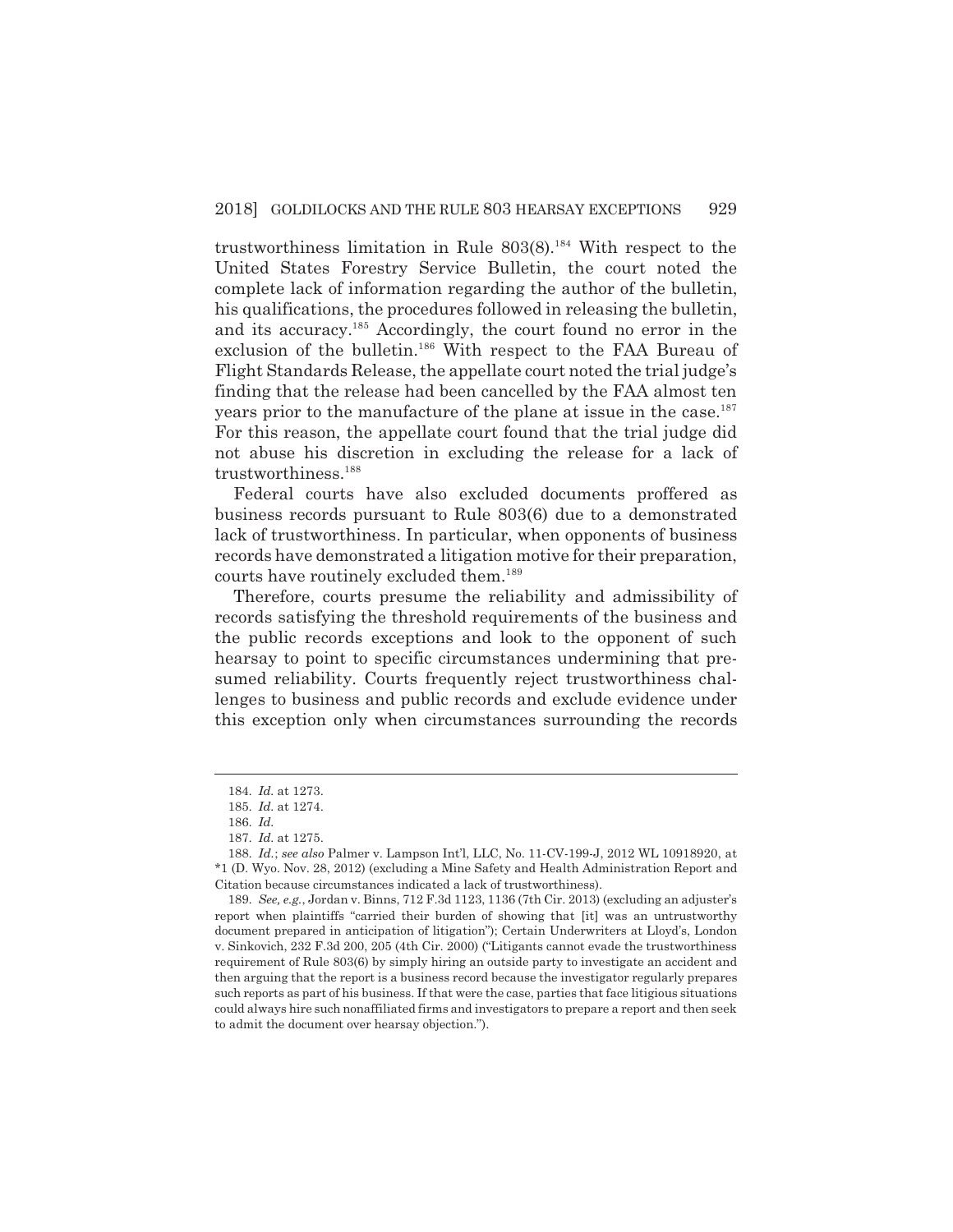trustworthiness limitation in Rule 803(8).[184] With respect to the United States Forestry Service Bulletin, the court noted the complete lack of information regarding the author of the bulletin, his qualifications, the procedures followed in releasing the bulletin, and its accuracy.[185] Accordingly, the court found no error in the exclusion of the bulletin.[186] With respect to the FAA Bureau of Flight Standards Release, the appellate court noted the trial judge's finding that the release had been cancelled by the FAA almost ten years prior to the manufacture of the plane at issue in the case.[187] For this reason, the appellate court found that the trial judge did not abuse his discretion in excluding the release for a lack of trustworthiness.[188]

Federal courts have also excluded documents proffered as business records pursuant to Rule 803(6) due to a demonstrated lack of trustworthiness. In particular, when opponents of business records have demonstrated a litigation motive for their preparation, courts have routinely excluded them.[189]

Therefore, courts presume the reliability and admissibility of records satisfying the threshold requirements of the business and the public records exceptions and look to the opponent of such hearsay to point to specific circumstances undermining that presumed reliability. Courts frequently reject trustworthiness challenges to business and public records and exclude evidence under this exception only when circumstances surrounding the records

---

184. *Id.* at 1273.

185. *Id.* at 1274.

186. *Id.*

187. *Id.* at 1275.

188. *Id.*; *see also* Palmer v. Lampson Int'l, LLC, No. 11-CV-199-J, 2012 WL 10918920, at *1 (D. Wyo. Nov. 28, 2012) (excluding a Mine Safety and Health Administration Report and Citation because circumstances indicated a lack of trustworthiness).

189. *See, e.g.*, Jordan v. Binns, 712 F.3d 1123, 1136 (7th Cir. 2013) (excluding an adjuster's report when plaintiffs "carried their burden of showing that [it] was an untrustworthy document prepared in anticipation of litigation"); Certain Underwriters at Lloyd's, London v. Sinkovich, 232 F.3d 200, 205 (4th Cir. 2000) ("Litigants cannot evade the trustworthiness requirement of Rule 803(6) by simply hiring an outside party to investigate an accident and then arguing that the report is a business record because the investigator regularly prepares such reports as part of his business. If that were the case, parties that face litigious situations could always hire such nonaffiliated firms and investigators to prepare a report and then seek to admit the document over hearsay objection.").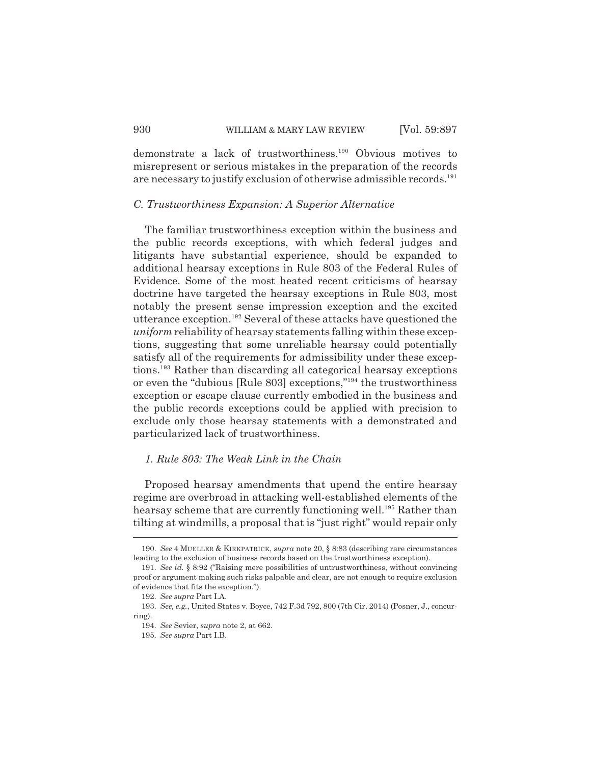demonstrate a lack of trustworthiness.[190] Obvious motives to misrepresent or serious mistakes in the preparation of the records are necessary to justify exclusion of otherwise admissible records.[191]

### *C. Trustworthiness Expansion: A Superior Alternative*

The familiar trustworthiness exception within the business and the public records exceptions, with which federal judges and litigants have substantial experience, should be expanded to additional hearsay exceptions in Rule 803 of the Federal Rules of Evidence. Some of the most heated recent criticisms of hearsay doctrine have targeted the hearsay exceptions in Rule 803, most notably the present sense impression exception and the excited utterance exception.[192] Several of these attacks have questioned the *uniform* reliability of hearsay statements falling within these exceptions, suggesting that some unreliable hearsay could potentially satisfy all of the requirements for admissibility under these exceptions.[193] Rather than discarding all categorical hearsay exceptions or even the "dubious [Rule 803] exceptions,"[194] the trustworthiness exception or escape clause currently embodied in the business and the public records exceptions could be applied with precision to exclude only those hearsay statements with a demonstrated and particularized lack of trustworthiness.

#### *1. Rule 803: The Weak Link in the Chain*

Proposed hearsay amendments that upend the entire hearsay regime are overbroad in attacking well-established elements of the hearsay scheme that are currently functioning well.[195] Rather than tilting at windmills, a proposal that is "just right" would repair only

---

190. *See* 4 MUELLER & KIRKPATRICK, *supra* note 20, § 8:83 (describing rare circumstances leading to the exclusion of business records based on the trustworthiness exception).

191. *See id.* § 8:92 ("Raising mere possibilities of untrustworthiness, without convincing proof or argument making such risks palpable and clear, are not enough to require exclusion of evidence that fits the exception.").

192. *See supra* Part I.A.

193. *See, e.g.*, United States v. Boyce, 742 F.3d 792, 800 (7th Cir. 2014) (Posner, J., concurring).

194. *See* Sevier, *supra* note 2, at 662.

195. *See supra* Part I.B.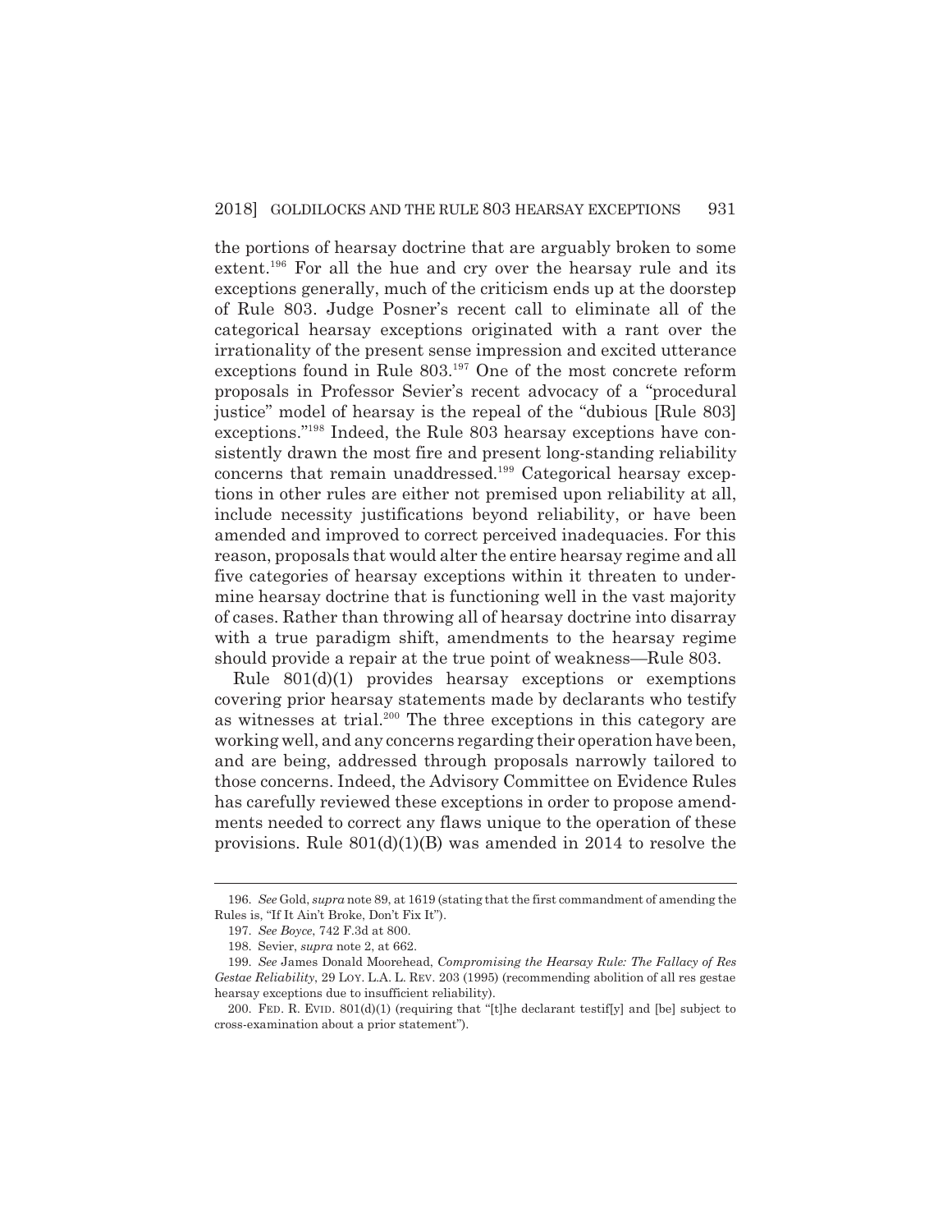the portions of hearsay doctrine that are arguably broken to some extent.[196] For all the hue and cry over the hearsay rule and its exceptions generally, much of the criticism ends up at the doorstep of Rule 803. Judge Posner's recent call to eliminate all of the categorical hearsay exceptions originated with a rant over the irrationality of the present sense impression and excited utterance exceptions found in Rule 803.[197] One of the most concrete reform proposals in Professor Sevier's recent advocacy of a "procedural justice" model of hearsay is the repeal of the "dubious [Rule 803] exceptions."[198] Indeed, the Rule 803 hearsay exceptions have consistently drawn the most fire and present long-standing reliability concerns that remain unaddressed.[199] Categorical hearsay exceptions in other rules are either not premised upon reliability at all, include necessity justifications beyond reliability, or have been amended and improved to correct perceived inadequacies. For this reason, proposals that would alter the entire hearsay regime and all five categories of hearsay exceptions within it threaten to undermine hearsay doctrine that is functioning well in the vast majority of cases. Rather than throwing all of hearsay doctrine into disarray with a true paradigm shift, amendments to the hearsay regime should provide a repair at the true point of weakness—Rule 803.

Rule 801(d)(1) provides hearsay exceptions or exemptions covering prior hearsay statements made by declarants who testify as witnesses at trial.[200] The three exceptions in this category are working well, and any concerns regarding their operation have been, and are being, addressed through proposals narrowly tailored to those concerns. Indeed, the Advisory Committee on Evidence Rules has carefully reviewed these exceptions in order to propose amendments needed to correct any flaws unique to the operation of these provisions. Rule 801(d)(1)(B) was amended in 2014 to resolve the

196. *See* Gold, *supra* note 89, at 1619 (stating that the first commandment of amending the Rules is, "If It Ain't Broke, Don't Fix It").

197. *See Boyce*, 742 F.3d at 800.

198. Sevier, *supra* note 2, at 662.

199. *See* James Donald Moorehead, *Compromising the Hearsay Rule: The Fallacy of Res Gestae Reliability*, 29 LOY. L.A. L. REV. 203 (1995) (recommending abolition of all res gestae hearsay exceptions due to insufficient reliability).

200. FED. R. EVID. 801(d)(1) (requiring that "[t]he declarant testif[y] and [be] subject to cross-examination about a prior statement").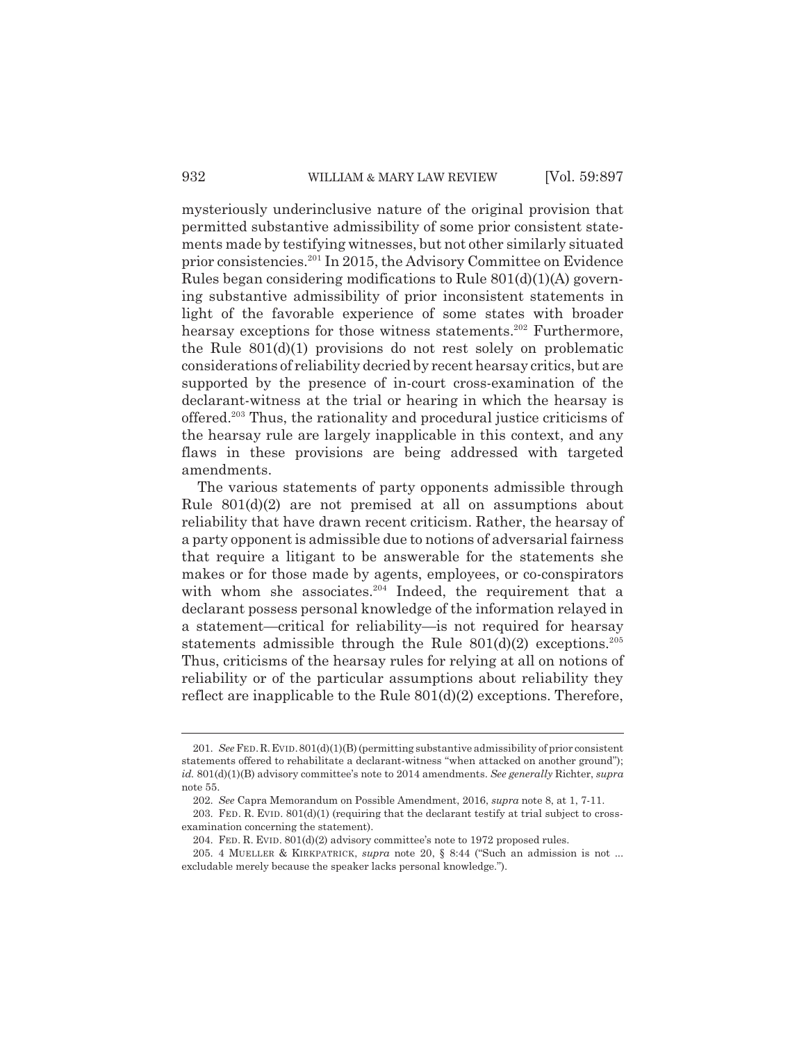mysteriously underinclusive nature of the original provision that permitted substantive admissibility of some prior consistent statements made by testifying witnesses, but not other similarly situated prior consistencies.[201] In 2015, the Advisory Committee on Evidence Rules began considering modifications to Rule 801(d)(1)(A) governing substantive admissibility of prior inconsistent statements in light of the favorable experience of some states with broader hearsay exceptions for those witness statements.[202] Furthermore, the Rule 801(d)(1) provisions do not rest solely on problematic considerations of reliability decried by recent hearsay critics, but are supported by the presence of in-court cross-examination of the declarant-witness at the trial or hearing in which the hearsay is offered.[203] Thus, the rationality and procedural justice criticisms of the hearsay rule are largely inapplicable in this context, and any flaws in these provisions are being addressed with targeted amendments.

The various statements of party opponents admissible through Rule 801(d)(2) are not premised at all on assumptions about reliability that have drawn recent criticism. Rather, the hearsay of a party opponent is admissible due to notions of adversarial fairness that require a litigant to be answerable for the statements she makes or for those made by agents, employees, or co-conspirators with whom she associates.[204] Indeed, the requirement that a declarant possess personal knowledge of the information relayed in a statement—critical for reliability—is not required for hearsay statements admissible through the Rule 801(d)(2) exceptions.[205] Thus, criticisms of the hearsay rules for relying at all on notions of reliability or of the particular assumptions about reliability they reflect are inapplicable to the Rule 801(d)(2) exceptions. Therefore,

---

201. *See* FED. R. EVID. 801(d)(1)(B) (permitting substantive admissibility of prior consistent statements offered to rehabilitate a declarant-witness "when attacked on another ground"); *id.* 801(d)(1)(B) advisory committee's note to 2014 amendments. *See generally* Richter, *supra* note 55.

202. *See* Capra Memorandum on Possible Amendment, 2016, *supra* note 8, at 1, 7-11.

203. FED. R. EVID. 801(d)(1) (requiring that the declarant testify at trial subject to cross-examination concerning the statement).

204. FED. R. EVID. 801(d)(2) advisory committee's note to 1972 proposed rules.

205. 4 MUELLER & KIRKPATRICK, *supra* note 20, § 8:44 ("Such an admission is not ... excludable merely because the speaker lacks personal knowledge.").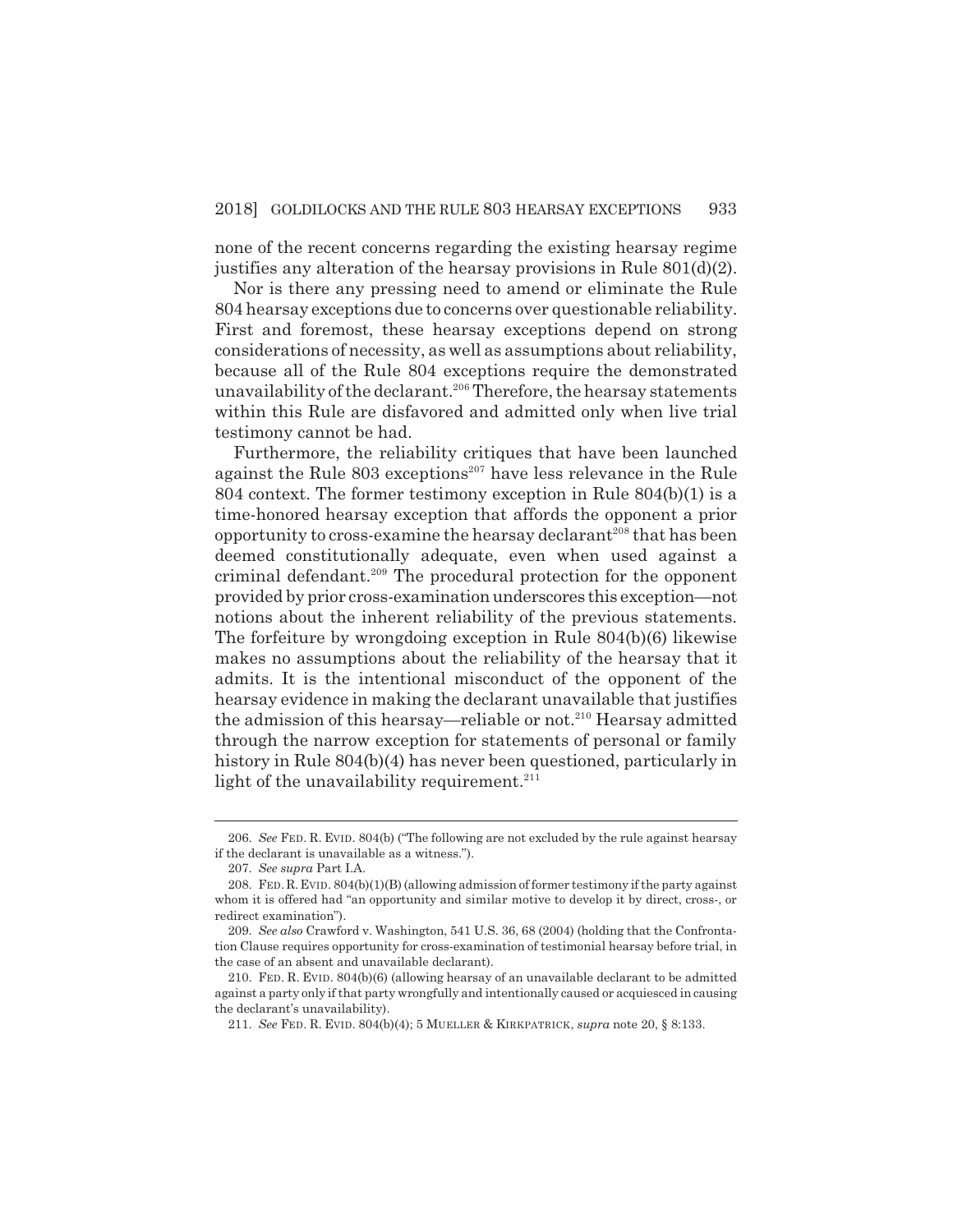none of the recent concerns regarding the existing hearsay regime justifies any alteration of the hearsay provisions in Rule 801(d)(2).

Nor is there any pressing need to amend or eliminate the Rule 804 hearsay exceptions due to concerns over questionable reliability. First and foremost, these hearsay exceptions depend on strong considerations of necessity, as well as assumptions about reliability, because all of the Rule 804 exceptions require the demonstrated unavailability of the declarant.[206] Therefore, the hearsay statements within this Rule are disfavored and admitted only when live trial testimony cannot be had.

Furthermore, the reliability critiques that have been launched against the Rule 803 exceptions[207] have less relevance in the Rule 804 context. The former testimony exception in Rule 804(b)(1) is a time-honored hearsay exception that affords the opponent a prior opportunity to cross-examine the hearsay declarant[208] that has been deemed constitutionally adequate, even when used against a criminal defendant.[209] The procedural protection for the opponent provided by prior cross-examination underscores this exception—not notions about the inherent reliability of the previous statements. The forfeiture by wrongdoing exception in Rule 804(b)(6) likewise makes no assumptions about the reliability of the hearsay that it admits. It is the intentional misconduct of the opponent of the hearsay evidence in making the declarant unavailable that justifies the admission of this hearsay—reliable or not.[210] Hearsay admitted through the narrow exception for statements of personal or family history in Rule 804(b)(4) has never been questioned, particularly in light of the unavailability requirement.[211]

---

206. *See* FED. R. EVID. 804(b) ("The following are not excluded by the rule against hearsay if the declarant is unavailable as a witness.").

207. *See supra* Part I.A.

208. FED. R. EVID. 804(b)(1)(B) (allowing admission of former testimony if the party against whom it is offered had "an opportunity and similar motive to develop it by direct, cross-, or redirect examination").

209. *See also* Crawford v. Washington, 541 U.S. 36, 68 (2004) (holding that the Confrontation Clause requires opportunity for cross-examination of testimonial hearsay before trial, in the case of an absent and unavailable declarant).

210. FED. R. EVID. 804(b)(6) (allowing hearsay of an unavailable declarant to be admitted against a party only if that party wrongfully and intentionally caused or acquiesced in causing the declarant's unavailability).

211. *See* FED. R. EVID. 804(b)(4); 5 MUELLER & KIRKPATRICK, *supra* note 20, § 8:133.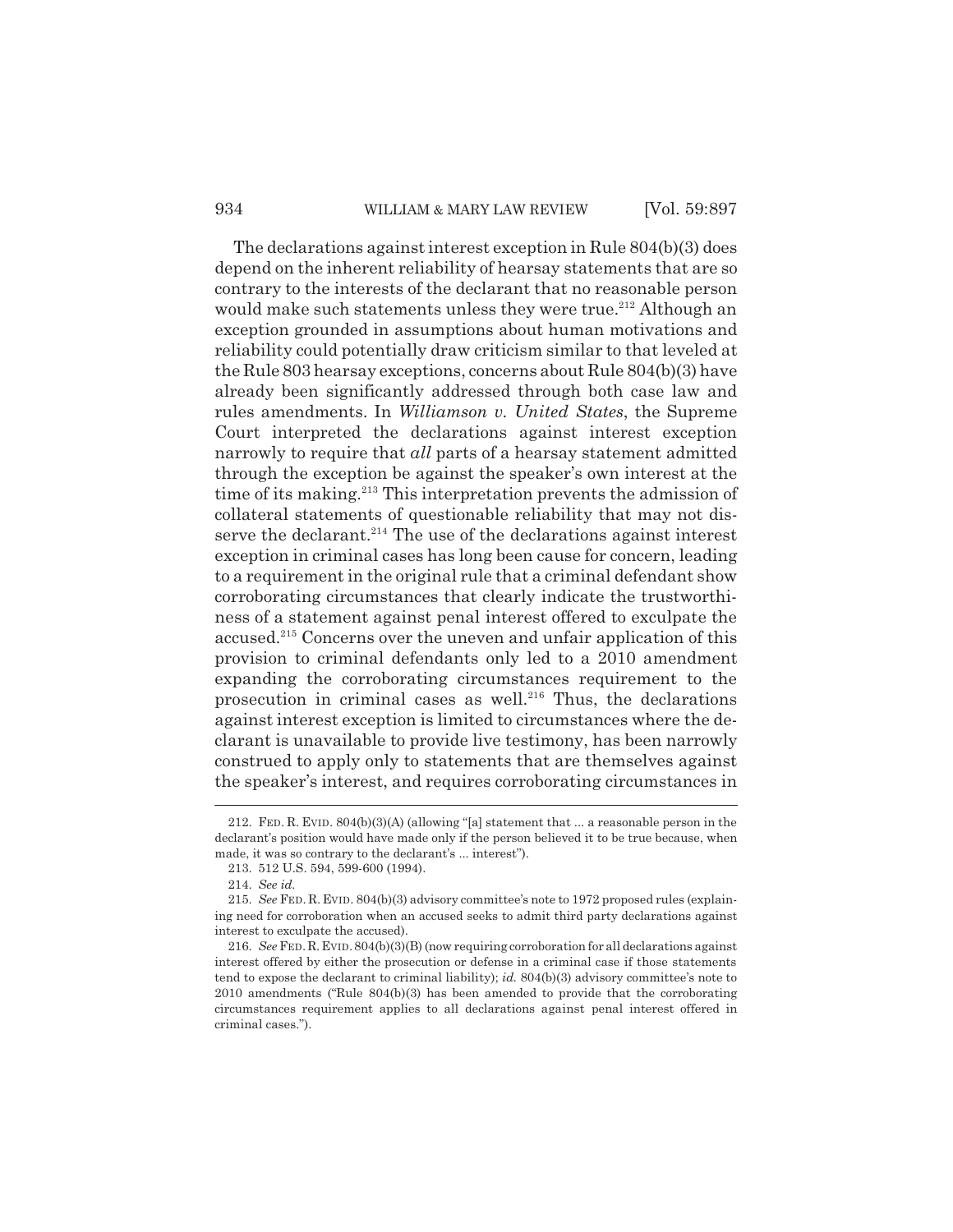The declarations against interest exception in Rule 804(b)(3) does depend on the inherent reliability of hearsay statements that are so contrary to the interests of the declarant that no reasonable person would make such statements unless they were true.[212] Although an exception grounded in assumptions about human motivations and reliability could potentially draw criticism similar to that leveled at the Rule 803 hearsay exceptions, concerns about Rule 804(b)(3) have already been significantly addressed through both case law and rules amendments. In *Williamson v. United States*, the Supreme Court interpreted the declarations against interest exception narrowly to require that *all* parts of a hearsay statement admitted through the exception be against the speaker's own interest at the time of its making.[213] This interpretation prevents the admission of collateral statements of questionable reliability that may not disserve the declarant.[214] The use of the declarations against interest exception in criminal cases has long been cause for concern, leading to a requirement in the original rule that a criminal defendant show corroborating circumstances that clearly indicate the trustworthiness of a statement against penal interest offered to exculpate the accused.[215] Concerns over the uneven and unfair application of this provision to criminal defendants only led to a 2010 amendment expanding the corroborating circumstances requirement to the prosecution in criminal cases as well.[216] Thus, the declarations against interest exception is limited to circumstances where the declarant is unavailable to provide live testimony, has been narrowly construed to apply only to statements that are themselves against the speaker's interest, and requires corroborating circumstances in

---

212. FED. R. EVID. 804(b)(3)(A) (allowing "[a] statement that ... a reasonable person in the declarant's position would have made only if the person believed it to be true because, when made, it was so contrary to the declarant's ... interest").

213. 512 U.S. 594, 599-600 (1994).

214. *See id.*

215. *See* FED. R. EVID. 804(b)(3) advisory committee's note to 1972 proposed rules (explaining need for corroboration when an accused seeks to admit third party declarations against interest to exculpate the accused).

216. *See* FED. R. EVID. 804(b)(3)(B) (now requiring corroboration for all declarations against interest offered by either the prosecution or defense in a criminal case if those statements tend to expose the declarant to criminal liability); *id.* 804(b)(3) advisory committee's note to 2010 amendments ("Rule 804(b)(3) has been amended to provide that the corroborating circumstances requirement applies to all declarations against penal interest offered in criminal cases.").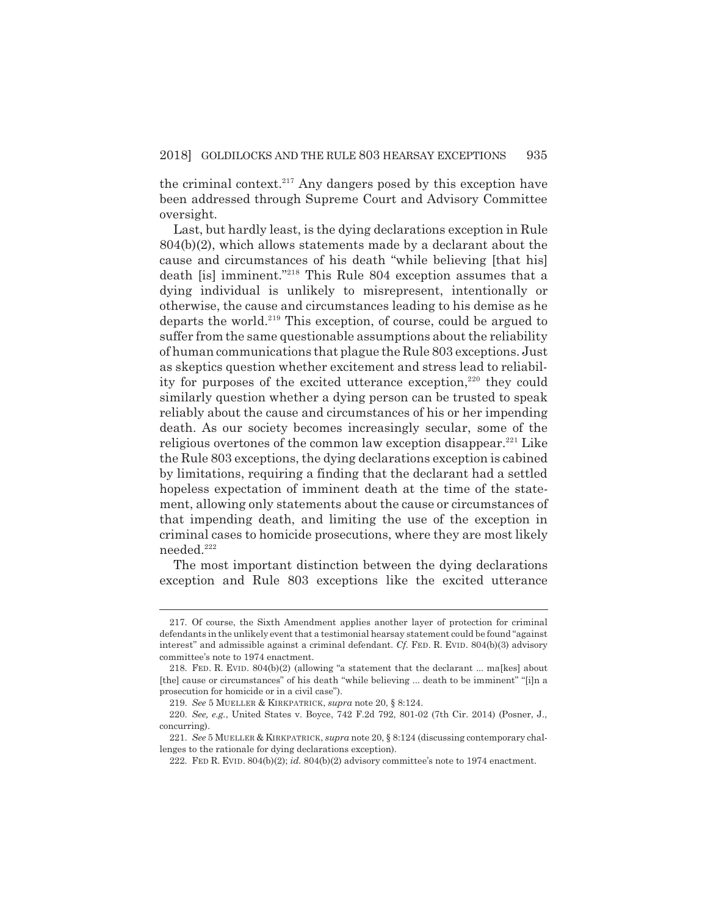the criminal context.[217] Any dangers posed by this exception have been addressed through Supreme Court and Advisory Committee oversight.

Last, but hardly least, is the dying declarations exception in Rule 804(b)(2), which allows statements made by a declarant about the cause and circumstances of his death "while believing [that his] death [is] imminent."[218] This Rule 804 exception assumes that a dying individual is unlikely to misrepresent, intentionally or otherwise, the cause and circumstances leading to his demise as he departs the world.[219] This exception, of course, could be argued to suffer from the same questionable assumptions about the reliability of human communications that plague the Rule 803 exceptions. Just as skeptics question whether excitement and stress lead to reliability for purposes of the excited utterance exception,[220] they could similarly question whether a dying person can be trusted to speak reliably about the cause and circumstances of his or her impending death. As our society becomes increasingly secular, some of the religious overtones of the common law exception disappear.[221] Like the Rule 803 exceptions, the dying declarations exception is cabined by limitations, requiring a finding that the declarant had a settled hopeless expectation of imminent death at the time of the statement, allowing only statements about the cause or circumstances of that impending death, and limiting the use of the exception in criminal cases to homicide prosecutions, where they are most likely needed.[222]

The most important distinction between the dying declarations exception and Rule 803 exceptions like the excited utterance

---

217. Of course, the Sixth Amendment applies another layer of protection for criminal defendants in the unlikely event that a testimonial hearsay statement could be found "against interest" and admissible against a criminal defendant. *Cf.* FED. R. EVID. 804(b)(3) advisory committee's note to 1974 enactment.

218. FED. R. EVID. 804(b)(2) (allowing "a statement that the declarant ... ma[kes] about [the] cause or circumstances" of his death "while believing ... death to be imminent" "[i]n a prosecution for homicide or in a civil case").

219. *See* 5 MUELLER & KIRKPATRICK, *supra* note 20, § 8:124.

220. *See, e.g.*, United States v. Boyce, 742 F.2d 792, 801-02 (7th Cir. 2014) (Posner, J., concurring).

221. *See* 5 MUELLER & KIRKPATRICK, *supra* note 20, § 8:124 (discussing contemporary challenges to the rationale for dying declarations exception).

222. FED R. EVID. 804(b)(2); *id.* 804(b)(2) advisory committee's note to 1974 enactment.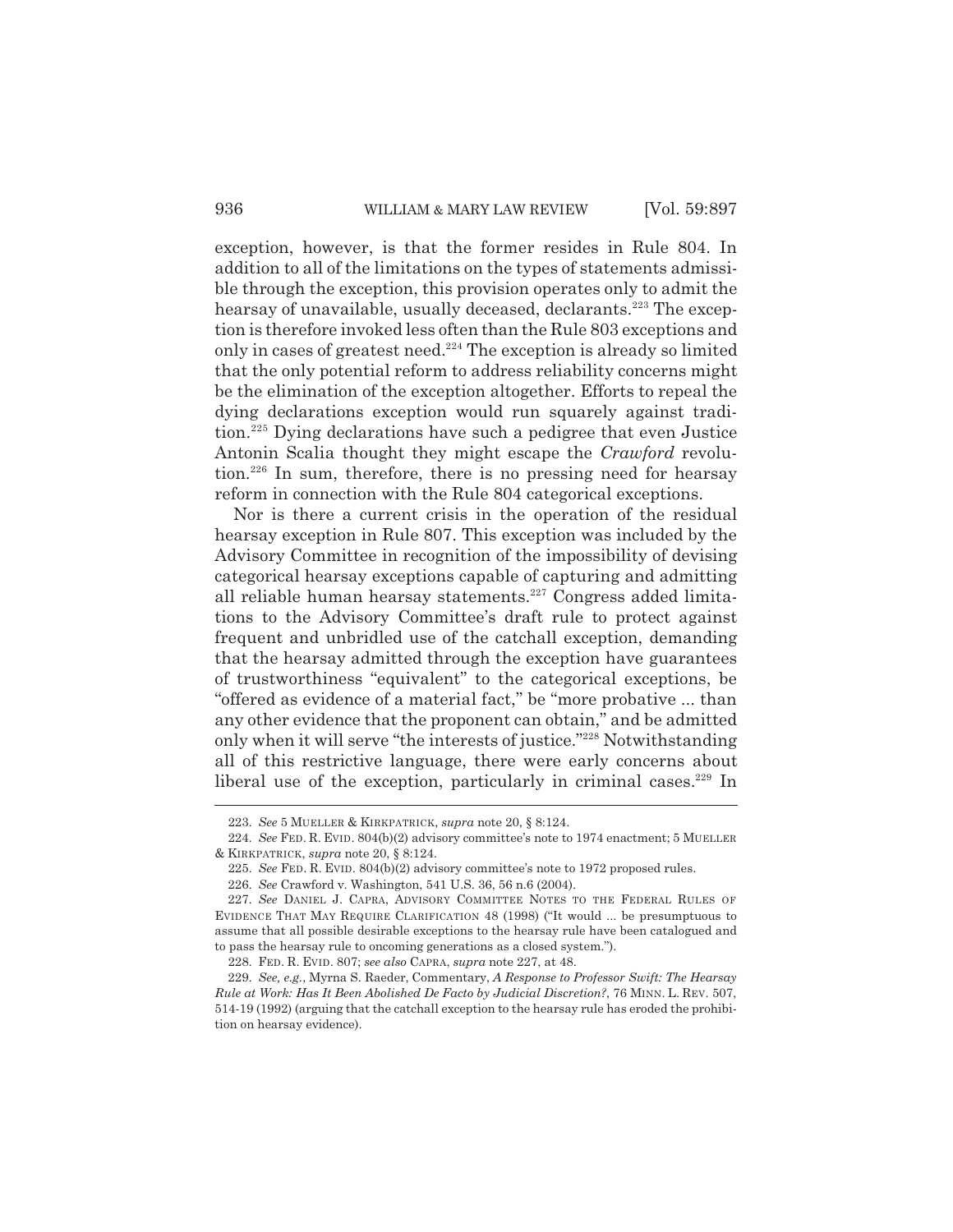exception, however, is that the former resides in Rule 804. In addition to all of the limitations on the types of statements admissible through the exception, this provision operates only to admit the hearsay of unavailable, usually deceased, declarants.[223] The exception is therefore invoked less often than the Rule 803 exceptions and only in cases of greatest need.[224] The exception is already so limited that the only potential reform to address reliability concerns might be the elimination of the exception altogether. Efforts to repeal the dying declarations exception would run squarely against tradition.[225] Dying declarations have such a pedigree that even Justice Antonin Scalia thought they might escape the *Crawford* revolution.[226] In sum, therefore, there is no pressing need for hearsay reform in connection with the Rule 804 categorical exceptions.

Nor is there a current crisis in the operation of the residual hearsay exception in Rule 807. This exception was included by the Advisory Committee in recognition of the impossibility of devising categorical hearsay exceptions capable of capturing and admitting all reliable human hearsay statements.[227] Congress added limitations to the Advisory Committee's draft rule to protect against frequent and unbridled use of the catchall exception, demanding that the hearsay admitted through the exception have guarantees of trustworthiness "equivalent" to the categorical exceptions, be "offered as evidence of a material fact," be "more probative ... than any other evidence that the proponent can obtain," and be admitted only when it will serve "the interests of justice."[228] Notwithstanding all of this restrictive language, there were early concerns about liberal use of the exception, particularly in criminal cases.[229] In

---

223. *See* 5 MUELLER & KIRKPATRICK, *supra* note 20, § 8:124.

224. *See* FED. R. EVID. 804(b)(2) advisory committee's note to 1974 enactment; 5 MUELLER & KIRKPATRICK, *supra* note 20, § 8:124.

225. *See* FED. R. EVID. 804(b)(2) advisory committee's note to 1972 proposed rules.

226. *See* Crawford v. Washington, 541 U.S. 36, 56 n.6 (2004).

227. *See* DANIEL J. CAPRA, ADVISORY COMMITTEE NOTES TO THE FEDERAL RULES OF EVIDENCE THAT MAY REQUIRE CLARIFICATION 48 (1998) ("It would ... be presumptuous to assume that all possible desirable exceptions to the hearsay rule have been catalogued and to pass the hearsay rule to oncoming generations as a closed system.").

228. FED. R. EVID. 807; *see also* CAPRA, *supra* note 227, at 48.

229. *See, e.g.*, Myrna S. Raeder, Commentary, *A Response to Professor Swift: The Hearsay Rule at Work: Has It Been Abolished De Facto by Judicial Discretion?*, 76 MINN. L. REV. 507, 514-19 (1992) (arguing that the catchall exception to the hearsay rule has eroded the prohibition on hearsay evidence).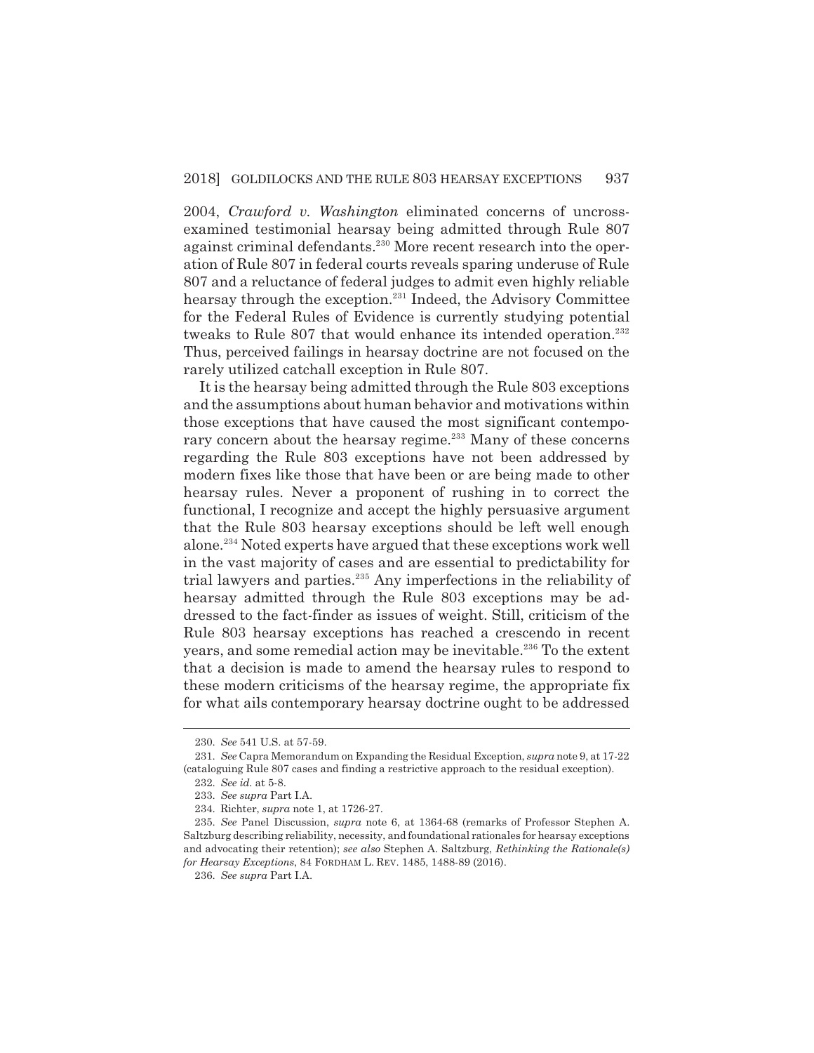2004, *Crawford v. Washington* eliminated concerns of uncross-examined testimonial hearsay being admitted through Rule 807 against criminal defendants.[230] More recent research into the operation of Rule 807 in federal courts reveals sparing underuse of Rule 807 and a reluctance of federal judges to admit even highly reliable hearsay through the exception.[231] Indeed, the Advisory Committee for the Federal Rules of Evidence is currently studying potential tweaks to Rule 807 that would enhance its intended operation.[232] Thus, perceived failings in hearsay doctrine are not focused on the rarely utilized catchall exception in Rule 807.

It is the hearsay being admitted through the Rule 803 exceptions and the assumptions about human behavior and motivations within those exceptions that have caused the most significant contemporary concern about the hearsay regime.[233] Many of these concerns regarding the Rule 803 exceptions have not been addressed by modern fixes like those that have been or are being made to other hearsay rules. Never a proponent of rushing in to correct the functional, I recognize and accept the highly persuasive argument that the Rule 803 hearsay exceptions should be left well enough alone.[234] Noted experts have argued that these exceptions work well in the vast majority of cases and are essential to predictability for trial lawyers and parties.[235] Any imperfections in the reliability of hearsay admitted through the Rule 803 exceptions may be addressed to the fact-finder as issues of weight. Still, criticism of the Rule 803 hearsay exceptions has reached a crescendo in recent years, and some remedial action may be inevitable.[236] To the extent that a decision is made to amend the hearsay rules to respond to these modern criticisms of the hearsay regime, the appropriate fix for what ails contemporary hearsay doctrine ought to be addressed

---

230. *See* 541 U.S. at 57-59.

231. *See* Capra Memorandum on Expanding the Residual Exception, *supra* note 9, at 17-22 (cataloguing Rule 807 cases and finding a restrictive approach to the residual exception).

232. *See id.* at 5-8.

233. *See supra* Part I.A.

234. Richter, *supra* note 1, at 1726-27.

235. *See* Panel Discussion, *supra* note 6, at 1364-68 (remarks of Professor Stephen A. Saltzburg describing reliability, necessity, and foundational rationales for hearsay exceptions and advocating their retention); *see also* Stephen A. Saltzburg, *Rethinking the Rationale(s) for Hearsay Exceptions*, 84 FORDHAM L. REV. 1485, 1488-89 (2016).

236. *See supra* Part I.A.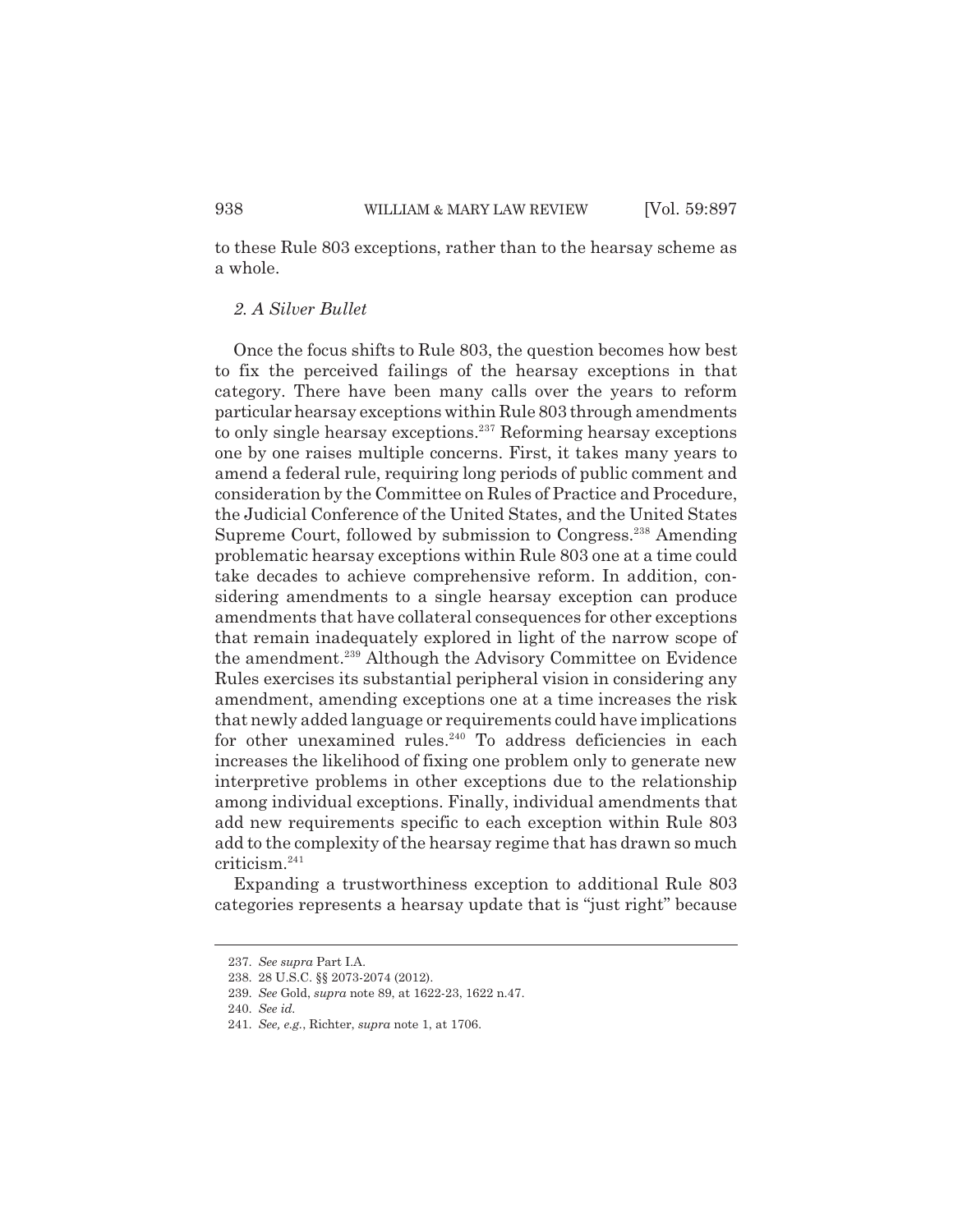to these Rule 803 exceptions, rather than to the hearsay scheme as a whole.

### *2. A Silver Bullet*

Once the focus shifts to Rule 803, the question becomes how best to fix the perceived failings of the hearsay exceptions in that category. There have been many calls over the years to reform particular hearsay exceptions within Rule 803 through amendments to only single hearsay exceptions.[237] Reforming hearsay exceptions one by one raises multiple concerns. First, it takes many years to amend a federal rule, requiring long periods of public comment and consideration by the Committee on Rules of Practice and Procedure, the Judicial Conference of the United States, and the United States Supreme Court, followed by submission to Congress.[238] Amending problematic hearsay exceptions within Rule 803 one at a time could take decades to achieve comprehensive reform. In addition, considering amendments to a single hearsay exception can produce amendments that have collateral consequences for other exceptions that remain inadequately explored in light of the narrow scope of the amendment.[239] Although the Advisory Committee on Evidence Rules exercises its substantial peripheral vision in considering any amendment, amending exceptions one at a time increases the risk that newly added language or requirements could have implications for other unexamined rules.[240] To address deficiencies in each increases the likelihood of fixing one problem only to generate new interpretive problems in other exceptions due to the relationship among individual exceptions. Finally, individual amendments that add new requirements specific to each exception within Rule 803 add to the complexity of the hearsay regime that has drawn so much criticism.[241]

Expanding a trustworthiness exception to additional Rule 803 categories represents a hearsay update that is "just right" because

---

237. *See supra* Part I.A.

238. 28 U.S.C. §§ 2073-2074 (2012).

239. *See* Gold, *supra* note 89, at 1622-23, 1622 n.47.

240. *See id.*

241. *See, e.g.*, Richter, *supra* note 1, at 1706.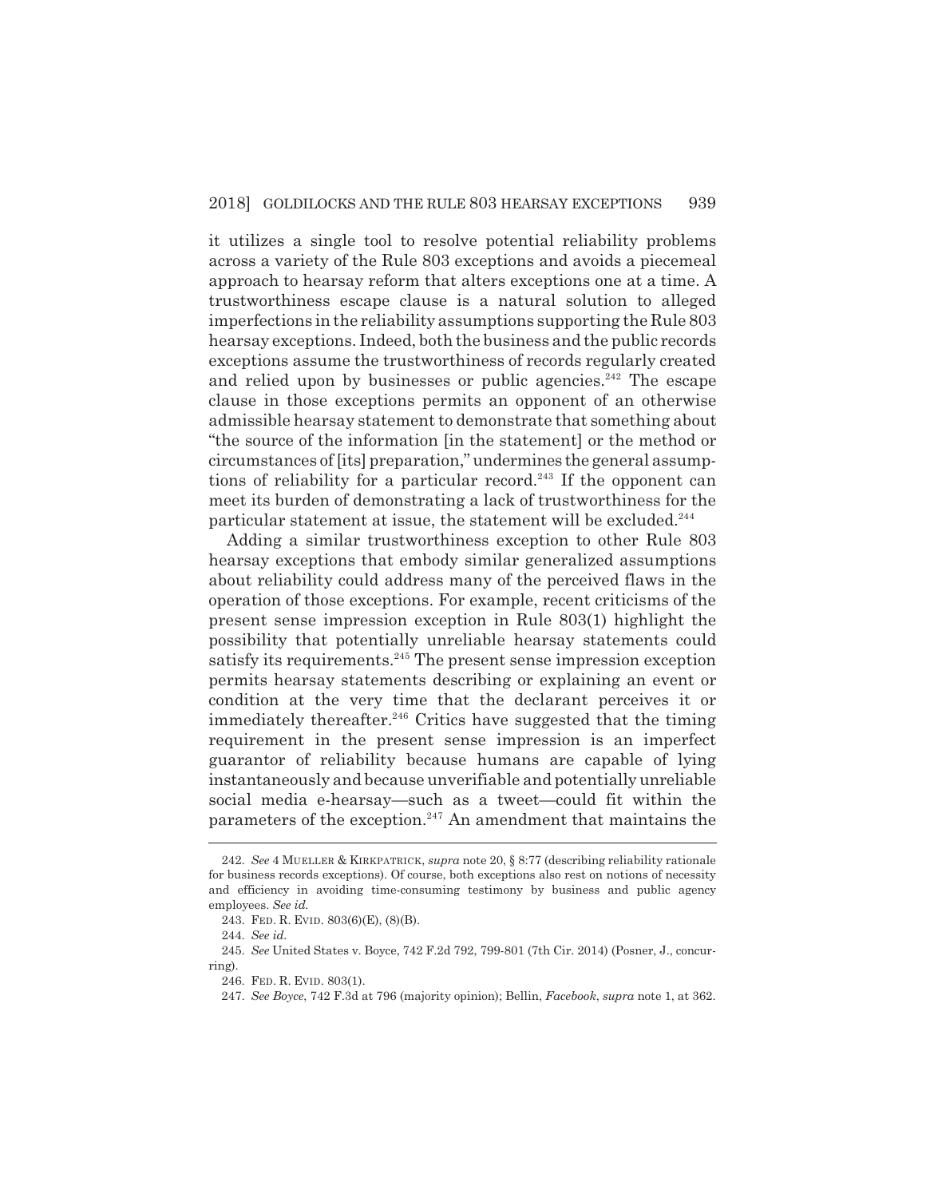it utilizes a single tool to resolve potential reliability problems across a variety of the Rule 803 exceptions and avoids a piecemeal approach to hearsay reform that alters exceptions one at a time. A trustworthiness escape clause is a natural solution to alleged imperfections in the reliability assumptions supporting the Rule 803 hearsay exceptions. Indeed, both the business and the public records exceptions assume the trustworthiness of records regularly created and relied upon by businesses or public agencies.[242] The escape clause in those exceptions permits an opponent of an otherwise admissible hearsay statement to demonstrate that something about "the source of the information [in the statement] or the method or circumstances of [its] preparation," undermines the general assumptions of reliability for a particular record.[243] If the opponent can meet its burden of demonstrating a lack of trustworthiness for the particular statement at issue, the statement will be excluded.[244]

Adding a similar trustworthiness exception to other Rule 803 hearsay exceptions that embody similar generalized assumptions about reliability could address many of the perceived flaws in the operation of those exceptions. For example, recent criticisms of the present sense impression exception in Rule 803(1) highlight the possibility that potentially unreliable hearsay statements could satisfy its requirements.[245] The present sense impression exception permits hearsay statements describing or explaining an event or condition at the very time that the declarant perceives it or immediately thereafter.[246] Critics have suggested that the timing requirement in the present sense impression is an imperfect guarantor of reliability because humans are capable of lying instantaneously and because unverifiable and potentially unreliable social media e-hearsay—such as a tweet—could fit within the parameters of the exception.[247] An amendment that maintains the

---

242. *See* 4 MUELLER & KIRKPATRICK, *supra* note 20, § 8:77 (describing reliability rationale for business records exceptions). Of course, both exceptions also rest on notions of necessity and efficiency in avoiding time-consuming testimony by business and public agency employees. *See id.*

243. FED. R. EVID. 803(6)(E), (8)(B).

244. *See id.*

245. *See* United States v. Boyce, 742 F.2d 792, 799-801 (7th Cir. 2014) (Posner, J., concurring).

246. FED. R. EVID. 803(1).

247. *See Boyce*, 742 F.3d at 796 (majority opinion); Bellin, *Facebook*, *supra* note 1, at 362.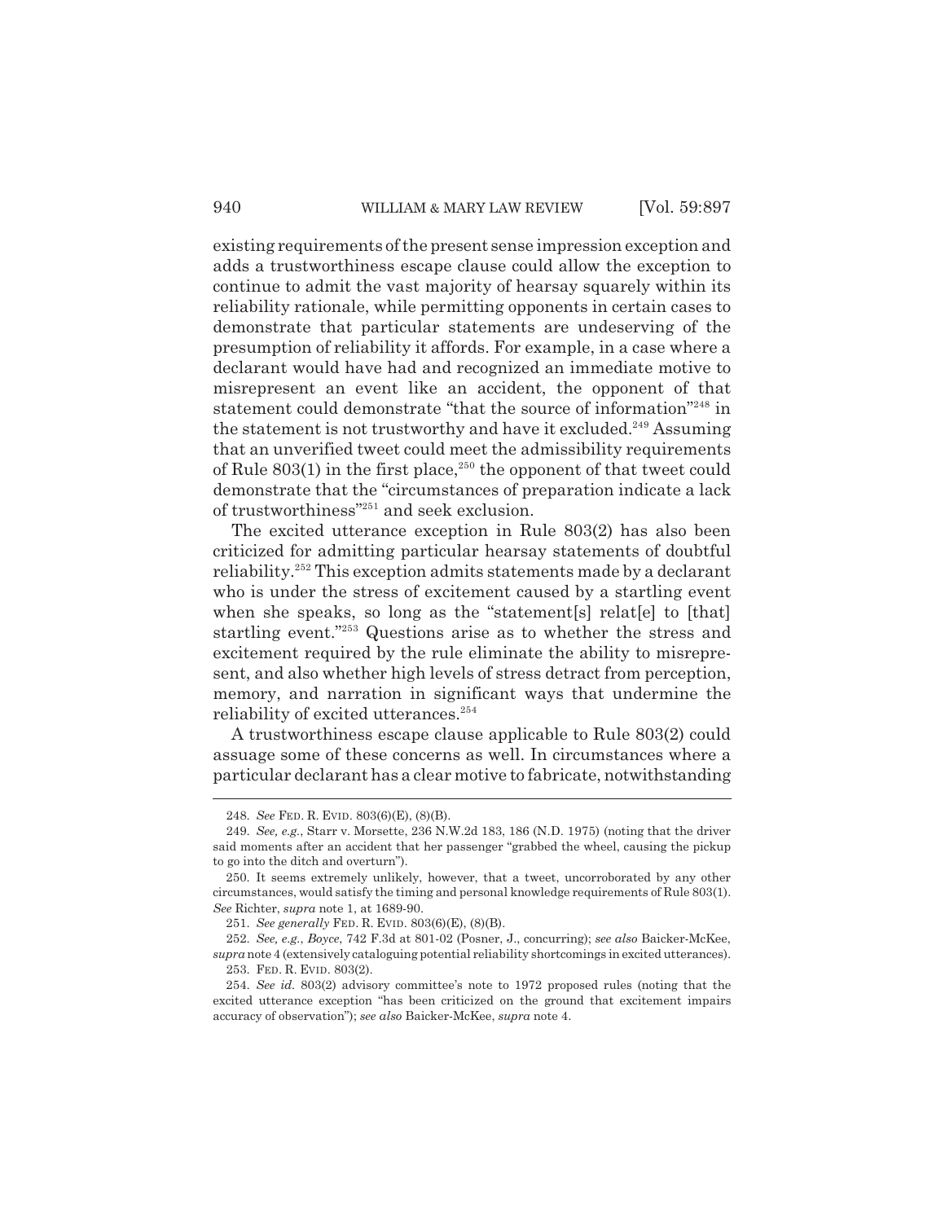existing requirements of the present sense impression exception and adds a trustworthiness escape clause could allow the exception to continue to admit the vast majority of hearsay squarely within its reliability rationale, while permitting opponents in certain cases to demonstrate that particular statements are undeserving of the presumption of reliability it affords. For example, in a case where a declarant would have had and recognized an immediate motive to misrepresent an event like an accident, the opponent of that statement could demonstrate "that the source of information"[248] in the statement is not trustworthy and have it excluded.[249] Assuming that an unverified tweet could meet the admissibility requirements of Rule 803(1) in the first place,[250] the opponent of that tweet could demonstrate that the "circumstances of preparation indicate a lack of trustworthiness"[251] and seek exclusion.

The excited utterance exception in Rule 803(2) has also been criticized for admitting particular hearsay statements of doubtful reliability.[252] This exception admits statements made by a declarant who is under the stress of excitement caused by a startling event when she speaks, so long as the "statement[s] relat[e] to [that] startling event."[253] Questions arise as to whether the stress and excitement required by the rule eliminate the ability to misrepresent, and also whether high levels of stress detract from perception, memory, and narration in significant ways that undermine the reliability of excited utterances.[254]

A trustworthiness escape clause applicable to Rule 803(2) could assuage some of these concerns as well. In circumstances where a particular declarant has a clear motive to fabricate, notwithstanding

---

248. *See* FED. R. EVID. 803(6)(E), (8)(B).

249. *See, e.g.*, Starr v. Morsette, 236 N.W.2d 183, 186 (N.D. 1975) (noting that the driver said moments after an accident that her passenger "grabbed the wheel, causing the pickup to go into the ditch and overturn").

250. It seems extremely unlikely, however, that a tweet, uncorroborated by any other circumstances, would satisfy the timing and personal knowledge requirements of Rule 803(1). *See* Richter, *supra* note 1, at 1689-90.

251. *See generally* FED. R. EVID. 803(6)(E), (8)(B).

252. *See, e.g.*, *Boyce*, 742 F.3d at 801-02 (Posner, J., concurring); *see also* Baicker-McKee, *supra* note 4 (extensively cataloguing potential reliability shortcomings in excited utterances).

253. FED. R. EVID. 803(2).

254. *See id.* 803(2) advisory committee's note to 1972 proposed rules (noting that the excited utterance exception "has been criticized on the ground that excitement impairs accuracy of observation"); *see also* Baicker-McKee, *supra* note 4.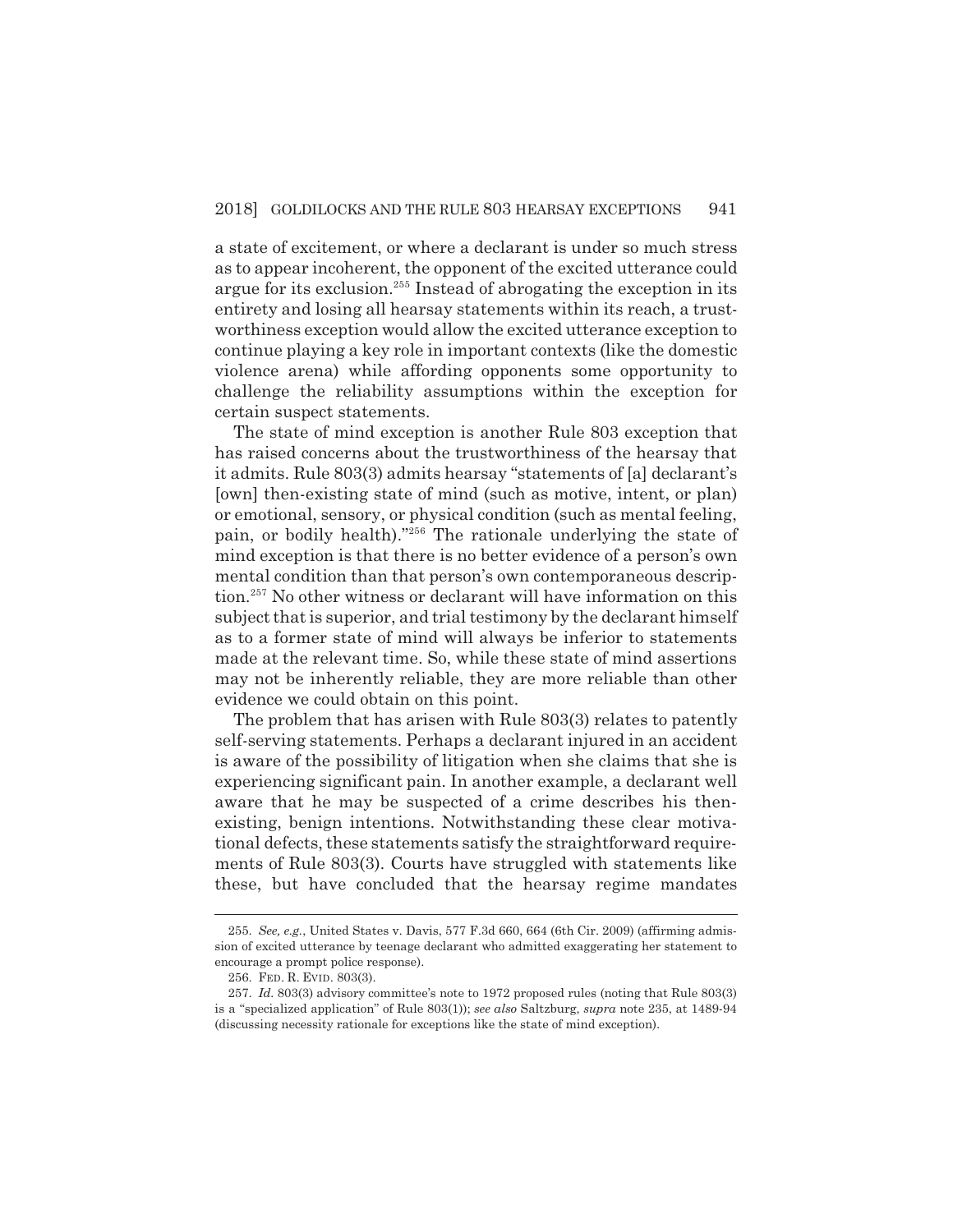a state of excitement, or where a declarant is under so much stress as to appear incoherent, the opponent of the excited utterance could argue for its exclusion.[255] Instead of abrogating the exception in its entirety and losing all hearsay statements within its reach, a trustworthiness exception would allow the excited utterance exception to continue playing a key role in important contexts (like the domestic violence arena) while affording opponents some opportunity to challenge the reliability assumptions within the exception for certain suspect statements.

The state of mind exception is another Rule 803 exception that has raised concerns about the trustworthiness of the hearsay that it admits. Rule 803(3) admits hearsay "statements of [a] declarant's [own] then-existing state of mind (such as motive, intent, or plan) or emotional, sensory, or physical condition (such as mental feeling, pain, or bodily health)."[256] The rationale underlying the state of mind exception is that there is no better evidence of a person's own mental condition than that person's own contemporaneous description.[257] No other witness or declarant will have information on this subject that is superior, and trial testimony by the declarant himself as to a former state of mind will always be inferior to statements made at the relevant time. So, while these state of mind assertions may not be inherently reliable, they are more reliable than other evidence we could obtain on this point.

The problem that has arisen with Rule 803(3) relates to patently self-serving statements. Perhaps a declarant injured in an accident is aware of the possibility of litigation when she claims that she is experiencing significant pain. In another example, a declarant well aware that he may be suspected of a crime describes his then-existing, benign intentions. Notwithstanding these clear motivational defects, these statements satisfy the straightforward requirements of Rule 803(3). Courts have struggled with statements like these, but have concluded that the hearsay regime mandates

---

255. *See, e.g.*, United States v. Davis, 577 F.3d 660, 664 (6th Cir. 2009) (affirming admission of excited utterance by teenage declarant who admitted exaggerating her statement to encourage a prompt police response).

256. FED. R. EVID. 803(3).

257. *Id.* 803(3) advisory committee's note to 1972 proposed rules (noting that Rule 803(3) is a "specialized application" of Rule 803(1)); *see also* Saltzburg, *supra* note 235, at 1489-94 (discussing necessity rationale for exceptions like the state of mind exception).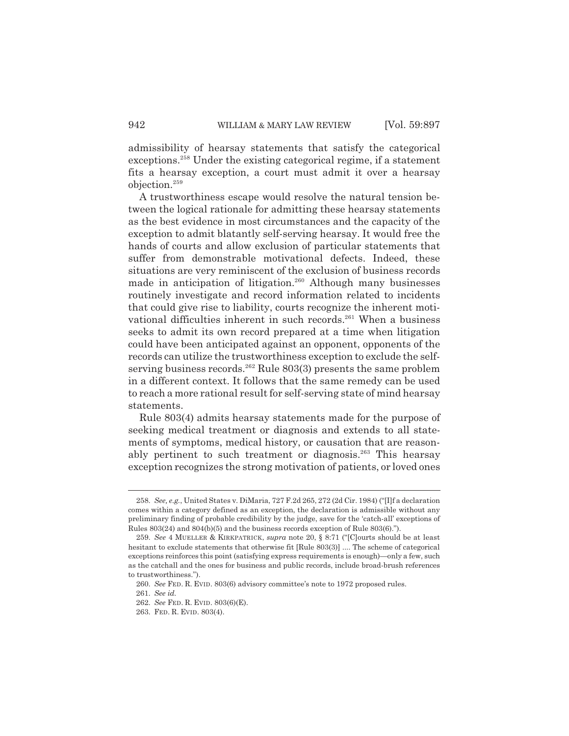admissibility of hearsay statements that satisfy the categorical exceptions.[258] Under the existing categorical regime, if a statement fits a hearsay exception, a court must admit it over a hearsay objection.[259]

A trustworthiness escape would resolve the natural tension between the logical rationale for admitting these hearsay statements as the best evidence in most circumstances and the capacity of the exception to admit blatantly self-serving hearsay. It would free the hands of courts and allow exclusion of particular statements that suffer from demonstrable motivational defects. Indeed, these situations are very reminiscent of the exclusion of business records made in anticipation of litigation.[260] Although many businesses routinely investigate and record information related to incidents that could give rise to liability, courts recognize the inherent motivational difficulties inherent in such records.[261] When a business seeks to admit its own record prepared at a time when litigation could have been anticipated against an opponent, opponents of the records can utilize the trustworthiness exception to exclude the self-serving business records.[262] Rule 803(3) presents the same problem in a different context. It follows that the same remedy can be used to reach a more rational result for self-serving state of mind hearsay statements.

Rule 803(4) admits hearsay statements made for the purpose of seeking medical treatment or diagnosis and extends to all statements of symptoms, medical history, or causation that are reasonably pertinent to such treatment or diagnosis.[263] This hearsay exception recognizes the strong motivation of patients, or loved ones

---

258. *See, e.g.*, United States v. DiMaria, 727 F.2d 265, 272 (2d Cir. 1984) ("[I]f a declaration comes within a category defined as an exception, the declaration is admissible without any preliminary finding of probable credibility by the judge, save for the 'catch-all' exceptions of Rules 803(24) and 804(b)(5) and the business records exception of Rule 803(6).").

259. *See* 4 MUELLER & KIRKPATRICK, *supra* note 20, § 8:71 ("[C]ourts should be at least hesitant to exclude statements that otherwise fit [Rule 803(3)] .... The scheme of categorical exceptions reinforces this point (satisfying express requirements is enough)—only a few, such as the catchall and the ones for business and public records, include broad-brush references to trustworthiness.").

260. *See* FED. R. EVID. 803(6) advisory committee's note to 1972 proposed rules.

261. *See id.*

262. *See* FED. R. EVID. 803(6)(E).

263. FED. R. EVID. 803(4).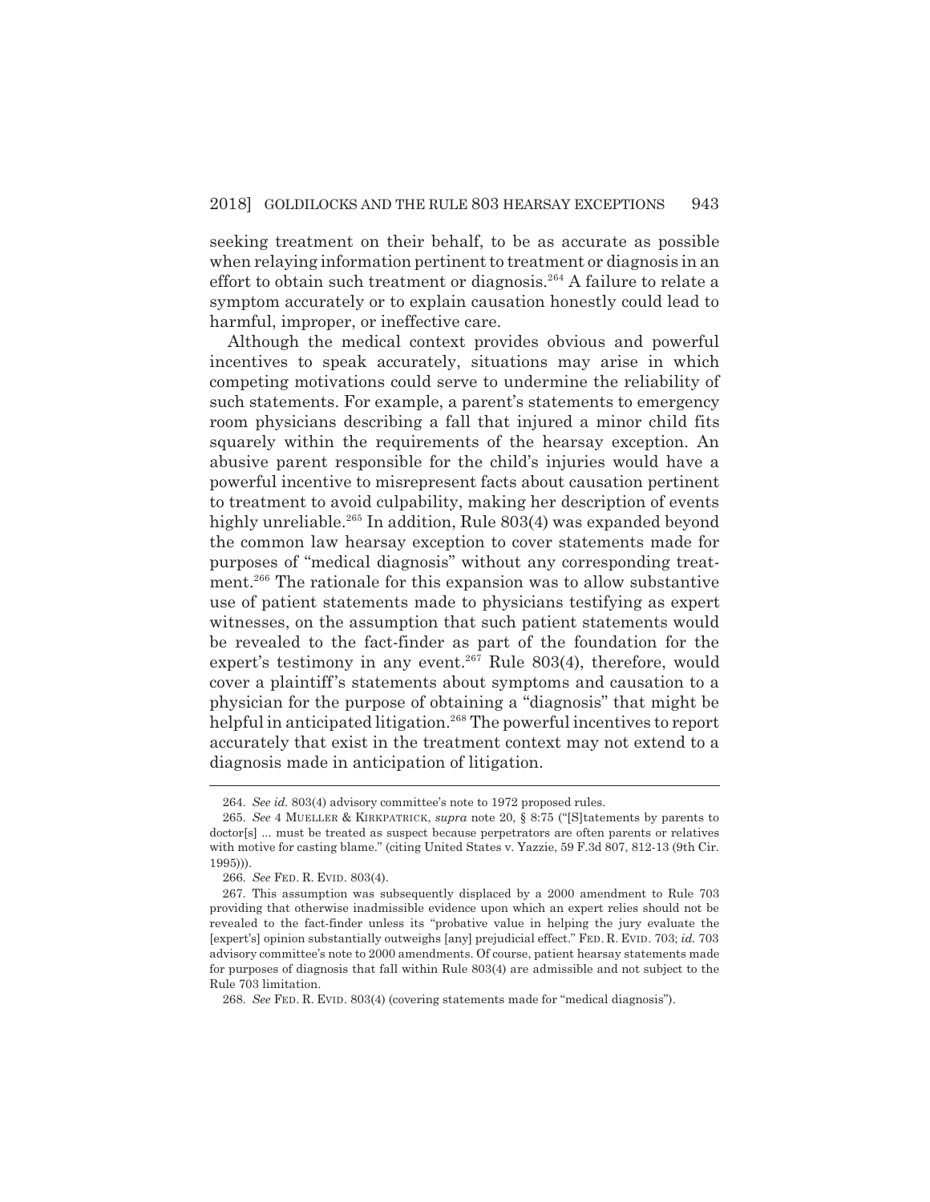seeking treatment on their behalf, to be as accurate as possible when relaying information pertinent to treatment or diagnosis in an effort to obtain such treatment or diagnosis.[264] A failure to relate a symptom accurately or to explain causation honestly could lead to harmful, improper, or ineffective care.

Although the medical context provides obvious and powerful incentives to speak accurately, situations may arise in which competing motivations could serve to undermine the reliability of such statements. For example, a parent's statements to emergency room physicians describing a fall that injured a minor child fits squarely within the requirements of the hearsay exception. An abusive parent responsible for the child's injuries would have a powerful incentive to misrepresent facts about causation pertinent to treatment to avoid culpability, making her description of events highly unreliable.[265] In addition, Rule 803(4) was expanded beyond the common law hearsay exception to cover statements made for purposes of "medical diagnosis" without any corresponding treatment.[266] The rationale for this expansion was to allow substantive use of patient statements made to physicians testifying as expert witnesses, on the assumption that such patient statements would be revealed to the fact-finder as part of the foundation for the expert's testimony in any event.[267] Rule 803(4), therefore, would cover a plaintiff's statements about symptoms and causation to a physician for the purpose of obtaining a "diagnosis" that might be helpful in anticipated litigation.[268] The powerful incentives to report accurately that exist in the treatment context may not extend to a diagnosis made in anticipation of litigation.

---

264. *See id.* 803(4) advisory committee's note to 1972 proposed rules.

265. *See* 4 MUELLER & KIRKPATRICK, *supra* note 20, § 8:75 ("[S]tatements by parents to doctor[s] ... must be treated as suspect because perpetrators are often parents or relatives with motive for casting blame." (citing United States v. Yazzie, 59 F.3d 807, 812-13 (9th Cir. 1995))).

266. *See* FED. R. EVID. 803(4).

267. This assumption was subsequently displaced by a 2000 amendment to Rule 703 providing that otherwise inadmissible evidence upon which an expert relies should not be revealed to the fact-finder unless its "probative value in helping the jury evaluate the [expert's] opinion substantially outweighs [any] prejudicial effect." FED. R. EVID. 703; *id.* 703 advisory committee's note to 2000 amendments. Of course, patient hearsay statements made for purposes of diagnosis that fall within Rule 803(4) are admissible and not subject to the Rule 703 limitation.

268. *See* FED. R. EVID. 803(4) (covering statements made for "medical diagnosis").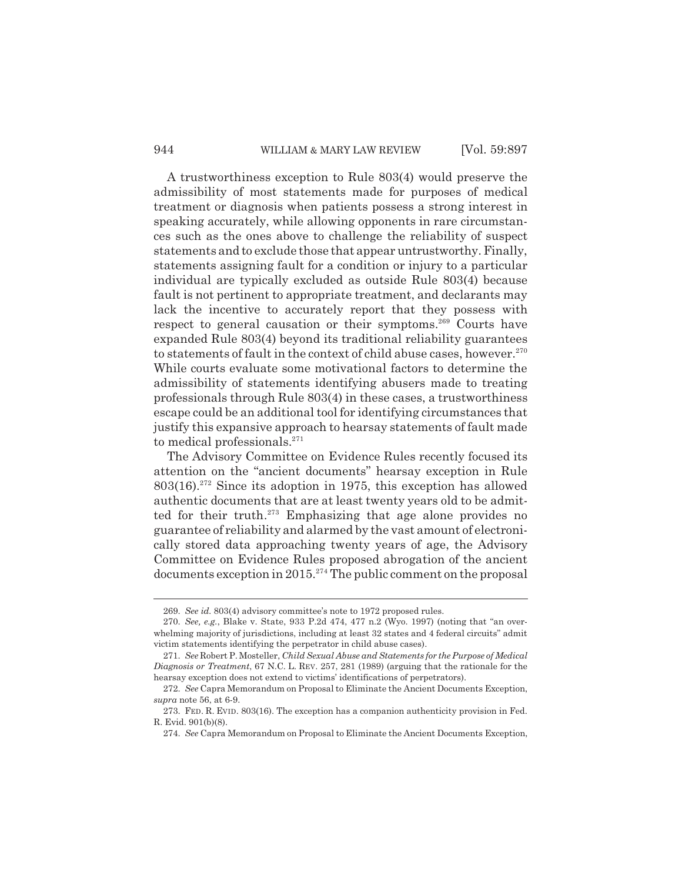A trustworthiness exception to Rule 803(4) would preserve the admissibility of most statements made for purposes of medical treatment or diagnosis when patients possess a strong interest in speaking accurately, while allowing opponents in rare circumstances such as the ones above to challenge the reliability of suspect statements and to exclude those that appear untrustworthy. Finally, statements assigning fault for a condition or injury to a particular individual are typically excluded as outside Rule 803(4) because fault is not pertinent to appropriate treatment, and declarants may lack the incentive to accurately report that they possess with respect to general causation or their symptoms.[269] Courts have expanded Rule 803(4) beyond its traditional reliability guarantees to statements of fault in the context of child abuse cases, however.[270] While courts evaluate some motivational factors to determine the admissibility of statements identifying abusers made to treating professionals through Rule 803(4) in these cases, a trustworthiness escape could be an additional tool for identifying circumstances that justify this expansive approach to hearsay statements of fault made to medical professionals.[271]

The Advisory Committee on Evidence Rules recently focused its attention on the "ancient documents" hearsay exception in Rule 803(16).[272] Since its adoption in 1975, this exception has allowed authentic documents that are at least twenty years old to be admitted for their truth.[273] Emphasizing that age alone provides no guarantee of reliability and alarmed by the vast amount of electronically stored data approaching twenty years of age, the Advisory Committee on Evidence Rules proposed abrogation of the ancient documents exception in 2015.[274] The public comment on the proposal

---

269. *See id.* 803(4) advisory committee's note to 1972 proposed rules.

270. *See, e.g.*, Blake v. State, 933 P.2d 474, 477 n.2 (Wyo. 1997) (noting that "an overwhelming majority of jurisdictions, including at least 32 states and 4 federal circuits" admit victim statements identifying the perpetrator in child abuse cases).

271. *See* Robert P. Mosteller, *Child Sexual Abuse and Statements for the Purpose of Medical Diagnosis or Treatment*, 67 N.C. L. REV. 257, 281 (1989) (arguing that the rationale for the hearsay exception does not extend to victims' identifications of perpetrators).

272. *See* Capra Memorandum on Proposal to Eliminate the Ancient Documents Exception, *supra* note 56, at 6-9.

273. FED. R. EVID. 803(16). The exception has a companion authenticity provision in Fed. R. Evid. 901(b)(8).

274. *See* Capra Memorandum on Proposal to Eliminate the Ancient Documents Exception,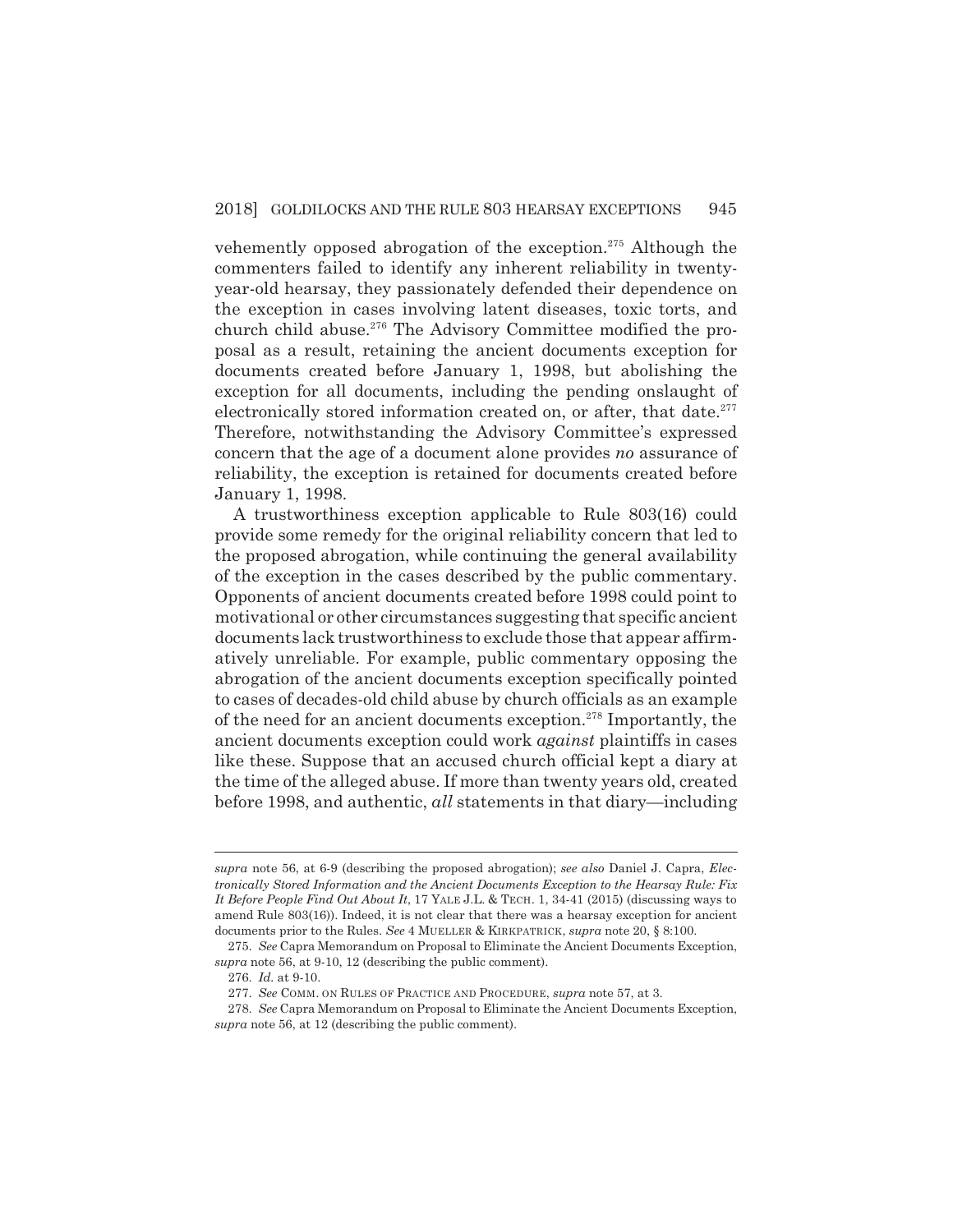vehemently opposed abrogation of the exception.[275] Although the commenters failed to identify any inherent reliability in twenty-year-old hearsay, they passionately defended their dependence on the exception in cases involving latent diseases, toxic torts, and church child abuse.[276] The Advisory Committee modified the proposal as a result, retaining the ancient documents exception for documents created before January 1, 1998, but abolishing the exception for all documents, including the pending onslaught of electronically stored information created on, or after, that date.[277] Therefore, notwithstanding the Advisory Committee's expressed concern that the age of a document alone provides *no* assurance of reliability, the exception is retained for documents created before January 1, 1998.

A trustworthiness exception applicable to Rule 803(16) could provide some remedy for the original reliability concern that led to the proposed abrogation, while continuing the general availability of the exception in the cases described by the public commentary. Opponents of ancient documents created before 1998 could point to motivational or other circumstances suggesting that specific ancient documents lack trustworthiness to exclude those that appear affirmatively unreliable. For example, public commentary opposing the abrogation of the ancient documents exception specifically pointed to cases of decades-old child abuse by church officials as an example of the need for an ancient documents exception.[278] Importantly, the ancient documents exception could work *against* plaintiffs in cases like these. Suppose that an accused church official kept a diary at the time of the alleged abuse. If more than twenty years old, created before 1998, and authentic, *all* statements in that diary—including

---

*supra* note 56, at 6-9 (describing the proposed abrogation); *see also* Daniel J. Capra, *Electronically Stored Information and the Ancient Documents Exception to the Hearsay Rule: Fix It Before People Find Out About It*, 17 YALE J.L. & TECH. 1, 34-41 (2015) (discussing ways to amend Rule 803(16)). Indeed, it is not clear that there was a hearsay exception for ancient documents prior to the Rules. *See* 4 MUELLER & KIRKPATRICK, *supra* note 20, § 8:100.

275. *See* Capra Memorandum on Proposal to Eliminate the Ancient Documents Exception, *supra* note 56, at 9-10, 12 (describing the public comment).

276. *Id.* at 9-10.

277. *See* COMM. ON RULES OF PRACTICE AND PROCEDURE, *supra* note 57, at 3.

278. *See* Capra Memorandum on Proposal to Eliminate the Ancient Documents Exception, *supra* note 56, at 12 (describing the public comment).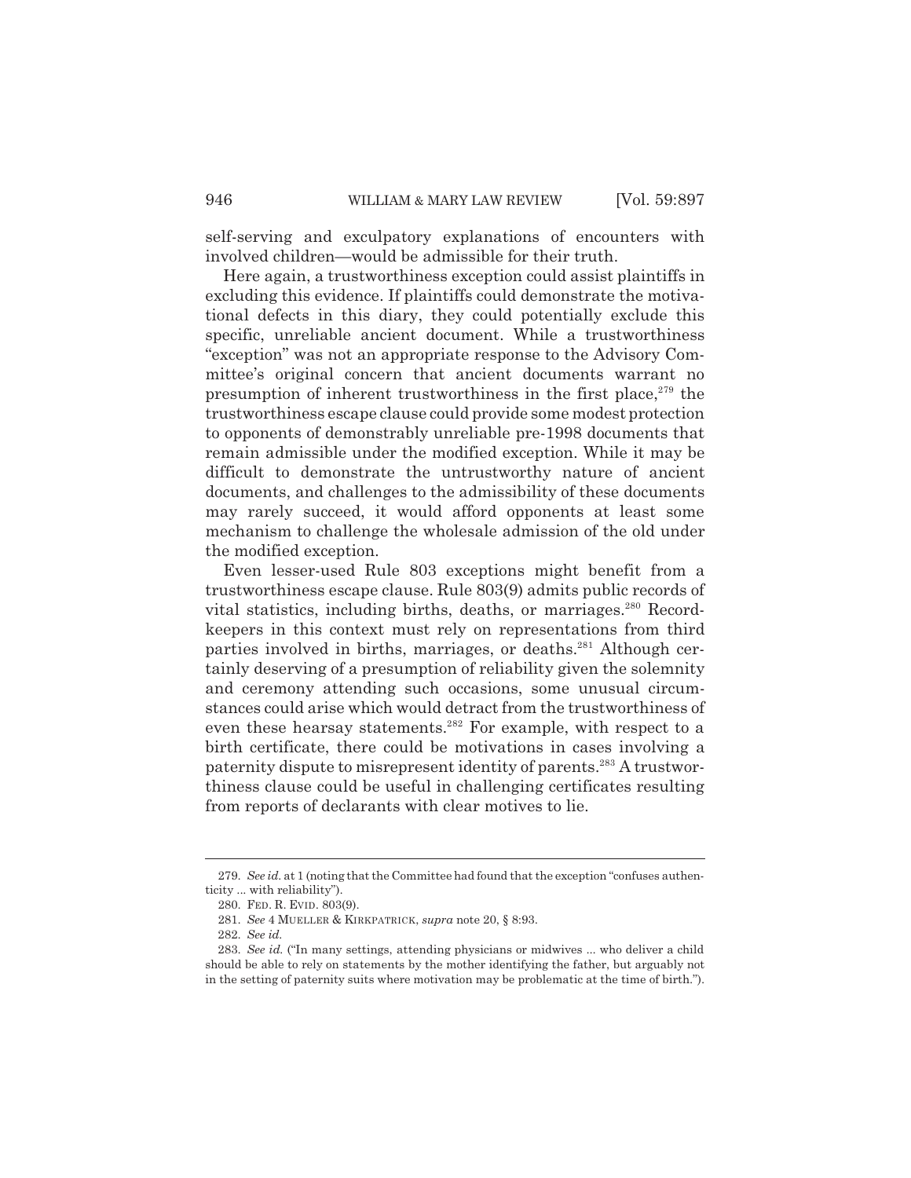self-serving and exculpatory explanations of encounters with involved children—would be admissible for their truth.

Here again, a trustworthiness exception could assist plaintiffs in excluding this evidence. If plaintiffs could demonstrate the motivational defects in this diary, they could potentially exclude this specific, unreliable ancient document. While a trustworthiness "exception" was not an appropriate response to the Advisory Committee's original concern that ancient documents warrant no presumption of inherent trustworthiness in the first place,[279] the trustworthiness escape clause could provide some modest protection to opponents of demonstrably unreliable pre-1998 documents that remain admissible under the modified exception. While it may be difficult to demonstrate the untrustworthy nature of ancient documents, and challenges to the admissibility of these documents may rarely succeed, it would afford opponents at least some mechanism to challenge the wholesale admission of the old under the modified exception.

Even lesser-used Rule 803 exceptions might benefit from a trustworthiness escape clause. Rule 803(9) admits public records of vital statistics, including births, deaths, or marriages.[280] Record-keepers in this context must rely on representations from third parties involved in births, marriages, or deaths.[281] Although certainly deserving of a presumption of reliability given the solemnity and ceremony attending such occasions, some unusual circumstances could arise which would detract from the trustworthiness of even these hearsay statements.[282] For example, with respect to a birth certificate, there could be motivations in cases involving a paternity dispute to misrepresent identity of parents.[283] A trustworthiness clause could be useful in challenging certificates resulting from reports of declarants with clear motives to lie.

---

279. *See id.* at 1 (noting that the Committee had found that the exception "confuses authenticity ... with reliability").

280. FED. R. EVID. 803(9).

281. *See* 4 MUELLER & KIRKPATRICK, *supra* note 20, § 8:93.

282. *See id.*

283. *See id.* ("In many settings, attending physicians or midwives ... who deliver a child should be able to rely on statements by the mother identifying the father, but arguably not in the setting of paternity suits where motivation may be problematic at the time of birth.").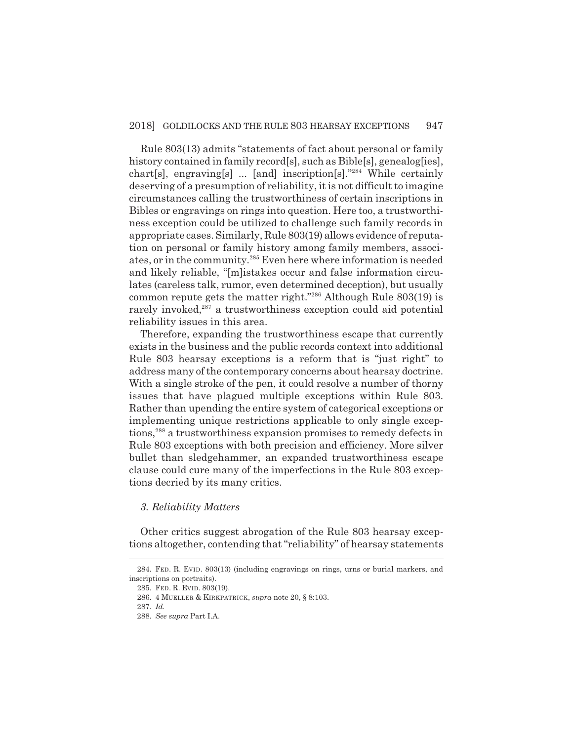Rule 803(13) admits "statements of fact about personal or family history contained in family record[s], such as Bible[s], genealog[ies], chart[s], engraving[s] ... [and] inscription[s]."[284] While certainly deserving of a presumption of reliability, it is not difficult to imagine circumstances calling the trustworthiness of certain inscriptions in Bibles or engravings on rings into question. Here too, a trustworthiness exception could be utilized to challenge such family records in appropriate cases. Similarly, Rule 803(19) allows evidence of reputation on personal or family history among family members, associates, or in the community.[285] Even here where information is needed and likely reliable, "[m]istakes occur and false information circulates (careless talk, rumor, even determined deception), but usually common repute gets the matter right."[286] Although Rule 803(19) is rarely invoked,[287] a trustworthiness exception could aid potential reliability issues in this area.

Therefore, expanding the trustworthiness escape that currently exists in the business and the public records context into additional Rule 803 hearsay exceptions is a reform that is "just right" to address many of the contemporary concerns about hearsay doctrine. With a single stroke of the pen, it could resolve a number of thorny issues that have plagued multiple exceptions within Rule 803. Rather than upending the entire system of categorical exceptions or implementing unique restrictions applicable to only single exceptions,[288] a trustworthiness expansion promises to remedy defects in Rule 803 exceptions with both precision and efficiency. More silver bullet than sledgehammer, an expanded trustworthiness escape clause could cure many of the imperfections in the Rule 803 exceptions decried by its many critics.

### *3. Reliability Matters*

Other critics suggest abrogation of the Rule 803 hearsay exceptions altogether, contending that "reliability" of hearsay statements

---

284. FED. R. EVID. 803(13) (including engravings on rings, urns or burial markers, and inscriptions on portraits).

285. FED. R. EVID. 803(19).

286. 4 MUELLER & KIRKPATRICK, *supra* note 20, § 8:103.

287. *Id.*

288. *See supra* Part I.A.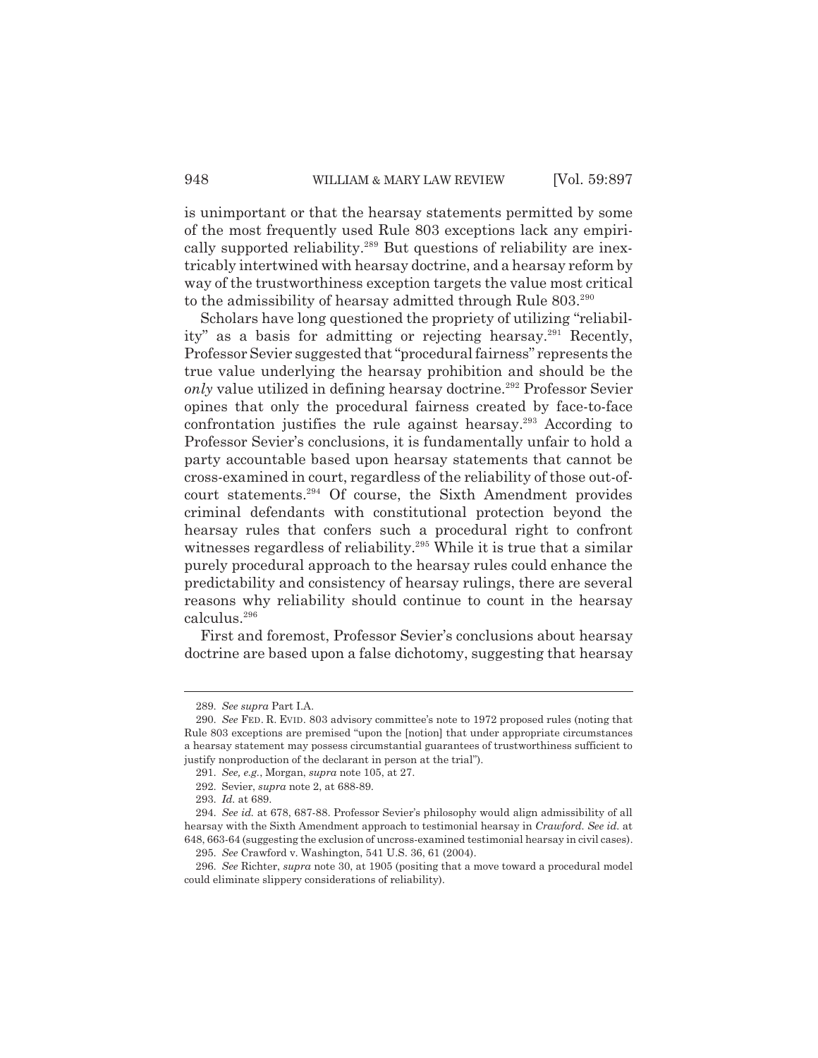is unimportant or that the hearsay statements permitted by some of the most frequently used Rule 803 exceptions lack any empirically supported reliability.[289] But questions of reliability are inextricably intertwined with hearsay doctrine, and a hearsay reform by way of the trustworthiness exception targets the value most critical to the admissibility of hearsay admitted through Rule 803.[290]

Scholars have long questioned the propriety of utilizing "reliability" as a basis for admitting or rejecting hearsay.[291] Recently, Professor Sevier suggested that "procedural fairness" represents the true value underlying the hearsay prohibition and should be the *only* value utilized in defining hearsay doctrine.[292] Professor Sevier opines that only the procedural fairness created by face-to-face confrontation justifies the rule against hearsay.[293] According to Professor Sevier's conclusions, it is fundamentally unfair to hold a party accountable based upon hearsay statements that cannot be cross-examined in court, regardless of the reliability of those out-of-court statements.[294] Of course, the Sixth Amendment provides criminal defendants with constitutional protection beyond the hearsay rules that confers such a procedural right to confront witnesses regardless of reliability.[295] While it is true that a similar purely procedural approach to the hearsay rules could enhance the predictability and consistency of hearsay rulings, there are several reasons why reliability should continue to count in the hearsay calculus.[296]

First and foremost, Professor Sevier's conclusions about hearsay doctrine are based upon a false dichotomy, suggesting that hearsay

---

289. *See supra* Part I.A.

290. *See* FED. R. EVID. 803 advisory committee's note to 1972 proposed rules (noting that Rule 803 exceptions are premised "upon the [notion] that under appropriate circumstances a hearsay statement may possess circumstantial guarantees of trustworthiness sufficient to justify nonproduction of the declarant in person at the trial").

291. *See, e.g.*, Morgan, *supra* note 105, at 27.

292. Sevier, *supra* note 2, at 688-89.

293. *Id.* at 689.

294. *See id.* at 678, 687-88. Professor Sevier's philosophy would align admissibility of all hearsay with the Sixth Amendment approach to testimonial hearsay in *Crawford*. *See id.* at 648, 663-64 (suggesting the exclusion of uncross-examined testimonial hearsay in civil cases).

295. *See* Crawford v. Washington, 541 U.S. 36, 61 (2004).

296. *See* Richter, *supra* note 30, at 1905 (positing that a move toward a procedural model could eliminate slippery considerations of reliability).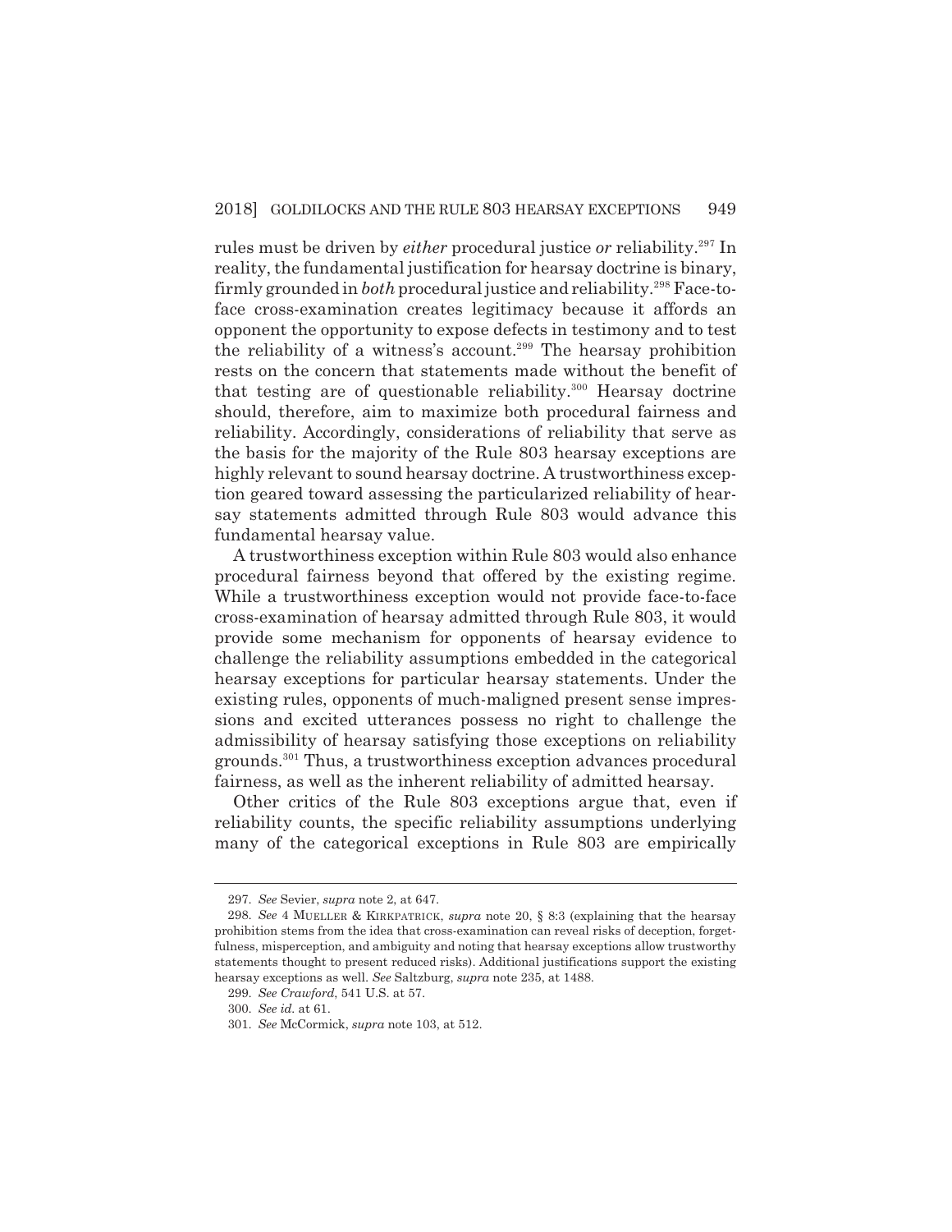rules must be driven by *either* procedural justice *or* reliability.[297] In reality, the fundamental justification for hearsay doctrine is binary, firmly grounded in *both* procedural justice and reliability.[298] Face-to-face cross-examination creates legitimacy because it affords an opponent the opportunity to expose defects in testimony and to test the reliability of a witness's account.[299] The hearsay prohibition rests on the concern that statements made without the benefit of that testing are of questionable reliability.[300] Hearsay doctrine should, therefore, aim to maximize both procedural fairness and reliability. Accordingly, considerations of reliability that serve as the basis for the majority of the Rule 803 hearsay exceptions are highly relevant to sound hearsay doctrine. A trustworthiness exception geared toward assessing the particularized reliability of hearsay statements admitted through Rule 803 would advance this fundamental hearsay value.

A trustworthiness exception within Rule 803 would also enhance procedural fairness beyond that offered by the existing regime. While a trustworthiness exception would not provide face-to-face cross-examination of hearsay admitted through Rule 803, it would provide some mechanism for opponents of hearsay evidence to challenge the reliability assumptions embedded in the categorical hearsay exceptions for particular hearsay statements. Under the existing rules, opponents of much-maligned present sense impressions and excited utterances possess no right to challenge the admissibility of hearsay satisfying those exceptions on reliability grounds.[301] Thus, a trustworthiness exception advances procedural fairness, as well as the inherent reliability of admitted hearsay.

Other critics of the Rule 803 exceptions argue that, even if reliability counts, the specific reliability assumptions underlying many of the categorical exceptions in Rule 803 are empirically

---

297. *See* Sevier, *supra* note 2, at 647.

298. *See* 4 MUELLER & KIRKPATRICK, *supra* note 20, § 8:3 (explaining that the hearsay prohibition stems from the idea that cross-examination can reveal risks of deception, forgetfulness, misperception, and ambiguity and noting that hearsay exceptions allow trustworthy statements thought to present reduced risks). Additional justifications support the existing hearsay exceptions as well. *See* Saltzburg, *supra* note 235, at 1488.

299. *See Crawford*, 541 U.S. at 57.

300. *See id.* at 61.

301. *See* McCormick, *supra* note 103, at 512.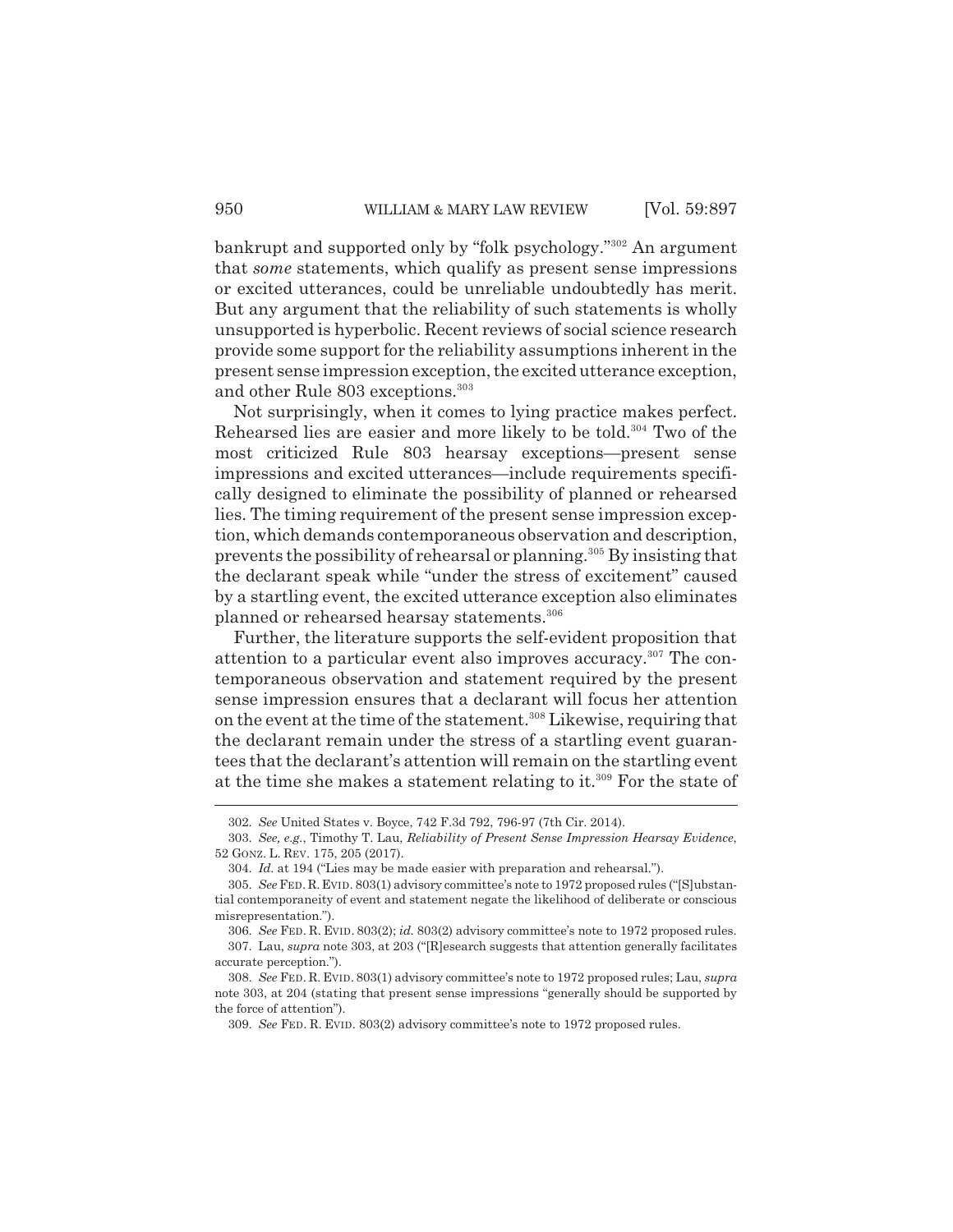bankrupt and supported only by "folk psychology."[302] An argument that *some* statements, which qualify as present sense impressions or excited utterances, could be unreliable undoubtedly has merit. But any argument that the reliability of such statements is wholly unsupported is hyperbolic. Recent reviews of social science research provide some support for the reliability assumptions inherent in the present sense impression exception, the excited utterance exception, and other Rule 803 exceptions.[303]

Not surprisingly, when it comes to lying practice makes perfect. Rehearsed lies are easier and more likely to be told.[304] Two of the most criticized Rule 803 hearsay exceptions—present sense impressions and excited utterances—include requirements specifically designed to eliminate the possibility of planned or rehearsed lies. The timing requirement of the present sense impression exception, which demands contemporaneous observation and description, prevents the possibility of rehearsal or planning.[305] By insisting that the declarant speak while "under the stress of excitement" caused by a startling event, the excited utterance exception also eliminates planned or rehearsed hearsay statements.[306]

Further, the literature supports the self-evident proposition that attention to a particular event also improves accuracy.[307] The contemporaneous observation and statement required by the present sense impression ensures that a declarant will focus her attention on the event at the time of the statement.[308] Likewise, requiring that the declarant remain under the stress of a startling event guarantees that the declarant's attention will remain on the startling event at the time she makes a statement relating to it.[309] For the state of

---

302. *See* United States v. Boyce, 742 F.3d 792, 796-97 (7th Cir. 2014).

303. *See, e.g.*, Timothy T. Lau, *Reliability of Present Sense Impression Hearsay Evidence*, 52 GONZ. L. REV. 175, 205 (2017).

304. *Id.* at 194 ("Lies may be made easier with preparation and rehearsal.").

305. *See* FED. R. EVID. 803(1) advisory committee's note to 1972 proposed rules ("[S]ubstantial contemporaneity of event and statement negate the likelihood of deliberate or conscious misrepresentation.").

306. *See* FED. R. EVID. 803(2); *id.* 803(2) advisory committee's note to 1972 proposed rules.

307. Lau, *supra* note 303, at 203 ("[R]esearch suggests that attention generally facilitates accurate perception.").

308. *See* FED. R. EVID. 803(1) advisory committee's note to 1972 proposed rules; Lau, *supra* note 303, at 204 (stating that present sense impressions "generally should be supported by the force of attention").

309. *See* FED. R. EVID. 803(2) advisory committee's note to 1972 proposed rules.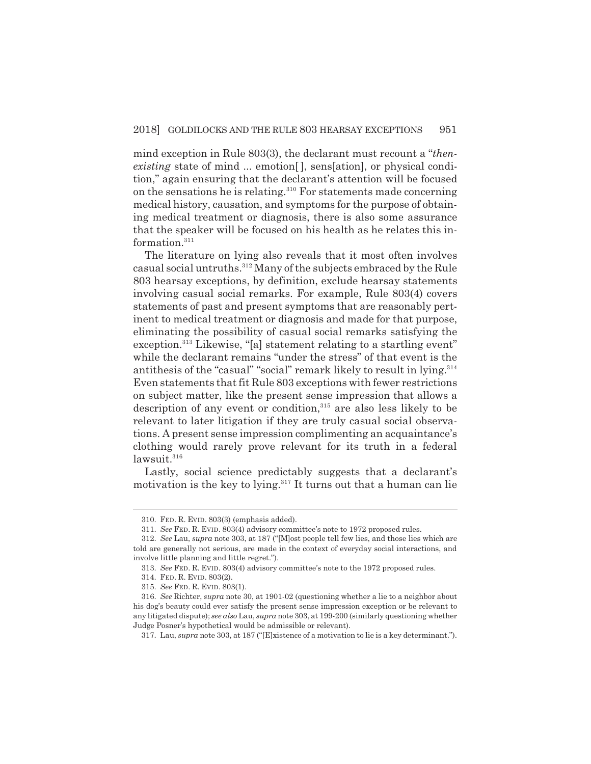mind exception in Rule 803(3), the declarant must recount a "*then-existing* state of mind ... emotion[ ], sens[ation], or physical condition," again ensuring that the declarant's attention will be focused on the sensations he is relating.[310] For statements made concerning medical history, causation, and symptoms for the purpose of obtaining medical treatment or diagnosis, there is also some assurance that the speaker will be focused on his health as he relates this information.[311]

The literature on lying also reveals that it most often involves casual social untruths.[312] Many of the subjects embraced by the Rule 803 hearsay exceptions, by definition, exclude hearsay statements involving casual social remarks. For example, Rule 803(4) covers statements of past and present symptoms that are reasonably pertinent to medical treatment or diagnosis and made for that purpose, eliminating the possibility of casual social remarks satisfying the exception.[313] Likewise, "[a] statement relating to a startling event" while the declarant remains "under the stress" of that event is the antithesis of the "casual" "social" remark likely to result in lying.[314] Even statements that fit Rule 803 exceptions with fewer restrictions on subject matter, like the present sense impression that allows a description of any event or condition,[315] are also less likely to be relevant to later litigation if they are truly casual social observations. A present sense impression complimenting an acquaintance's clothing would rarely prove relevant for its truth in a federal lawsuit.[316]

Lastly, social science predictably suggests that a declarant's motivation is the key to lying.[317] It turns out that a human can lie

---

310. FED. R. EVID. 803(3) (emphasis added).

311. *See* FED. R. EVID. 803(4) advisory committee's note to 1972 proposed rules.

312. *See* Lau, *supra* note 303, at 187 ("[M]ost people tell few lies, and those lies which are told are generally not serious, are made in the context of everyday social interactions, and involve little planning and little regret.").

313. *See* FED. R. EVID. 803(4) advisory committee's note to the 1972 proposed rules.

314. FED. R. EVID. 803(2).

315. *See* FED. R. EVID. 803(1).

316. *See* Richter, *supra* note 30, at 1901-02 (questioning whether a lie to a neighbor about his dog's beauty could ever satisfy the present sense impression exception or be relevant to any litigated dispute); *see also* Lau, *supra* note 303, at 199-200 (similarly questioning whether Judge Posner's hypothetical would be admissible or relevant).

317. Lau, *supra* note 303, at 187 ("[E]xistence of a motivation to lie is a key determinant.").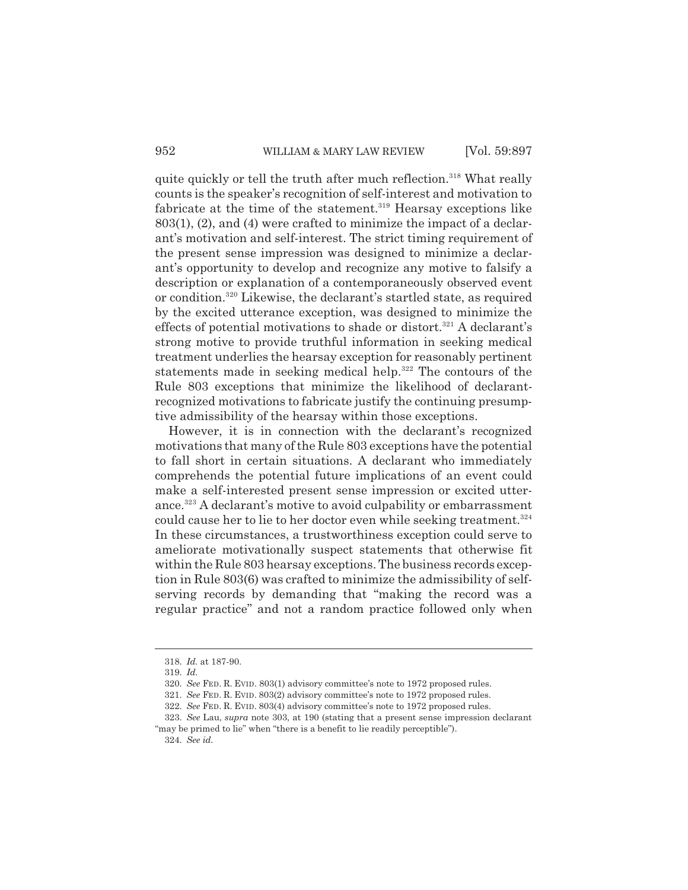quite quickly or tell the truth after much reflection.[318] What really counts is the speaker's recognition of self-interest and motivation to fabricate at the time of the statement.[319] Hearsay exceptions like 803(1), (2), and (4) were crafted to minimize the impact of a declarant's motivation and self-interest. The strict timing requirement of the present sense impression was designed to minimize a declarant's opportunity to develop and recognize any motive to falsify a description or explanation of a contemporaneously observed event or condition.[320] Likewise, the declarant's startled state, as required by the excited utterance exception, was designed to minimize the effects of potential motivations to shade or distort.[321] A declarant's strong motive to provide truthful information in seeking medical treatment underlies the hearsay exception for reasonably pertinent statements made in seeking medical help.[322] The contours of the Rule 803 exceptions that minimize the likelihood of declarant-recognized motivations to fabricate justify the continuing presumptive admissibility of the hearsay within those exceptions.

However, it is in connection with the declarant's recognized motivations that many of the Rule 803 exceptions have the potential to fall short in certain situations. A declarant who immediately comprehends the potential future implications of an event could make a self-interested present sense impression or excited utterance.[323] A declarant's motive to avoid culpability or embarrassment could cause her to lie to her doctor even while seeking treatment.[324] In these circumstances, a trustworthiness exception could serve to ameliorate motivationally suspect statements that otherwise fit within the Rule 803 hearsay exceptions. The business records exception in Rule 803(6) was crafted to minimize the admissibility of self-serving records by demanding that "making the record was a regular practice" and not a random practice followed only when

---

318. *Id.* at 187-90.

319. *Id.*

320. *See* FED. R. EVID. 803(1) advisory committee's note to 1972 proposed rules.

321. *See* FED. R. EVID. 803(2) advisory committee's note to 1972 proposed rules.

322. *See* FED. R. EVID. 803(4) advisory committee's note to 1972 proposed rules.

323. *See* Lau, *supra* note 303, at 190 (stating that a present sense impression declarant "may be primed to lie" when "there is a benefit to lie readily perceptible").

324. *See id.*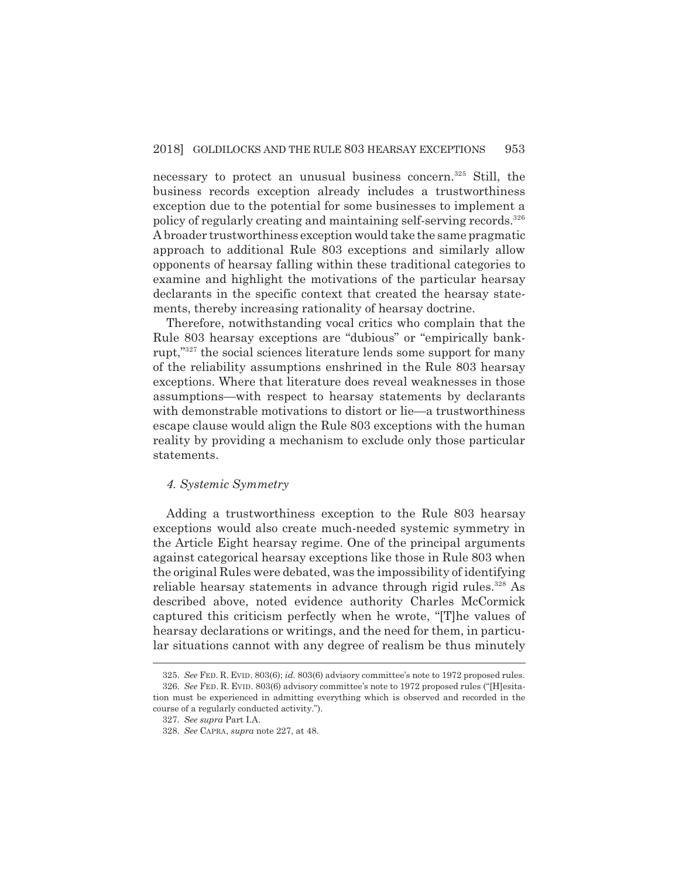necessary to protect an unusual business concern.[325] Still, the business records exception already includes a trustworthiness exception due to the potential for some businesses to implement a policy of regularly creating and maintaining self-serving records.[326] A broader trustworthiness exception would take the same pragmatic approach to additional Rule 803 exceptions and similarly allow opponents of hearsay falling within these traditional categories to examine and highlight the motivations of the particular hearsay declarants in the specific context that created the hearsay statements, thereby increasing rationality of hearsay doctrine.

Therefore, notwithstanding vocal critics who complain that the Rule 803 hearsay exceptions are "dubious" or "empirically bankrupt,"[327] the social sciences literature lends some support for many of the reliability assumptions enshrined in the Rule 803 hearsay exceptions. Where that literature does reveal weaknesses in those assumptions—with respect to hearsay statements by declarants with demonstrable motivations to distort or lie—a trustworthiness escape clause would align the Rule 803 exceptions with the human reality by providing a mechanism to exclude only those particular statements.

#### *4. Systemic Symmetry*

Adding a trustworthiness exception to the Rule 803 hearsay exceptions would also create much-needed systemic symmetry in the Article Eight hearsay regime. One of the principal arguments against categorical hearsay exceptions like those in Rule 803 when the original Rules were debated, was the impossibility of identifying reliable hearsay statements in advance through rigid rules.[328] As described above, noted evidence authority Charles McCormick captured this criticism perfectly when he wrote, "[T]he values of hearsay declarations or writings, and the need for them, in particular situations cannot with any degree of realism be thus minutely

---

325. *See* FED. R. EVID. 803(6); *id.* 803(6) advisory committee's note to 1972 proposed rules.

326. *See* FED. R. EVID. 803(6) advisory committee's note to 1972 proposed rules ("[H]esitation must be experienced in admitting everything which is observed and recorded in the course of a regularly conducted activity.").

327. *See supra* Part I.A.

328. *See* CAPRA, *supra* note 227, at 48.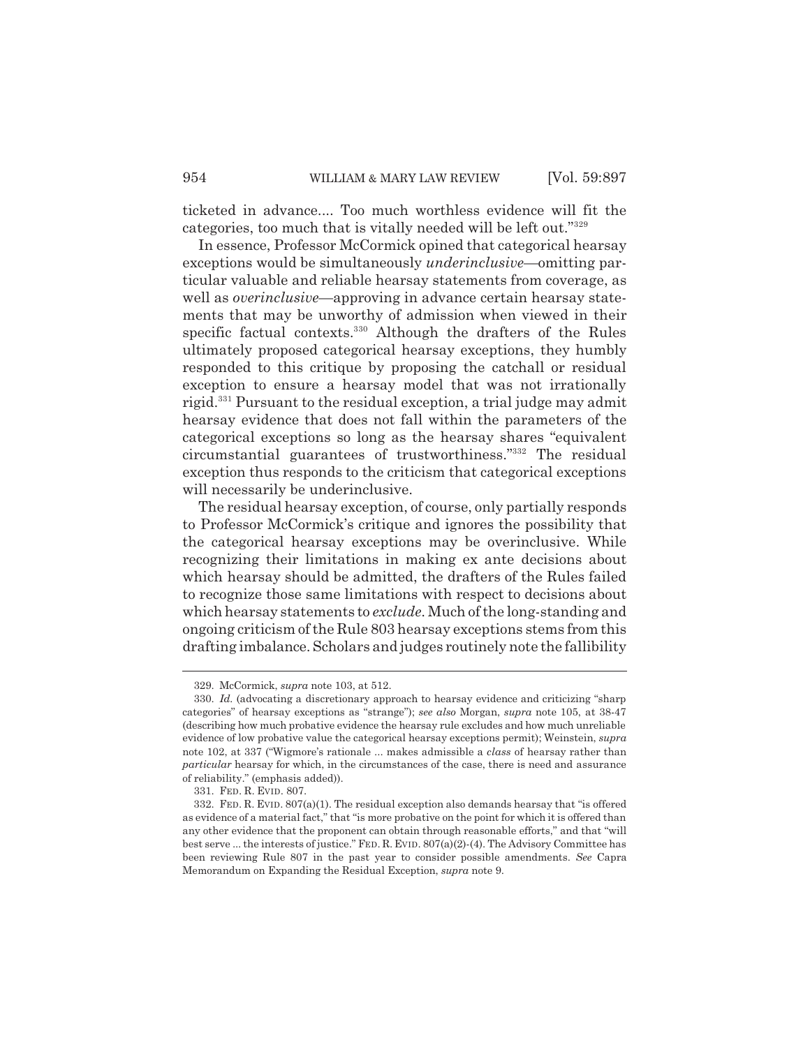ticketed in advance.... Too much worthless evidence will fit the categories, too much that is vitally needed will be left out."[329]

In essence, Professor McCormick opined that categorical hearsay exceptions would be simultaneously *underinclusive*—omitting particular valuable and reliable hearsay statements from coverage, as well as *overinclusive*—approving in advance certain hearsay statements that may be unworthy of admission when viewed in their specific factual contexts.[330] Although the drafters of the Rules ultimately proposed categorical hearsay exceptions, they humbly responded to this critique by proposing the catchall or residual exception to ensure a hearsay model that was not irrationally rigid.[331] Pursuant to the residual exception, a trial judge may admit hearsay evidence that does not fall within the parameters of the categorical exceptions so long as the hearsay shares "equivalent circumstantial guarantees of trustworthiness."[332] The residual exception thus responds to the criticism that categorical exceptions will necessarily be underinclusive.

The residual hearsay exception, of course, only partially responds to Professor McCormick's critique and ignores the possibility that the categorical hearsay exceptions may be overinclusive. While recognizing their limitations in making ex ante decisions about which hearsay should be admitted, the drafters of the Rules failed to recognize those same limitations with respect to decisions about which hearsay statements to *exclude*. Much of the long-standing and ongoing criticism of the Rule 803 hearsay exceptions stems from this drafting imbalance. Scholars and judges routinely note the fallibility

---

329. McCormick, *supra* note 103, at 512.

330. *Id.* (advocating a discretionary approach to hearsay evidence and criticizing "sharp categories" of hearsay exceptions as "strange"); *see also* Morgan, *supra* note 105, at 38-47 (describing how much probative evidence the hearsay rule excludes and how much unreliable evidence of low probative value the categorical hearsay exceptions permit); Weinstein, *supra* note 102, at 337 ("Wigmore's rationale ... makes admissible a *class* of hearsay rather than *particular* hearsay for which, in the circumstances of the case, there is need and assurance of reliability." (emphasis added)).

331. FED. R. EVID. 807.

332. FED. R. EVID. 807(a)(1). The residual exception also demands hearsay that "is offered as evidence of a material fact," that "is more probative on the point for which it is offered than any other evidence that the proponent can obtain through reasonable efforts," and that "will best serve ... the interests of justice." FED. R. EVID. 807(a)(2)-(4). The Advisory Committee has been reviewing Rule 807 in the past year to consider possible amendments. *See* Capra Memorandum on Expanding the Residual Exception, *supra* note 9.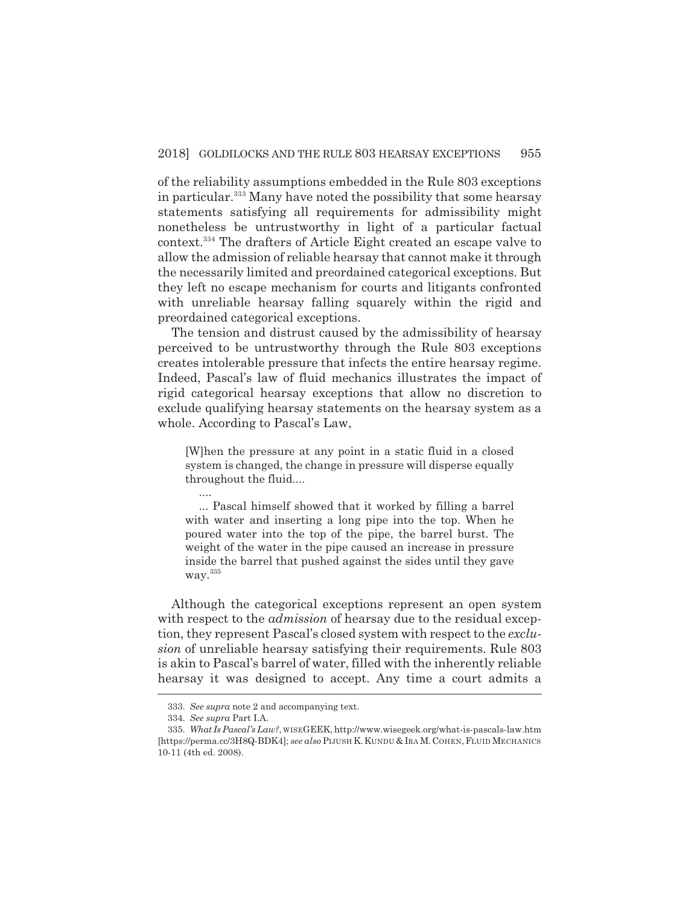of the reliability assumptions embedded in the Rule 803 exceptions in particular.[333] Many have noted the possibility that some hearsay statements satisfying all requirements for admissibility might nonetheless be untrustworthy in light of a particular factual context.[334] The drafters of Article Eight created an escape valve to allow the admission of reliable hearsay that cannot make it through the necessarily limited and preordained categorical exceptions. But they left no escape mechanism for courts and litigants confronted with unreliable hearsay falling squarely within the rigid and preordained categorical exceptions.

The tension and distrust caused by the admissibility of hearsay perceived to be untrustworthy through the Rule 803 exceptions creates intolerable pressure that infects the entire hearsay regime. Indeed, Pascal's law of fluid mechanics illustrates the impact of rigid categorical hearsay exceptions that allow no discretion to exclude qualifying hearsay statements on the hearsay system as a whole. According to Pascal's Law,

> [W]hen the pressure at any point in a static fluid in a closed system is changed, the change in pressure will disperse equally throughout the fluid....
>
> ....
>
> ... Pascal himself showed that it worked by filling a barrel with water and inserting a long pipe into the top. When he poured water into the top of the pipe, the barrel burst. The weight of the water in the pipe caused an increase in pressure inside the barrel that pushed against the sides until they gave way.[335]

Although the categorical exceptions represent an open system with respect to the *admission* of hearsay due to the residual exception, they represent Pascal's closed system with respect to the *exclusion* of unreliable hearsay satisfying their requirements. Rule 803 is akin to Pascal's barrel of water, filled with the inherently reliable hearsay it was designed to accept. Any time a court admits a

---

333. *See supra* note 2 and accompanying text.

334. *See supra* Part I.A.

335. *What Is Pascal's Law?*, WISEGEEK, http://www.wisegeek.org/what-is-pascals-law.htm [https://perma.cc/3H8Q-BDK4]; *see also* PIJUSH K. KUNDU & IRA M. COHEN, FLUID MECHANICS 10-11 (4th ed. 2008).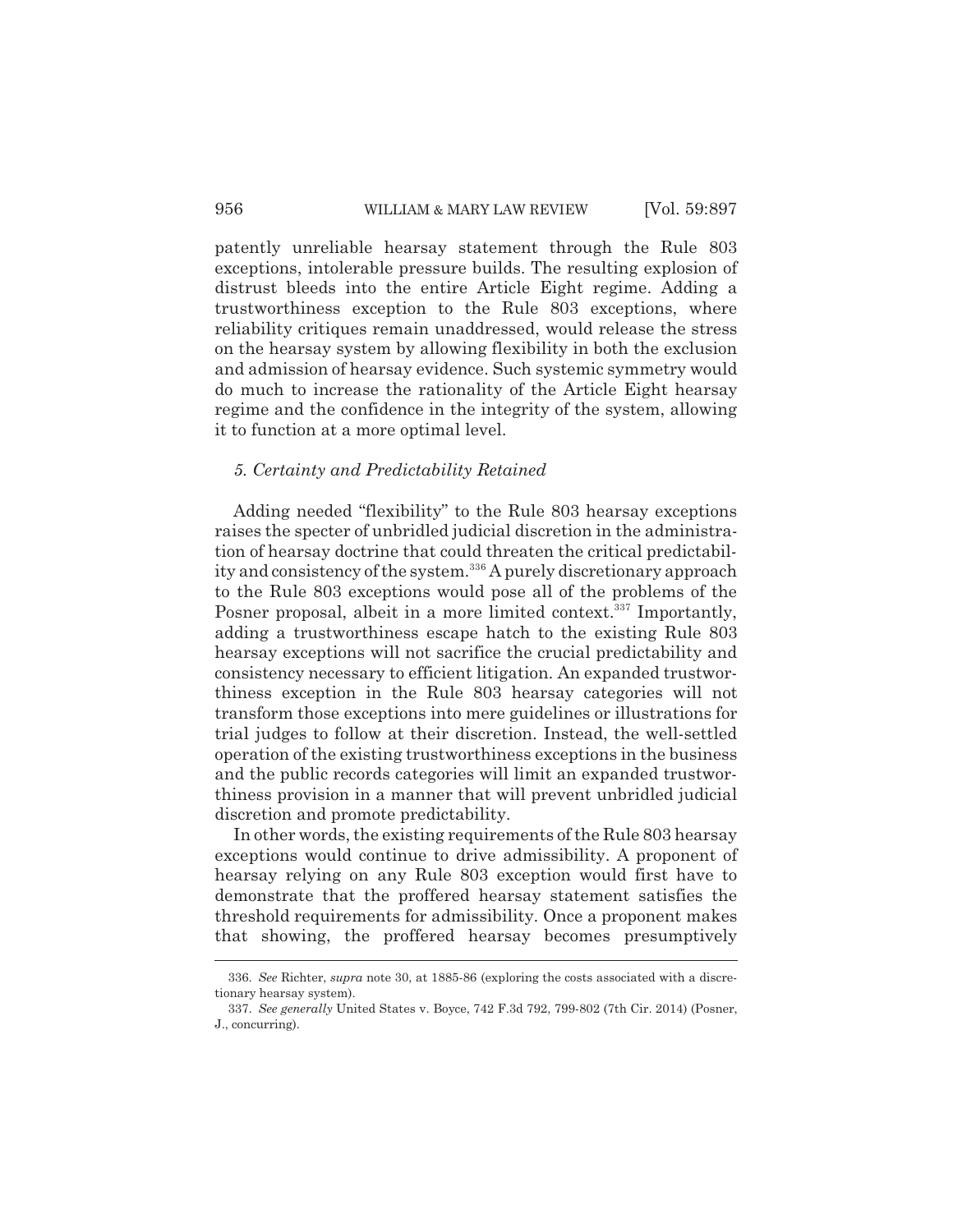patently unreliable hearsay statement through the Rule 803 exceptions, intolerable pressure builds. The resulting explosion of distrust bleeds into the entire Article Eight regime. Adding a trustworthiness exception to the Rule 803 exceptions, where reliability critiques remain unaddressed, would release the stress on the hearsay system by allowing flexibility in both the exclusion and admission of hearsay evidence. Such systemic symmetry would do much to increase the rationality of the Article Eight hearsay regime and the confidence in the integrity of the system, allowing it to function at a more optimal level.

### *5. Certainty and Predictability Retained*

Adding needed "flexibility" to the Rule 803 hearsay exceptions raises the specter of unbridled judicial discretion in the administration of hearsay doctrine that could threaten the critical predictability and consistency of the system.[336] A purely discretionary approach to the Rule 803 exceptions would pose all of the problems of the Posner proposal, albeit in a more limited context.[337] Importantly, adding a trustworthiness escape hatch to the existing Rule 803 hearsay exceptions will not sacrifice the crucial predictability and consistency necessary to efficient litigation. An expanded trustworthiness exception in the Rule 803 hearsay categories will not transform those exceptions into mere guidelines or illustrations for trial judges to follow at their discretion. Instead, the well-settled operation of the existing trustworthiness exceptions in the business and the public records categories will limit an expanded trustworthiness provision in a manner that will prevent unbridled judicial discretion and promote predictability.

In other words, the existing requirements of the Rule 803 hearsay exceptions would continue to drive admissibility. A proponent of hearsay relying on any Rule 803 exception would first have to demonstrate that the proffered hearsay statement satisfies the threshold requirements for admissibility. Once a proponent makes that showing, the proffered hearsay becomes presumptively

---

336. *See* Richter, *supra* note 30, at 1885-86 (exploring the costs associated with a discretionary hearsay system).

337. *See generally* United States v. Boyce, 742 F.3d 792, 799-802 (7th Cir. 2014) (Posner, J., concurring).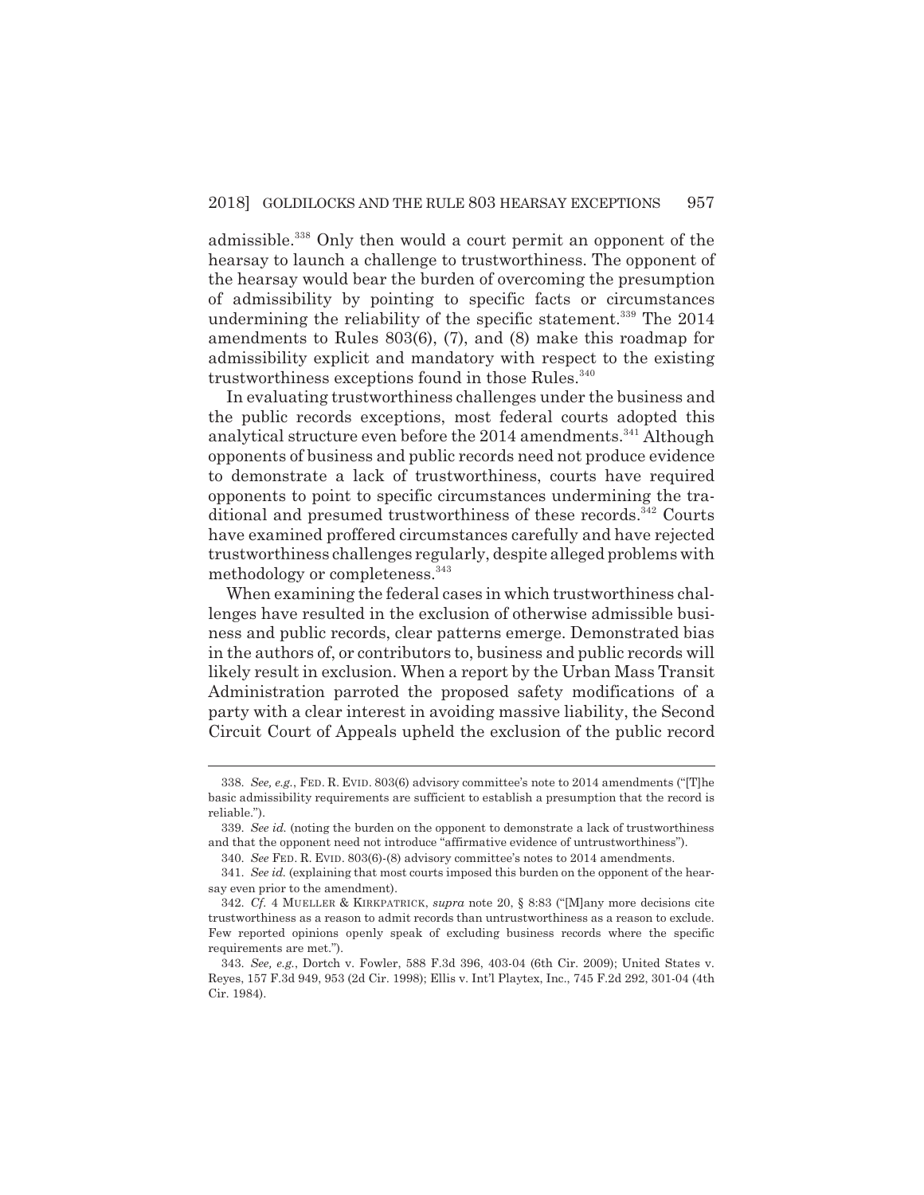admissible.[338] Only then would a court permit an opponent of the hearsay to launch a challenge to trustworthiness. The opponent of the hearsay would bear the burden of overcoming the presumption of admissibility by pointing to specific facts or circumstances undermining the reliability of the specific statement.[339] The 2014 amendments to Rules 803(6), (7), and (8) make this roadmap for admissibility explicit and mandatory with respect to the existing trustworthiness exceptions found in those Rules.[340]

In evaluating trustworthiness challenges under the business and the public records exceptions, most federal courts adopted this analytical structure even before the 2014 amendments.[341] Although opponents of business and public records need not produce evidence to demonstrate a lack of trustworthiness, courts have required opponents to point to specific circumstances undermining the traditional and presumed trustworthiness of these records.[342] Courts have examined proffered circumstances carefully and have rejected trustworthiness challenges regularly, despite alleged problems with methodology or completeness.[343]

When examining the federal cases in which trustworthiness challenges have resulted in the exclusion of otherwise admissible business and public records, clear patterns emerge. Demonstrated bias in the authors of, or contributors to, business and public records will likely result in exclusion. When a report by the Urban Mass Transit Administration parroted the proposed safety modifications of a party with a clear interest in avoiding massive liability, the Second Circuit Court of Appeals upheld the exclusion of the public record

---

338. *See, e.g.*, FED. R. EVID. 803(6) advisory committee's note to 2014 amendments ("[T]he basic admissibility requirements are sufficient to establish a presumption that the record is reliable.").

339. *See id.* (noting the burden on the opponent to demonstrate a lack of trustworthiness and that the opponent need not introduce "affirmative evidence of untrustworthiness").

340. *See* FED. R. EVID. 803(6)-(8) advisory committee's notes to 2014 amendments.

341. *See id.* (explaining that most courts imposed this burden on the opponent of the hearsay even prior to the amendment).

342. *Cf.* 4 MUELLER & KIRKPATRICK, *supra* note 20, § 8:83 ("[M]any more decisions cite trustworthiness as a reason to admit records than untrustworthiness as a reason to exclude. Few reported opinions openly speak of excluding business records where the specific requirements are met.").

343. *See, e.g.*, Dortch v. Fowler, 588 F.3d 396, 403-04 (6th Cir. 2009); United States v. Reyes, 157 F.3d 949, 953 (2d Cir. 1998); Ellis v. Int'l Playtex, Inc., 745 F.2d 292, 301-04 (4th Cir. 1984).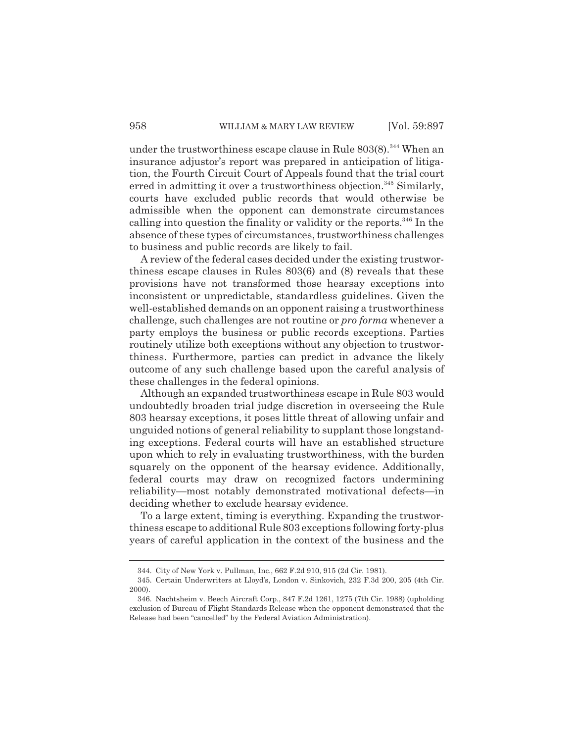under the trustworthiness escape clause in Rule 803(8).[344] When an insurance adjustor's report was prepared in anticipation of litigation, the Fourth Circuit Court of Appeals found that the trial court erred in admitting it over a trustworthiness objection.[345] Similarly, courts have excluded public records that would otherwise be admissible when the opponent can demonstrate circumstances calling into question the finality or validity or the reports.[346] In the absence of these types of circumstances, trustworthiness challenges to business and public records are likely to fail.

A review of the federal cases decided under the existing trustworthiness escape clauses in Rules 803(6) and (8) reveals that these provisions have not transformed those hearsay exceptions into inconsistent or unpredictable, standardless guidelines. Given the well-established demands on an opponent raising a trustworthiness challenge, such challenges are not routine or *pro forma* whenever a party employs the business or public records exceptions. Parties routinely utilize both exceptions without any objection to trustworthiness. Furthermore, parties can predict in advance the likely outcome of any such challenge based upon the careful analysis of these challenges in the federal opinions.

Although an expanded trustworthiness escape in Rule 803 would undoubtedly broaden trial judge discretion in overseeing the Rule 803 hearsay exceptions, it poses little threat of allowing unfair and unguided notions of general reliability to supplant those longstanding exceptions. Federal courts will have an established structure upon which to rely in evaluating trustworthiness, with the burden squarely on the opponent of the hearsay evidence. Additionally, federal courts may draw on recognized factors undermining reliability—most notably demonstrated motivational defects—in deciding whether to exclude hearsay evidence.

To a large extent, timing is everything. Expanding the trustworthiness escape to additional Rule 803 exceptions following forty-plus years of careful application in the context of the business and the

---

344. City of New York v. Pullman, Inc., 662 F.2d 910, 915 (2d Cir. 1981).

345. Certain Underwriters at Lloyd's, London v. Sinkovich, 232 F.3d 200, 205 (4th Cir. 2000).

346. Nachtsheim v. Beech Aircraft Corp., 847 F.2d 1261, 1275 (7th Cir. 1988) (upholding exclusion of Bureau of Flight Standards Release when the opponent demonstrated that the Release had been "cancelled" by the Federal Aviation Administration).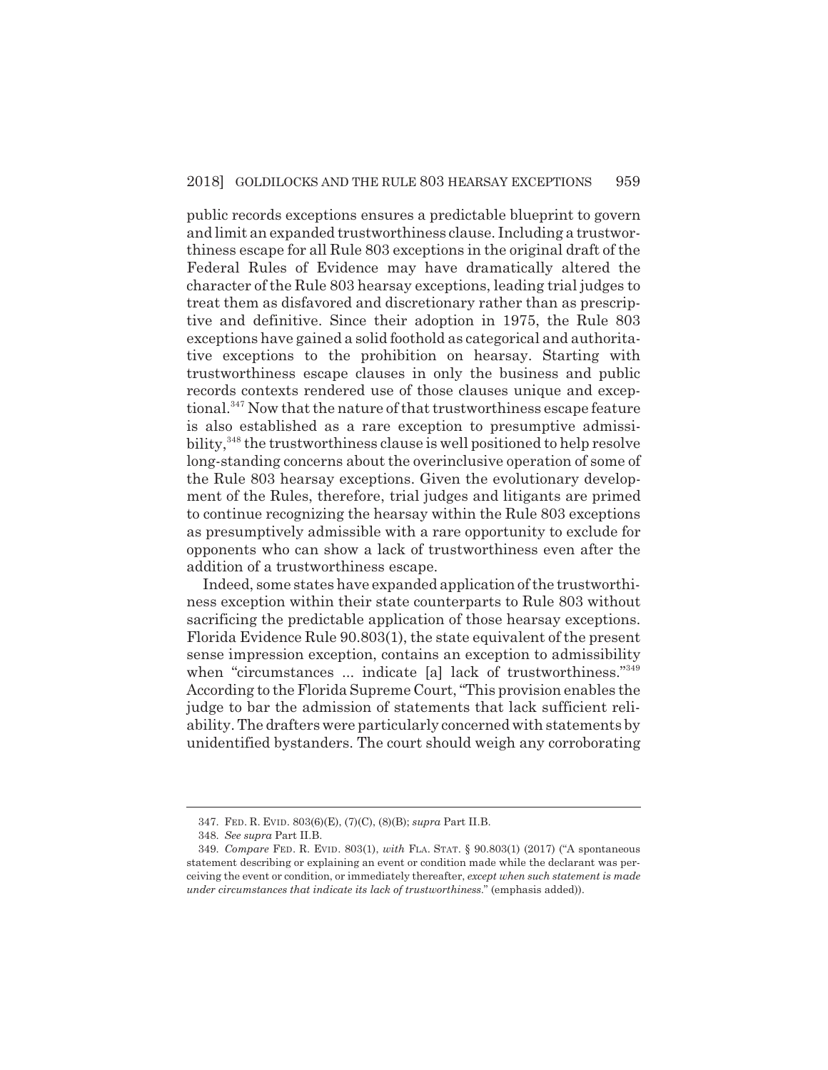public records exceptions ensures a predictable blueprint to govern and limit an expanded trustworthiness clause. Including a trustworthiness escape for all Rule 803 exceptions in the original draft of the Federal Rules of Evidence may have dramatically altered the character of the Rule 803 hearsay exceptions, leading trial judges to treat them as disfavored and discretionary rather than as prescriptive and definitive. Since their adoption in 1975, the Rule 803 exceptions have gained a solid foothold as categorical and authoritative exceptions to the prohibition on hearsay. Starting with trustworthiness escape clauses in only the business and public records contexts rendered use of those clauses unique and exceptional.[347] Now that the nature of that trustworthiness escape feature is also established as a rare exception to presumptive admissibility,[348] the trustworthiness clause is well positioned to help resolve long-standing concerns about the overinclusive operation of some of the Rule 803 hearsay exceptions. Given the evolutionary development of the Rules, therefore, trial judges and litigants are primed to continue recognizing the hearsay within the Rule 803 exceptions as presumptively admissible with a rare opportunity to exclude for opponents who can show a lack of trustworthiness even after the addition of a trustworthiness escape.

Indeed, some states have expanded application of the trustworthiness exception within their state counterparts to Rule 803 without sacrificing the predictable application of those hearsay exceptions. Florida Evidence Rule 90.803(1), the state equivalent of the present sense impression exception, contains an exception to admissibility when "circumstances ... indicate [a] lack of trustworthiness."[349] According to the Florida Supreme Court, "This provision enables the judge to bar the admission of statements that lack sufficient reliability. The drafters were particularly concerned with statements by unidentified bystanders. The court should weigh any corroborating

---

347. FED. R. EVID. 803(6)(E), (7)(C), (8)(B); *supra* Part II.B.

348. *See supra* Part II.B.

349. *Compare* FED. R. EVID. 803(1), *with* FLA. STAT. § 90.803(1) (2017) ("A spontaneous statement describing or explaining an event or condition made while the declarant was perceiving the event or condition, or immediately thereafter, *except when such statement is made under circumstances that indicate its lack of trustworthiness*." (emphasis added)).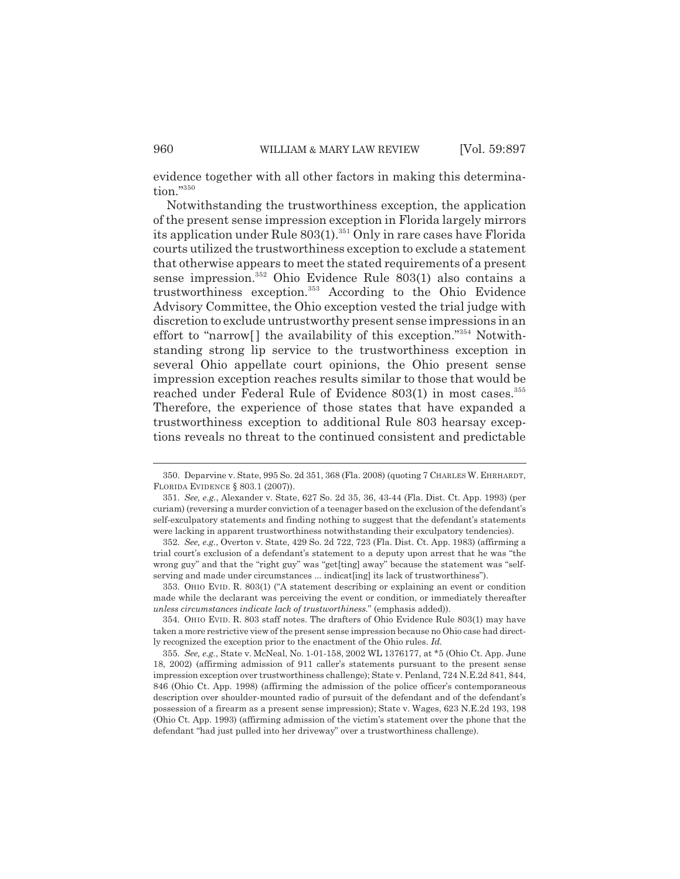evidence together with all other factors in making this determination."[350]

Notwithstanding the trustworthiness exception, the application of the present sense impression exception in Florida largely mirrors its application under Rule 803(1).[351] Only in rare cases have Florida courts utilized the trustworthiness exception to exclude a statement that otherwise appears to meet the stated requirements of a present sense impression.[352] Ohio Evidence Rule 803(1) also contains a trustworthiness exception.[353] According to the Ohio Evidence Advisory Committee, the Ohio exception vested the trial judge with discretion to exclude untrustworthy present sense impressions in an effort to "narrow[] the availability of this exception."[354] Notwithstanding strong lip service to the trustworthiness exception in several Ohio appellate court opinions, the Ohio present sense impression exception reaches results similar to those that would be reached under Federal Rule of Evidence 803(1) in most cases.[355] Therefore, the experience of those states that have expanded a trustworthiness exception to additional Rule 803 hearsay exceptions reveals no threat to the continued consistent and predictable

---

350. Deparvine v. State, 995 So. 2d 351, 368 (Fla. 2008) (quoting 7 CHARLES W. EHRHARDT, FLORIDA EVIDENCE § 803.1 (2007)).

351. *See, e.g.*, Alexander v. State, 627 So. 2d 35, 36, 43-44 (Fla. Dist. Ct. App. 1993) (per curiam) (reversing a murder conviction of a teenager based on the exclusion of the defendant's self-exculpatory statements and finding nothing to suggest that the defendant's statements were lacking in apparent trustworthiness notwithstanding their exculpatory tendencies).

352. *See, e.g.*, Overton v. State, 429 So. 2d 722, 723 (Fla. Dist. Ct. App. 1983) (affirming a trial court's exclusion of a defendant's statement to a deputy upon arrest that he was "the wrong guy" and that the "right guy" was "get[ting] away" because the statement was "self-serving and made under circumstances ... indicat[ing] its lack of trustworthiness").

353. OHIO EVID. R. 803(1) ("A statement describing or explaining an event or condition made while the declarant was perceiving the event or condition, or immediately thereafter *unless circumstances indicate lack of trustworthiness.*" (emphasis added)).

354. OHIO EVID. R. 803 staff notes. The drafters of Ohio Evidence Rule 803(1) may have taken a more restrictive view of the present sense impression because no Ohio case had directly recognized the exception prior to the enactment of the Ohio rules. *Id.*

355. *See, e.g.*, State v. McNeal, No. 1-01-158, 2002 WL 1376177, at *5 (Ohio Ct. App. June 18, 2002) (affirming admission of 911 caller's statements pursuant to the present sense impression exception over trustworthiness challenge); State v. Penland, 724 N.E.2d 841, 844, 846 (Ohio Ct. App. 1998) (affirming the admission of the police officer's contemporaneous description over shoulder-mounted radio of pursuit of the defendant and of the defendant's possession of a firearm as a present sense impression); State v. Wages, 623 N.E.2d 193, 198 (Ohio Ct. App. 1993) (affirming admission of the victim's statement over the phone that the defendant "had just pulled into her driveway" over a trustworthiness challenge).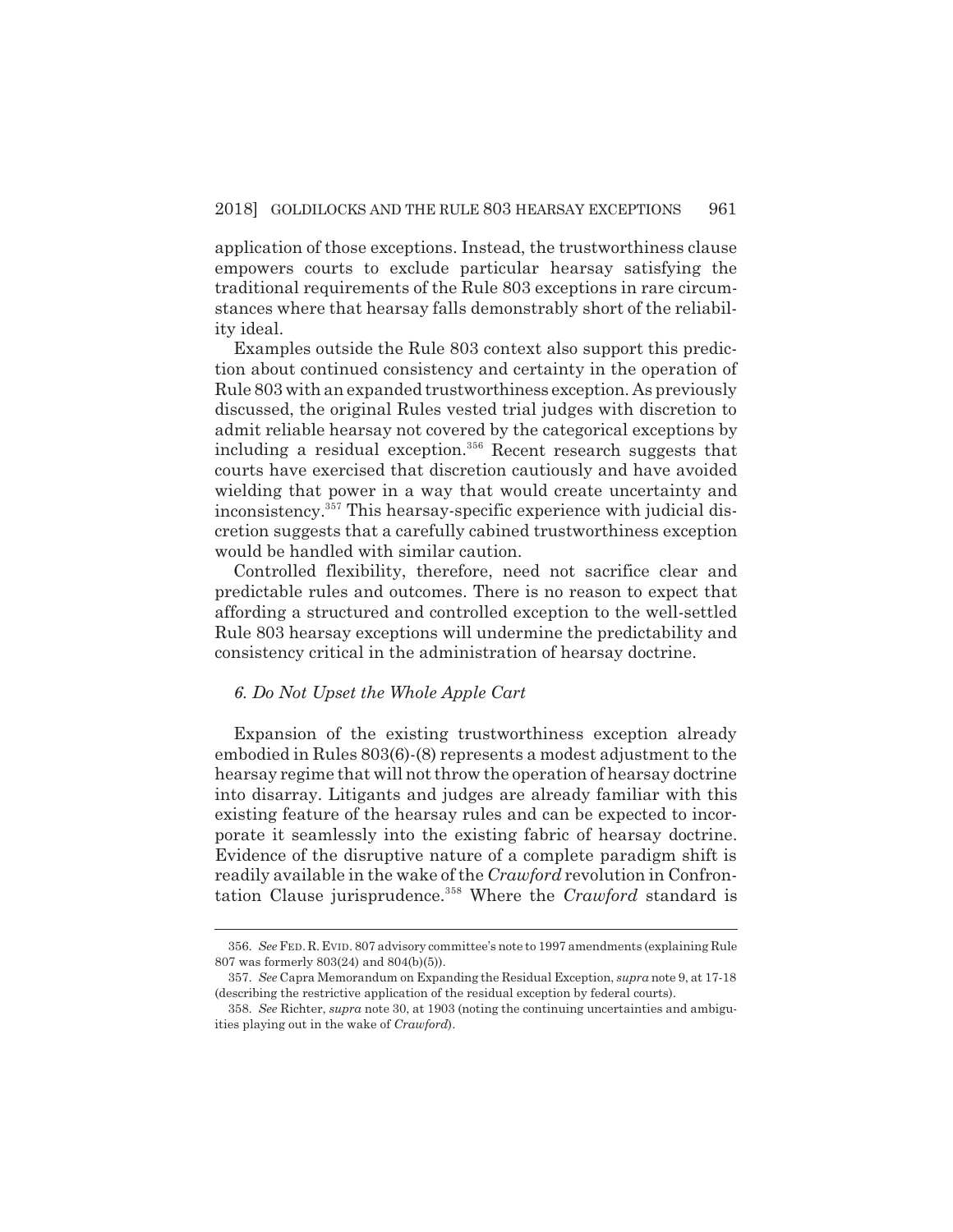application of those exceptions. Instead, the trustworthiness clause empowers courts to exclude particular hearsay satisfying the traditional requirements of the Rule 803 exceptions in rare circumstances where that hearsay falls demonstrably short of the reliability ideal.

Examples outside the Rule 803 context also support this prediction about continued consistency and certainty in the operation of Rule 803 with an expanded trustworthiness exception. As previously discussed, the original Rules vested trial judges with discretion to admit reliable hearsay not covered by the categorical exceptions by including a residual exception.[356] Recent research suggests that courts have exercised that discretion cautiously and have avoided wielding that power in a way that would create uncertainty and inconsistency.[357] This hearsay-specific experience with judicial discretion suggests that a carefully cabined trustworthiness exception would be handled with similar caution.

Controlled flexibility, therefore, need not sacrifice clear and predictable rules and outcomes. There is no reason to expect that affording a structured and controlled exception to the well-settled Rule 803 hearsay exceptions will undermine the predictability and consistency critical in the administration of hearsay doctrine.

### *6. Do Not Upset the Whole Apple Cart*

Expansion of the existing trustworthiness exception already embodied in Rules 803(6)-(8) represents a modest adjustment to the hearsay regime that will not throw the operation of hearsay doctrine into disarray. Litigants and judges are already familiar with this existing feature of the hearsay rules and can be expected to incorporate it seamlessly into the existing fabric of hearsay doctrine. Evidence of the disruptive nature of a complete paradigm shift is readily available in the wake of the *Crawford* revolution in Confrontation Clause jurisprudence.[358] Where the *Crawford* standard is

---

356. *See* FED. R. EVID. 807 advisory committee's note to 1997 amendments (explaining Rule 807 was formerly 803(24) and 804(b)(5)).

357. *See* Capra Memorandum on Expanding the Residual Exception, *supra* note 9, at 17-18 (describing the restrictive application of the residual exception by federal courts).

358. *See* Richter, *supra* note 30, at 1903 (noting the continuing uncertainties and ambiguities playing out in the wake of *Crawford*).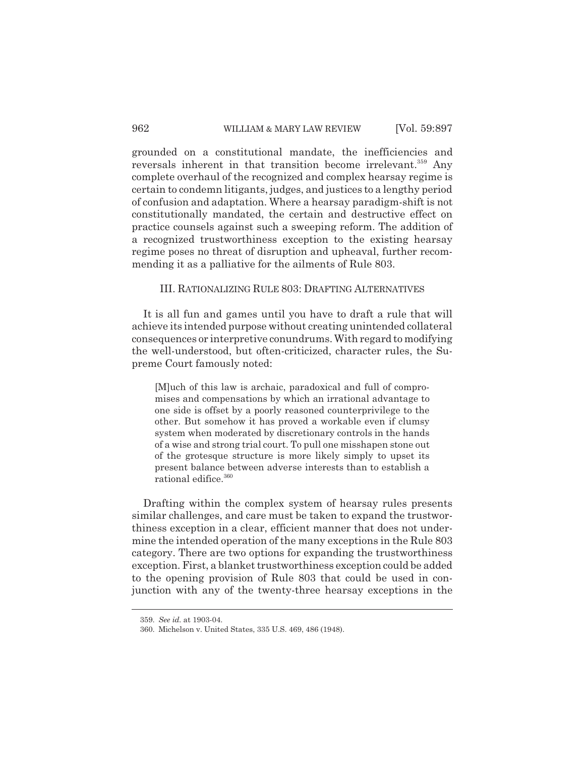grounded on a constitutional mandate, the inefficiencies and reversals inherent in that transition become irrelevant.[359] Any complete overhaul of the recognized and complex hearsay regime is certain to condemn litigants, judges, and justices to a lengthy period of confusion and adaptation. Where a hearsay paradigm-shift is not constitutionally mandated, the certain and destructive effect on practice counsels against such a sweeping reform. The addition of a recognized trustworthiness exception to the existing hearsay regime poses no threat of disruption and upheaval, further recommending it as a palliative for the ailments of Rule 803.

## III. RATIONALIZING RULE 803: DRAFTING ALTERNATIVES

It is all fun and games until you have to draft a rule that will achieve its intended purpose without creating unintended collateral consequences or interpretive conundrums. With regard to modifying the well-understood, but often-criticized, character rules, the Supreme Court famously noted:

> [M]uch of this law is archaic, paradoxical and full of compromises and compensations by which an irrational advantage to one side is offset by a poorly reasoned counterprivilege to the other. But somehow it has proved a workable even if clumsy system when moderated by discretionary controls in the hands of a wise and strong trial court. To pull one misshapen stone out of the grotesque structure is more likely simply to upset its present balance between adverse interests than to establish a rational edifice.[360]

Drafting within the complex system of hearsay rules presents similar challenges, and care must be taken to expand the trustworthiness exception in a clear, efficient manner that does not undermine the intended operation of the many exceptions in the Rule 803 category. There are two options for expanding the trustworthiness exception. First, a blanket trustworthiness exception could be added to the opening provision of Rule 803 that could be used in conjunction with any of the twenty-three hearsay exceptions in the

---

359. *See id.* at 1903-04.

360. Michelson v. United States, 335 U.S. 469, 486 (1948).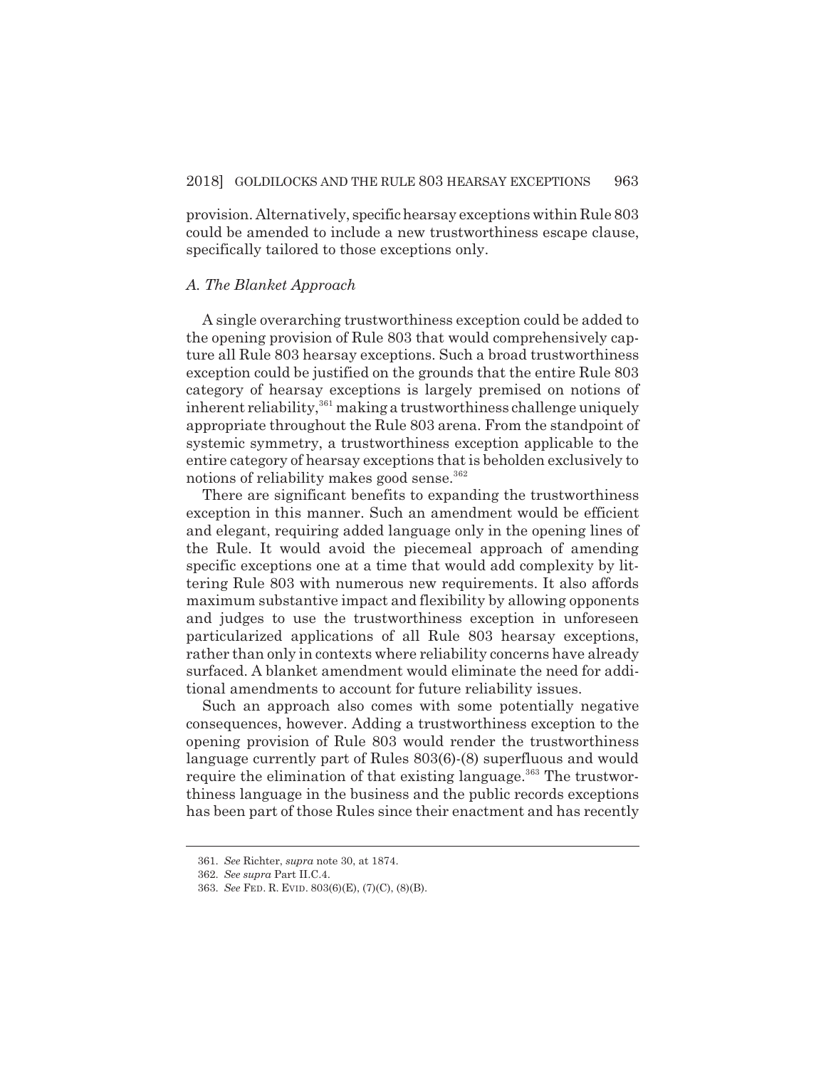provision. Alternatively, specific hearsay exceptions within Rule 803 could be amended to include a new trustworthiness escape clause, specifically tailored to those exceptions only.

### *A. The Blanket Approach*

A single overarching trustworthiness exception could be added to the opening provision of Rule 803 that would comprehensively capture all Rule 803 hearsay exceptions. Such a broad trustworthiness exception could be justified on the grounds that the entire Rule 803 category of hearsay exceptions is largely premised on notions of inherent reliability,[361] making a trustworthiness challenge uniquely appropriate throughout the Rule 803 arena. From the standpoint of systemic symmetry, a trustworthiness exception applicable to the entire category of hearsay exceptions that is beholden exclusively to notions of reliability makes good sense.[362]

There are significant benefits to expanding the trustworthiness exception in this manner. Such an amendment would be efficient and elegant, requiring added language only in the opening lines of the Rule. It would avoid the piecemeal approach of amending specific exceptions one at a time that would add complexity by littering Rule 803 with numerous new requirements. It also affords maximum substantive impact and flexibility by allowing opponents and judges to use the trustworthiness exception in unforeseen particularized applications of all Rule 803 hearsay exceptions, rather than only in contexts where reliability concerns have already surfaced. A blanket amendment would eliminate the need for additional amendments to account for future reliability issues.

Such an approach also comes with some potentially negative consequences, however. Adding a trustworthiness exception to the opening provision of Rule 803 would render the trustworthiness language currently part of Rules 803(6)-(8) superfluous and would require the elimination of that existing language.[363] The trustworthiness language in the business and the public records exceptions has been part of those Rules since their enactment and has recently

---

361. *See* Richter, *supra* note 30, at 1874.

362. *See supra* Part II.C.4.

363. *See* FED. R. EVID. 803(6)(E), (7)(C), (8)(B).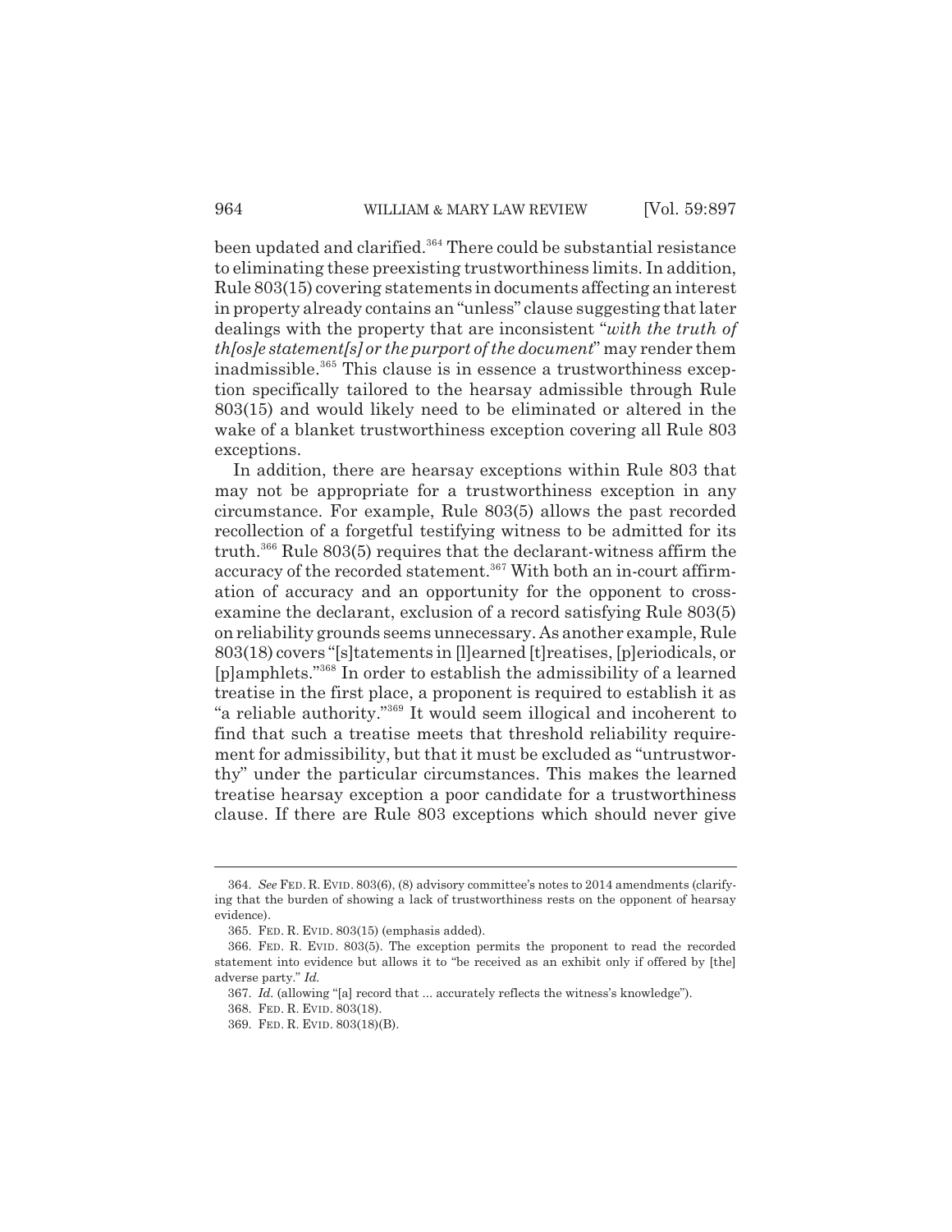been updated and clarified.[364] There could be substantial resistance to eliminating these preexisting trustworthiness limits. In addition, Rule 803(15) covering statements in documents affecting an interest in property already contains an "unless" clause suggesting that later dealings with the property that are inconsistent "*with the truth of th[os]e statement[s] or the purport of the document*" may render them inadmissible.[365] This clause is in essence a trustworthiness exception specifically tailored to the hearsay admissible through Rule 803(15) and would likely need to be eliminated or altered in the wake of a blanket trustworthiness exception covering all Rule 803 exceptions.

In addition, there are hearsay exceptions within Rule 803 that may not be appropriate for a trustworthiness exception in any circumstance. For example, Rule 803(5) allows the past recorded recollection of a forgetful testifying witness to be admitted for its truth.[366] Rule 803(5) requires that the declarant-witness affirm the accuracy of the recorded statement.[367] With both an in-court affirmation of accuracy and an opportunity for the opponent to cross-examine the declarant, exclusion of a record satisfying Rule 803(5) on reliability grounds seems unnecessary. As another example, Rule 803(18) covers "[s]tatements in [l]earned [t]reatises, [p]eriodicals, or [p]amphlets."[368] In order to establish the admissibility of a learned treatise in the first place, a proponent is required to establish it as "a reliable authority."[369] It would seem illogical and incoherent to find that such a treatise meets that threshold reliability requirement for admissibility, but that it must be excluded as "untrustworthy" under the particular circumstances. This makes the learned treatise hearsay exception a poor candidate for a trustworthiness clause. If there are Rule 803 exceptions which should never give

---

364. *See* FED. R. EVID. 803(6), (8) advisory committee's notes to 2014 amendments (clarifying that the burden of showing a lack of trustworthiness rests on the opponent of hearsay evidence).

365. FED. R. EVID. 803(15) (emphasis added).

366. FED. R. EVID. 803(5). The exception permits the proponent to read the recorded statement into evidence but allows it to "be received as an exhibit only if offered by [the] adverse party." *Id.*

367. *Id.* (allowing "[a] record that ... accurately reflects the witness's knowledge").

368. FED. R. EVID. 803(18).

369. FED. R. EVID. 803(18)(B).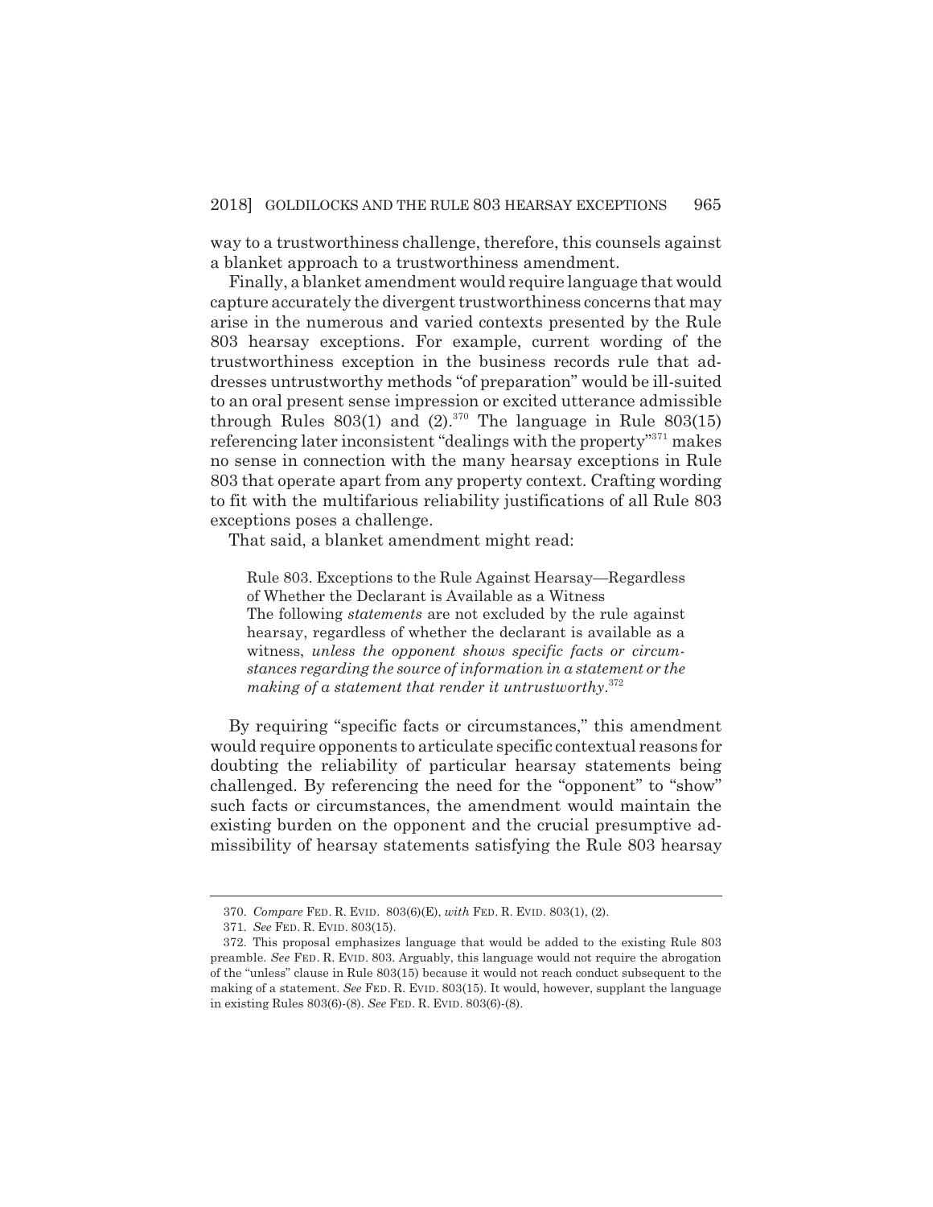way to a trustworthiness challenge, therefore, this counsels against a blanket approach to a trustworthiness amendment.

Finally, a blanket amendment would require language that would capture accurately the divergent trustworthiness concerns that may arise in the numerous and varied contexts presented by the Rule 803 hearsay exceptions. For example, current wording of the trustworthiness exception in the business records rule that addresses untrustworthy methods "of preparation" would be ill-suited to an oral present sense impression or excited utterance admissible through Rules 803(1) and (2).[370] The language in Rule 803(15) referencing later inconsistent "dealings with the property"[371] makes no sense in connection with the many hearsay exceptions in Rule 803 that operate apart from any property context. Crafting wording to fit with the multifarious reliability justifications of all Rule 803 exceptions poses a challenge.

That said, a blanket amendment might read:

> Rule 803. Exceptions to the Rule Against Hearsay—Regardless of Whether the Declarant is Available as a Witness
> The following *statements* are not excluded by the rule against hearsay, regardless of whether the declarant is available as a witness, *unless the opponent shows specific facts or circumstances regarding the source of information in a statement or the making of a statement that render it untrustworthy*.[372]

By requiring "specific facts or circumstances," this amendment would require opponents to articulate specific contextual reasons for doubting the reliability of particular hearsay statements being challenged. By referencing the need for the "opponent" to "show" such facts or circumstances, the amendment would maintain the existing burden on the opponent and the crucial presumptive admissibility of hearsay statements satisfying the Rule 803 hearsay

---

370. *Compare* FED. R. EVID. 803(6)(E), *with* FED. R. EVID. 803(1), (2).

371. *See* FED. R. EVID. 803(15).

372. This proposal emphasizes language that would be added to the existing Rule 803 preamble. *See* FED. R. EVID. 803. Arguably, this language would not require the abrogation of the "unless" clause in Rule 803(15) because it would not reach conduct subsequent to the making of a statement. *See* FED. R. EVID. 803(15). It would, however, supplant the language in existing Rules 803(6)-(8). *See* FED. R. EVID. 803(6)-(8).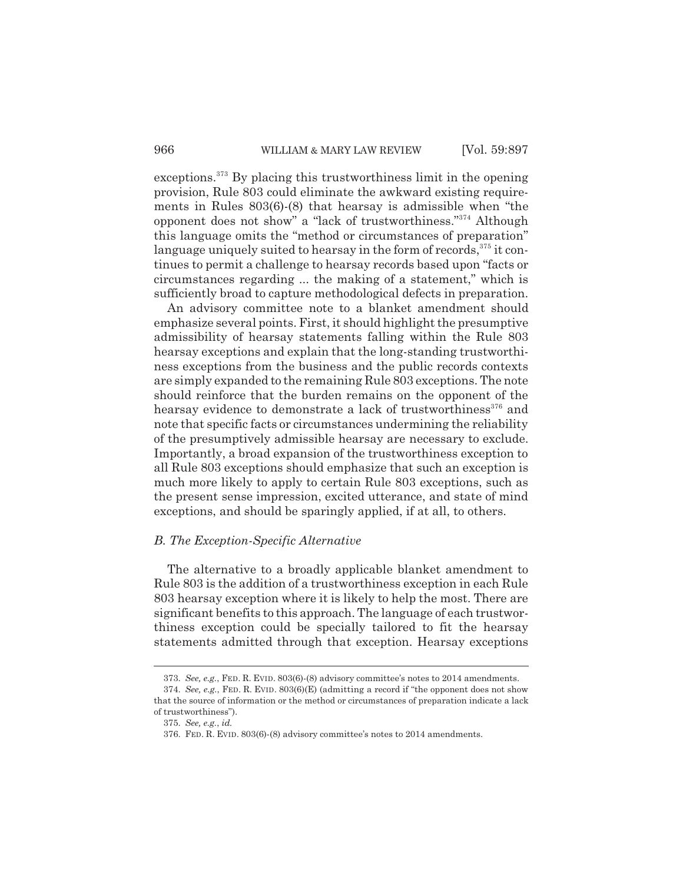exceptions.[373] By placing this trustworthiness limit in the opening provision, Rule 803 could eliminate the awkward existing requirements in Rules 803(6)-(8) that hearsay is admissible when "the opponent does not show" a "lack of trustworthiness."[374] Although this language omits the "method or circumstances of preparation" language uniquely suited to hearsay in the form of records,[375] it continues to permit a challenge to hearsay records based upon "facts or circumstances regarding ... the making of a statement," which is sufficiently broad to capture methodological defects in preparation.

An advisory committee note to a blanket amendment should emphasize several points. First, it should highlight the presumptive admissibility of hearsay statements falling within the Rule 803 hearsay exceptions and explain that the long-standing trustworthiness exceptions from the business and the public records contexts are simply expanded to the remaining Rule 803 exceptions. The note should reinforce that the burden remains on the opponent of the hearsay evidence to demonstrate a lack of trustworthiness[376] and note that specific facts or circumstances undermining the reliability of the presumptively admissible hearsay are necessary to exclude. Importantly, a broad expansion of the trustworthiness exception to all Rule 803 exceptions should emphasize that such an exception is much more likely to apply to certain Rule 803 exceptions, such as the present sense impression, excited utterance, and state of mind exceptions, and should be sparingly applied, if at all, to others.

### *B. The Exception-Specific Alternative*

The alternative to a broadly applicable blanket amendment to Rule 803 is the addition of a trustworthiness exception in each Rule 803 hearsay exception where it is likely to help the most. There are significant benefits to this approach. The language of each trustworthiness exception could be specially tailored to fit the hearsay statements admitted through that exception. Hearsay exceptions

---

373. *See, e.g.*, FED. R. EVID. 803(6)-(8) advisory committee's notes to 2014 amendments.

374. *See, e.g.*, FED. R. EVID. 803(6)(E) (admitting a record if "the opponent does not show that the source of information or the method or circumstances of preparation indicate a lack of trustworthiness").

375. *See, e.g.*, *id.*

376. FED. R. EVID. 803(6)-(8) advisory committee's notes to 2014 amendments.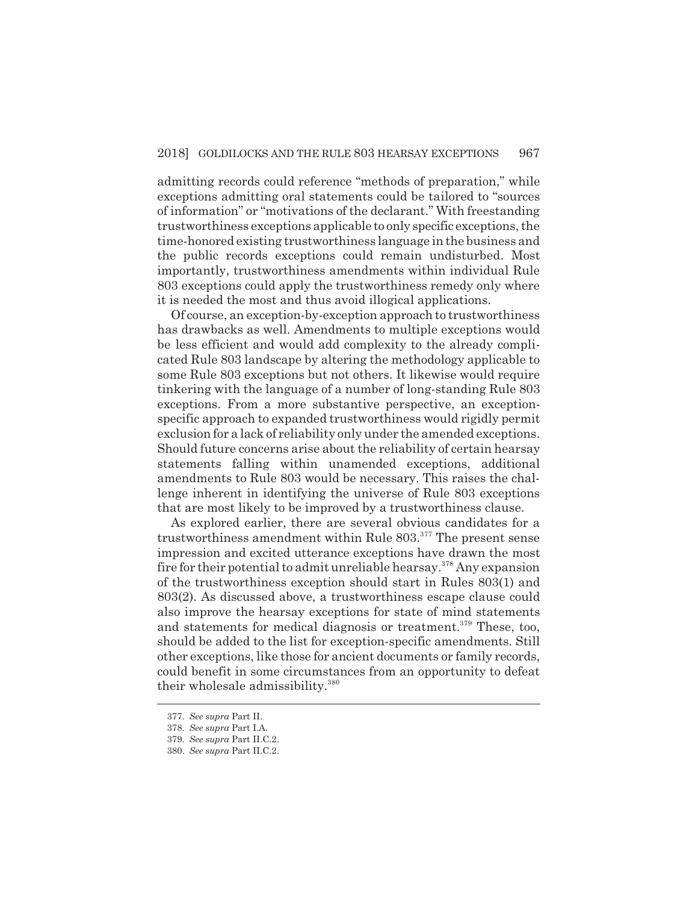admitting records could reference "methods of preparation," while exceptions admitting oral statements could be tailored to "sources of information" or "motivations of the declarant." With freestanding trustworthiness exceptions applicable to only specific exceptions, the time-honored existing trustworthiness language in the business and the public records exceptions could remain undisturbed. Most importantly, trustworthiness amendments within individual Rule 803 exceptions could apply the trustworthiness remedy only where it is needed the most and thus avoid illogical applications.

Of course, an exception-by-exception approach to trustworthiness has drawbacks as well. Amendments to multiple exceptions would be less efficient and would add complexity to the already complicated Rule 803 landscape by altering the methodology applicable to some Rule 803 exceptions but not others. It likewise would require tinkering with the language of a number of long-standing Rule 803 exceptions. From a more substantive perspective, an exception-specific approach to expanded trustworthiness would rigidly permit exclusion for a lack of reliability only under the amended exceptions. Should future concerns arise about the reliability of certain hearsay statements falling within unamended exceptions, additional amendments to Rule 803 would be necessary. This raises the challenge inherent in identifying the universe of Rule 803 exceptions that are most likely to be improved by a trustworthiness clause.

As explored earlier, there are several obvious candidates for a trustworthiness amendment within Rule 803.[377] The present sense impression and excited utterance exceptions have drawn the most fire for their potential to admit unreliable hearsay.[378] Any expansion of the trustworthiness exception should start in Rules 803(1) and 803(2). As discussed above, a trustworthiness escape clause could also improve the hearsay exceptions for state of mind statements and statements for medical diagnosis or treatment.[379] These, too, should be added to the list for exception-specific amendments. Still other exceptions, like those for ancient documents or family records, could benefit in some circumstances from an opportunity to defeat their wholesale admissibility.[380]

377. *See supra* Part II.

378. *See supra* Part I.A.

379. *See supra* Part II.C.2.

380. *See supra* Part II.C.2.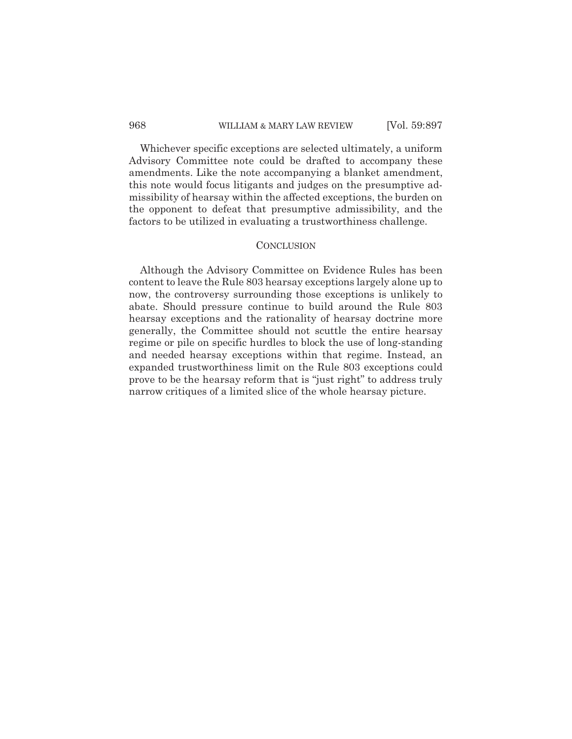Whichever specific exceptions are selected ultimately, a uniform Advisory Committee note could be drafted to accompany these amendments. Like the note accompanying a blanket amendment, this note would focus litigants and judges on the presumptive admissibility of hearsay within the affected exceptions, the burden on the opponent to defeat that presumptive admissibility, and the factors to be utilized in evaluating a trustworthiness challenge.

## CONCLUSION

Although the Advisory Committee on Evidence Rules has been content to leave the Rule 803 hearsay exceptions largely alone up to now, the controversy surrounding those exceptions is unlikely to abate. Should pressure continue to build around the Rule 803 hearsay exceptions and the rationality of hearsay doctrine more generally, the Committee should not scuttle the entire hearsay regime or pile on specific hurdles to block the use of long-standing and needed hearsay exceptions within that regime. Instead, an expanded trustworthiness limit on the Rule 803 exceptions could prove to be the hearsay reform that is "just right" to address truly narrow critiques of a limited slice of the whole hearsay picture.